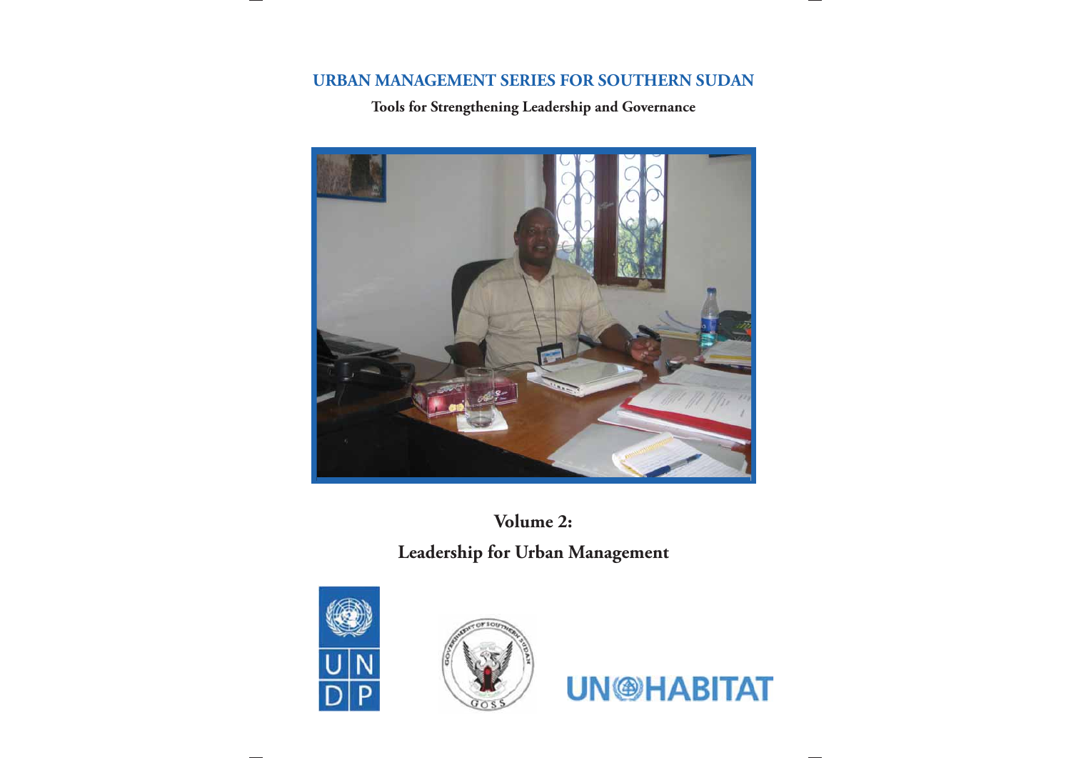# URBAN MANAGEMENT SERIES FOR SOUTHERN SUDAN

**Tools for Strengthening Leadership and Governance**

## Volume 2:

## Leadership for Urban Management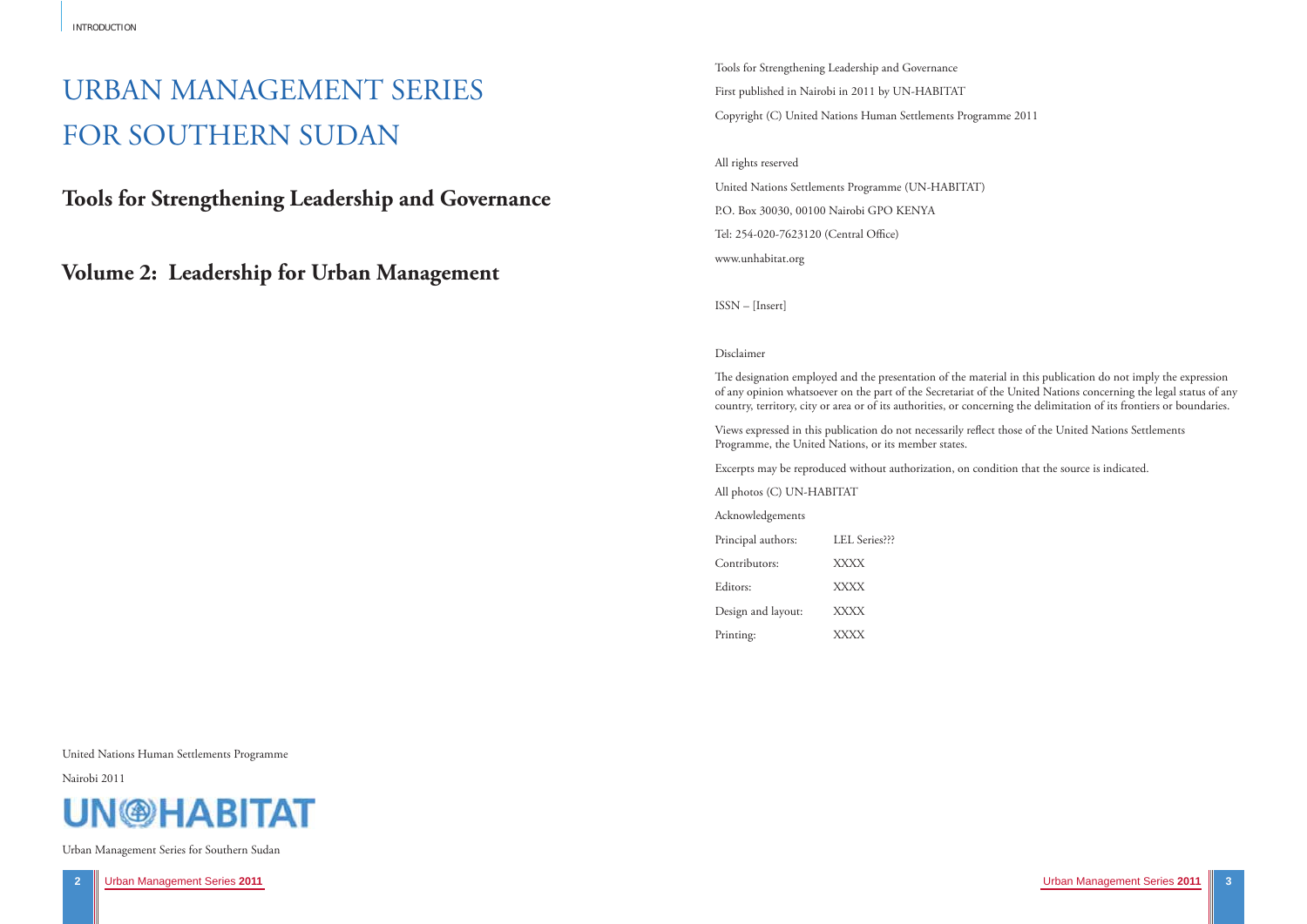# URBAN MANAGEMENT SERIES FOR SOUTHERN SUDAN

## Tools for Strengthening Leadership and Governance

## Volume 2: Leadership for Urban Management

United Nations Human Settlements Programme

Nairobi 2011

UN-HABITAT

Urban Management Series for Southern Sudan

Tools for Strengthening Leadership and Governance

First published in Nairobi in 2011 by UN-HABITAT

Copyright (C) United Nations Human Settlements Programme 2011

All rights reserved

United Nations Settlements Programme (UN-HABITAT)

P.O. Box 30030, 00100 Nairobi GPO KENYA

Tel: 254-020-7623120 (Central Office)

www.unhabitat.org

ISSN – [Insert]

Disclaimer

The designation employed and the presentation of the material in this publication do not imply the expression of any opinion whatsoever on the part of the Secretariat of the United Nations concerning the legal status of any country, territory, city or area or of its authorities, or concerning the delimitation of its frontiers or boundaries.

Views expressed in this publication do not necessarily reflect those of the United Nations Settlements Programme, the United Nations, or its member states.

Excerpts may be reproduced without authorization, on condition that the source is indicated.

All photos (C) UN-HABITAT

Acknowledgements

| | |
|---|---|
| Principal authors: | LEL Series??? |
| Contributors: | XXXX |
| Editors: | XXXX |
| Design and layout: | XXXX |
| Printing: | XXXX |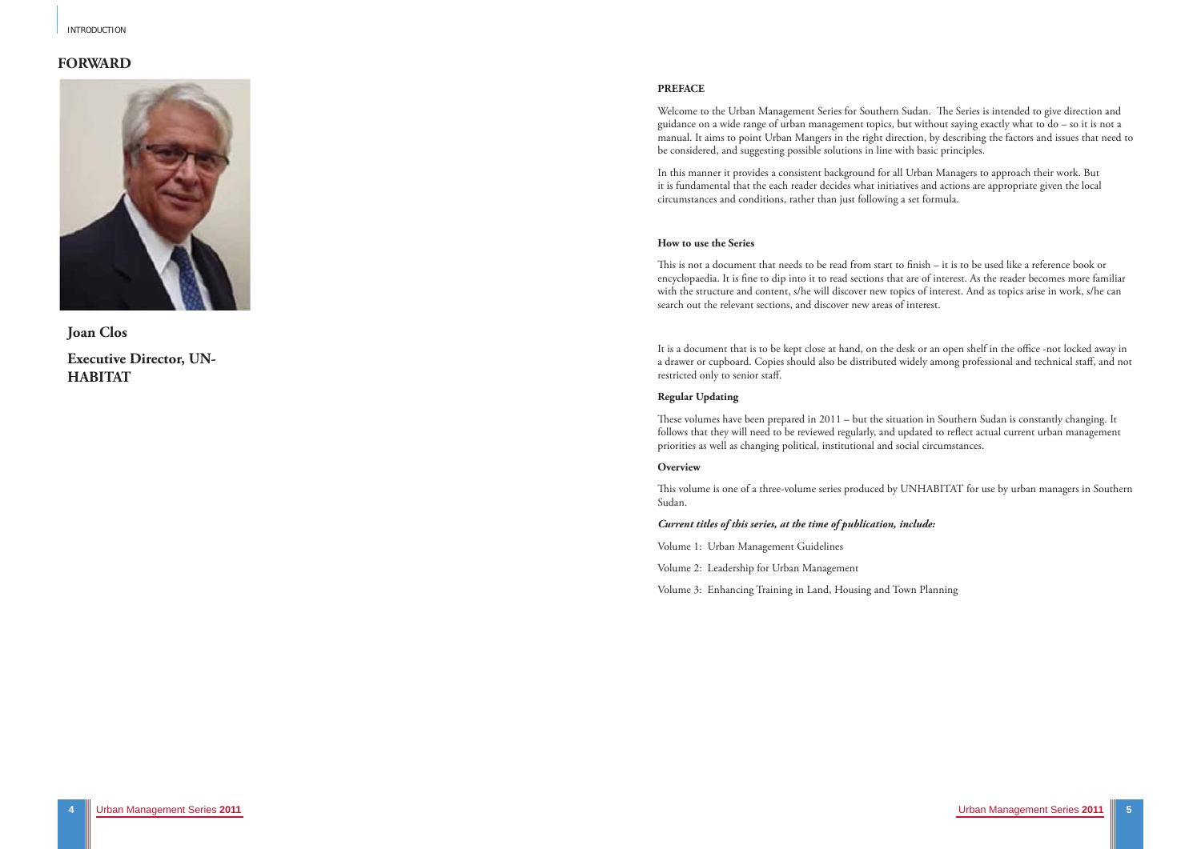## FORWARD

**Joan Clos**

**Executive Director, UN-HABITAT**

**PREFACE**

Welcome to the Urban Management Series for Southern Sudan. The Series is intended to give direction and guidance on a wide range of urban management topics, but without saying exactly what to do – so it is not a manual. It aims to point Urban Mangers in the right direction, by describing the factors and issues that need to be considered, and suggesting possible solutions in line with basic principles.

In this manner it provides a consistent background for all Urban Managers to approach their work. But it is fundamental that the each reader decides what initiatives and actions are appropriate given the local circumstances and conditions, rather than just following a set formula.

**How to use the Series**

This is not a document that needs to be read from start to finish – it is to be used like a reference book or encyclopaedia. It is fine to dip into it to read sections that are of interest. As the reader becomes more familiar with the structure and content, s/he will discover new topics of interest. And as topics arise in work, s/he can search out the relevant sections, and discover new areas of interest.

It is a document that is to be kept close at hand, on the desk or an open shelf in the office -not locked away in a drawer or cupboard. Copies should also be distributed widely among professional and technical staff, and not restricted only to senior staff.

**Regular Updating**

These volumes have been prepared in 2011 – but the situation in Southern Sudan is constantly changing. It follows that they will need to be reviewed regularly, and updated to reflect actual current urban management priorities as well as changing political, institutional and social circumstances.

**Overview**

This volume is one of a three-volume series produced by UNHABITAT for use by urban managers in Southern Sudan.

***Current titles of this series, at the time of publication, include:***

Volume 1: Urban Management Guidelines

Volume 2: Leadership for Urban Management

Volume 3: Enhancing Training in Land, Housing and Town Planning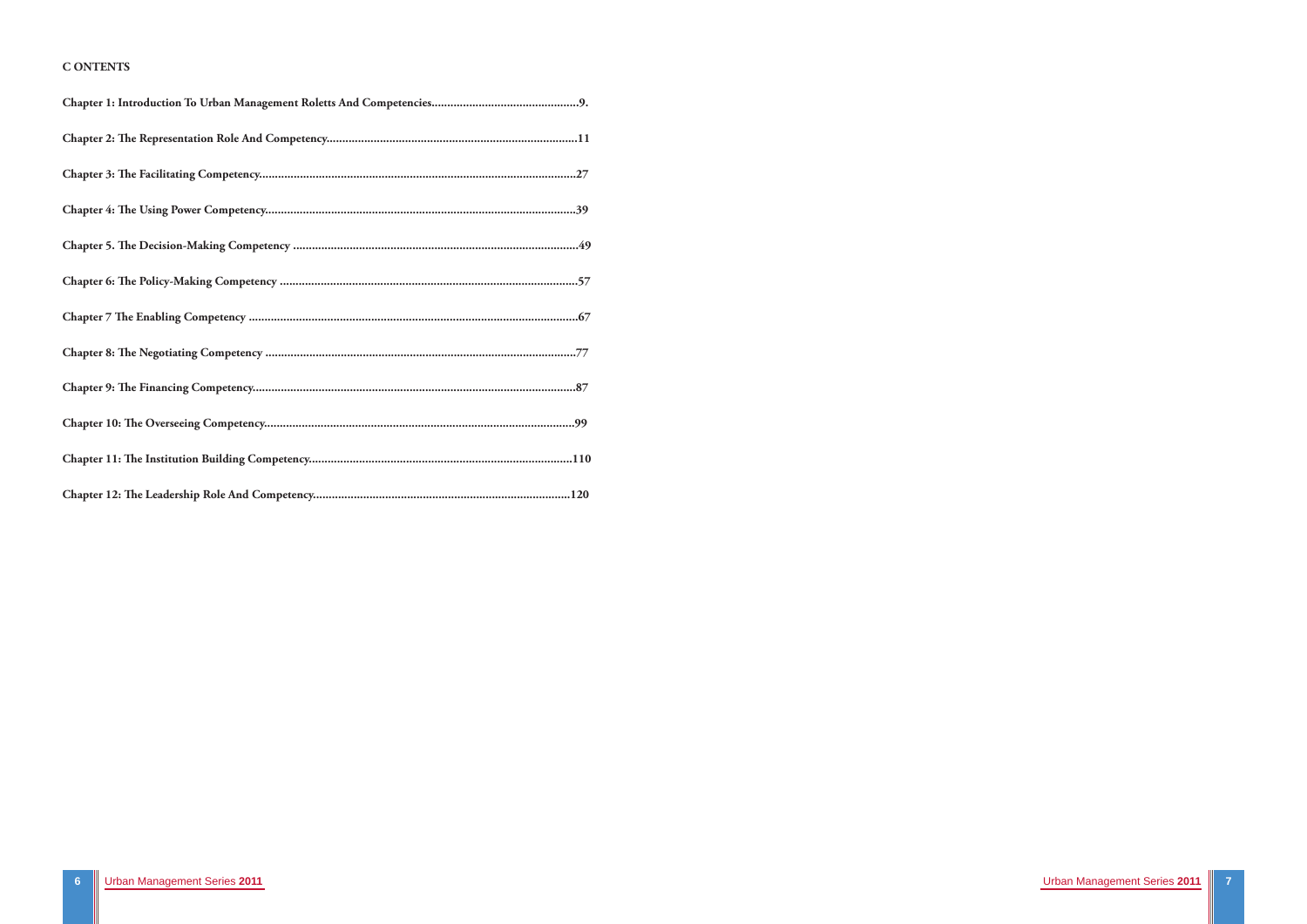## C ONTENTS

Chapter 1: Introduction To Urban Management Roletts And Competencies..............................................9.

Chapter 2: The Representation Role And Competency...............................................................................11

Chapter 3: The Facilitating Competency....................................................................................................27

Chapter 4: The Using Power Competency..................................................................................................39

Chapter 5. The Decision-Making Competency ..........................................................................................49

Chapter 6: The Policy-Making Competency ..............................................................................................57

Chapter 7 The Enabling Competency .........................................................................................................67

Chapter 8: The Negotiating Competency ..................................................................................................77

Chapter 9: The Financing Competency......................................................................................................87

Chapter 10: The Overseeing Competency..................................................................................................99

Chapter 11: The Institution Building Competency....................................................................................110

Chapter 12: The Leadership Role And Competency.................................................................................120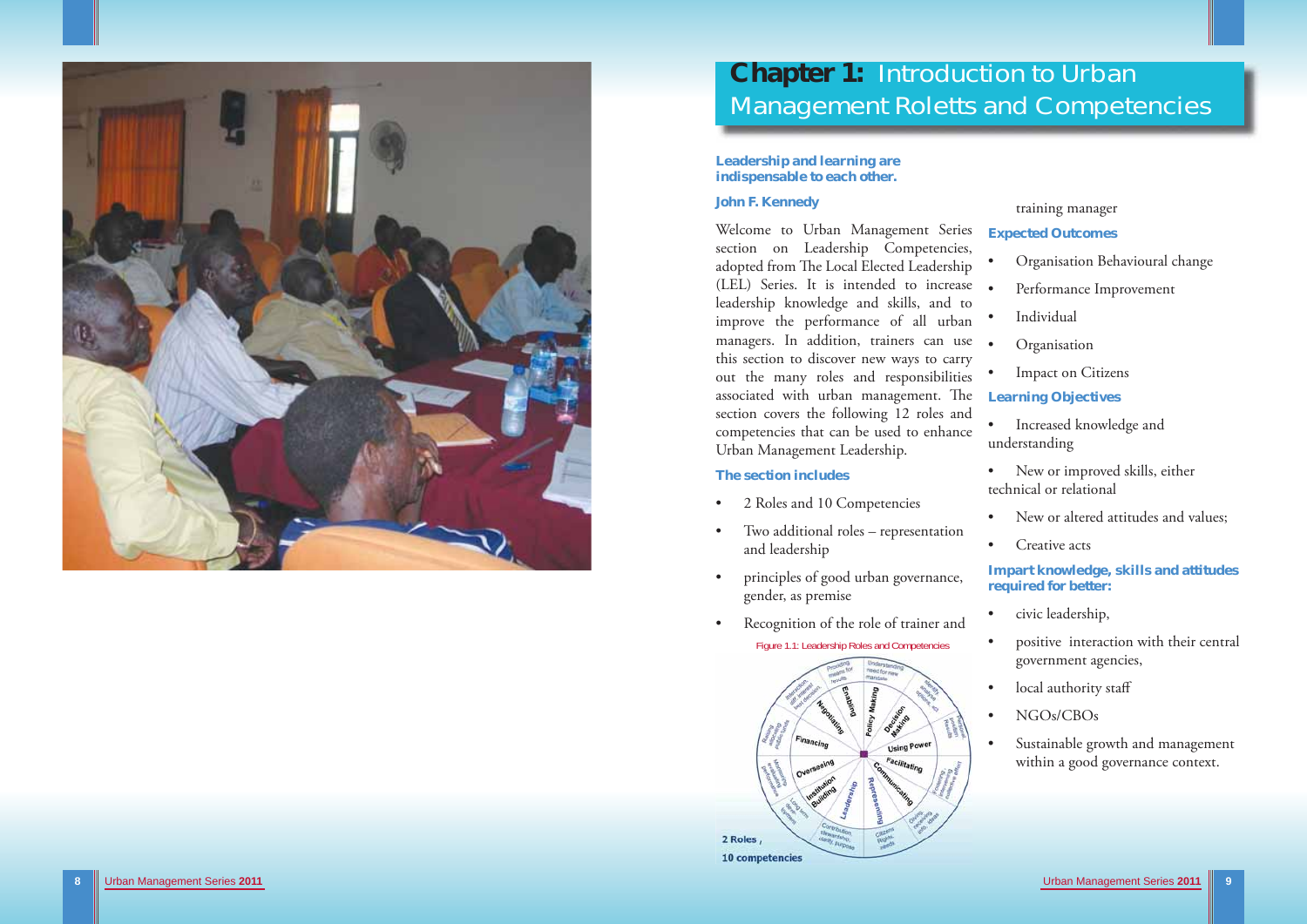# Chapter 1: Introduction to Urban Management Roletts and Competencies

**Leadership and learning are indispensable to each other.**

**John F. Kennedy**

Welcome to Urban Management Series section on Leadership Competencies, adopted from The Local Elected Leadership (LEL) Series. It is intended to increase leadership knowledge and skills, and to improve the performance of all urban managers. In addition, trainers can use this section to discover new ways to carry out the many roles and responsibilities associated with urban management. The section covers the following 12 roles and competencies that can be used to enhance Urban Management Leadership.

### The section includes

- 2 Roles and 10 Competencies
- Two additional roles – representation and leadership
- principles of good urban governance, gender, as premise
- Recognition of the role of trainer and training manager

Figure 1.1: Leadership Roles and Competencies

### Expected Outcomes

- Organisation Behavioural change
- Performance Improvement
- Individual
- Organisation
- Impact on Citizens

### Learning Objectives

- Increased knowledge and understanding
- New or improved skills, either technical or relational
- New or altered attitudes and values;
- Creative acts

### Impart knowledge, skills and attitudes required for better:

- civic leadership,
- positive interaction with their central government agencies,
- local authority staff
- NGOs/CBOs
- Sustainable growth and management within a good governance context.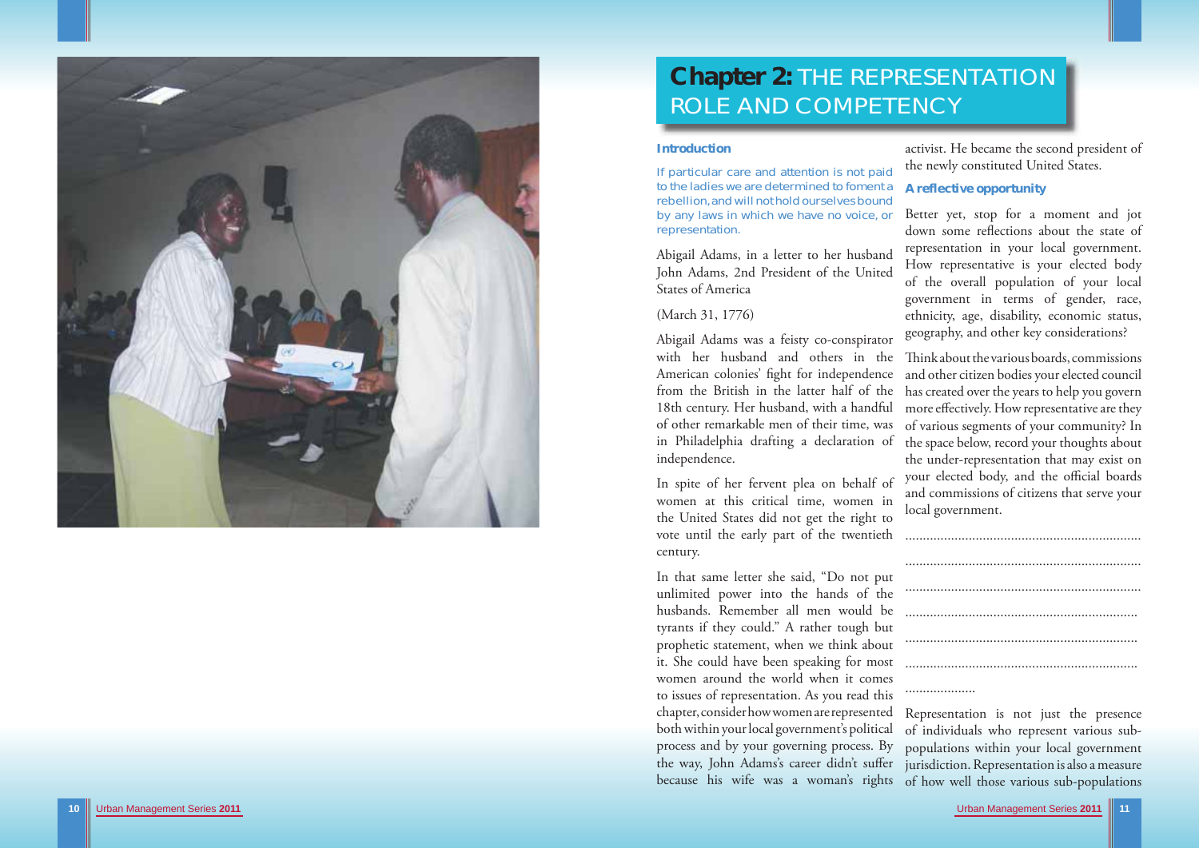# Chapter 2: THE REPRESENTATION ROLE AND COMPETENCY

### Introduction

If particular care and attention is not paid to the ladies we are determined to foment a rebellion, and will not hold ourselves bound by any laws in which we have no voice, or representation.

Abigail Adams, in a letter to her husband John Adams, 2nd President of the United States of America

(March 31, 1776)

Abigail Adams was a feisty co-conspirator with her husband and others in the American colonies' fight for independence from the British in the latter half of the 18th century. Her husband, with a handful of other remarkable men of their time, was in Philadelphia drafting a declaration of independence.

In spite of her fervent plea on behalf of women at this critical time, women in the United States did not get the right to vote until the early part of the twentieth century.

In that same letter she said, "Do not put unlimited power into the hands of the husbands. Remember all men would be tyrants if they could." A rather tough but prophetic statement, when we think about it. She could have been speaking for most women around the world when it comes to issues of representation. As you read this chapter, consider how women are represented both within your local government's political process and by your governing process. By the way, John Adams's career didn't suffer because his wife was a woman's rights activist. He became the second president of the newly constituted United States.

### A reflective opportunity

Better yet, stop for a moment and jot down some reflections about the state of representation in your local government. How representative is your elected body of the overall population of your local government in terms of gender, race, ethnicity, age, disability, economic status, geography, and other key considerations?

Think about the various boards, commissions and other citizen bodies your elected council has created over the years to help you govern more effectively. How representative are they of various segments of your community? In the space below, record your thoughts about the under-representation that may exist on your elected body, and the official boards and commissions of citizens that serve your local government.

..................................................................

..................................................................

..................................................................

..................................................................

..................................................................

..................................................................

....................

Representation is not just the presence of individuals who represent various sub-populations within your local government jurisdiction. Representation is also a measure of how well those various sub-populations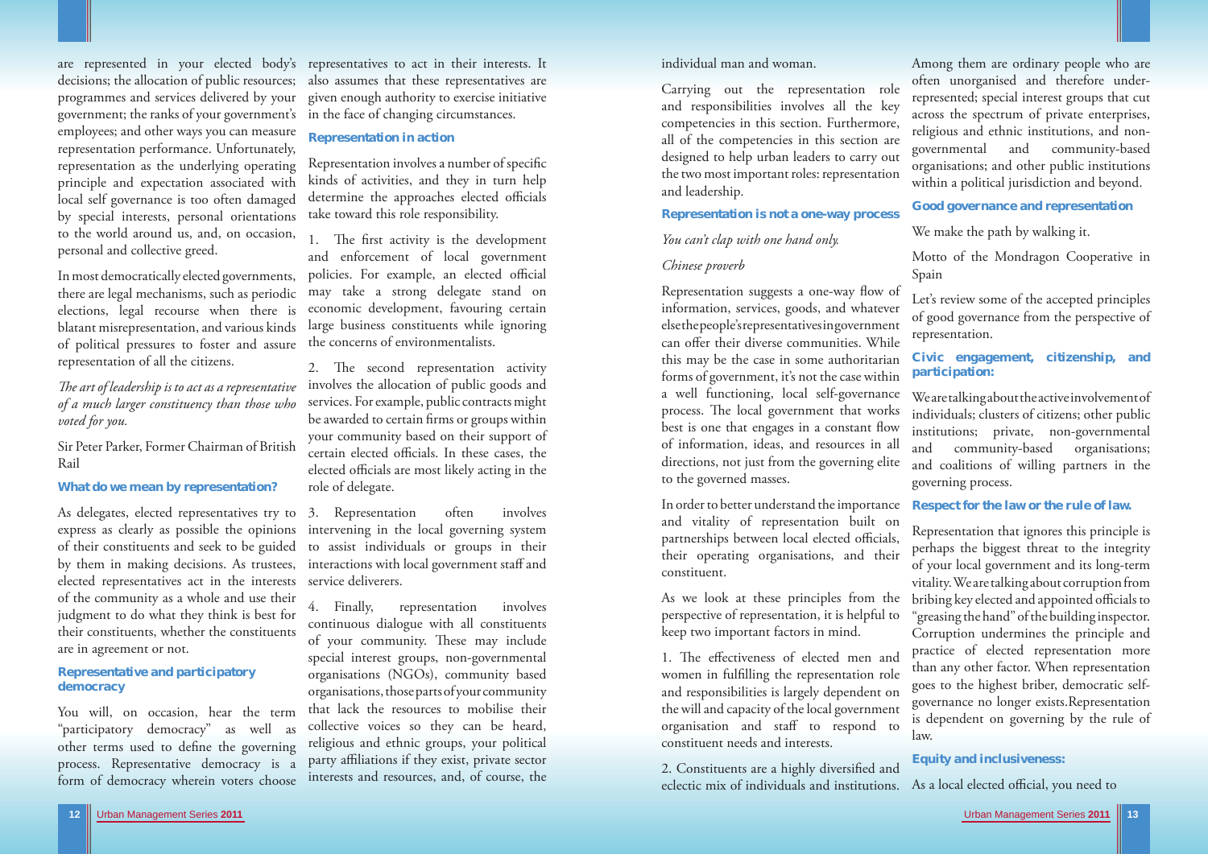are represented in your elected body's decisions; the allocation of public resources; programmes and services delivered by your government; the ranks of your government's employees; and other ways you can measure representation performance. Unfortunately, representation as the underlying operating principle and expectation associated with local self governance is too often damaged by special interests, personal orientations to the world around us, and, on occasion, personal and collective greed.

In most democratically elected governments, there are legal mechanisms, such as periodic elections, legal recourse when there is blatant misrepresentation, and various kinds of political pressures to foster and assure representation of all the citizens.

*The art of leadership is to act as a representative of a much larger constituency than those who voted for you.*

Sir Peter Parker, Former Chairman of British Rail

### What do we mean by representation?

As delegates, elected representatives try to express as clearly as possible the opinions of their constituents and seek to be guided by them in making decisions. As trustees, elected representatives act in the interests of the community as a whole and use their judgment to do what they think is best for their constituents, whether the constituents are in agreement or not.

### Representative and participatory democracy

You will, on occasion, hear the term "participatory democracy" as well as other terms used to define the governing process. Representative democracy is a form of democracy wherein voters choose representatives to act in their interests. It also assumes that these representatives are given enough authority to exercise initiative in the face of changing circumstances.

### Representation in action

Representation involves a number of specific kinds of activities, and they in turn help determine the approaches elected officials take toward this role responsibility.

1. The first activity is the development and enforcement of local government policies. For example, an elected official may take a strong delegate stand on economic development, favouring certain large business constituents while ignoring the concerns of environmentalists.

2. The second representation activity involves the allocation of public goods and services. For example, public contracts might be awarded to certain firms or groups within your community based on their support of certain elected officials. In these cases, the elected officials are most likely acting in the role of delegate.

3. Representation often involves intervening in the local governing system to assist individuals or groups in their interactions with local government staff and service deliverers.

4. Finally, representation involves continuous dialogue with all constituents of your community. These may include special interest groups, non-governmental organisations (NGOs), community based organisations, those parts of your community that lack the resources to mobilise their collective voices so they can be heard, religious and ethnic groups, your political party affiliations if they exist, private sector interests and resources, and, of course, the individual man and woman.

Carrying out the representation role and responsibilities involves all the key competencies in this section. Furthermore, all of the competencies in this section are designed to help urban leaders to carry out the two most important roles: representation and leadership.

### Representation is not a one-way process

*You can't clap with one hand only.*

*Chinese proverb*

Representation suggests a one-way flow of information, services, goods, and whatever else the people's representatives in government can offer their diverse communities. While this may be the case in some authoritarian forms of government, it's not the case within a well functioning, local self-governance process. The local government that works best is one that engages in a constant flow of information, ideas, and resources in all directions, not just from the governing elite to the governed masses.

In order to better understand the importance and vitality of representation built on partnerships between local elected officials, their operating organisations, and their constituent.

As we look at these principles from the perspective of representation, it is helpful to keep two important factors in mind.

1. The effectiveness of elected men and women in fulfilling the representation role and responsibilities is largely dependent on the will and capacity of the local government organisation and staff to respond to constituent needs and interests.

2. Constituents are a highly diversified and eclectic mix of individuals and institutions. Among them are ordinary people who are often unorganised and therefore under-represented; special interest groups that cut across the spectrum of private enterprises, religious and ethnic institutions, and non-governmental and community-based organisations; and other public institutions within a political jurisdiction and beyond.

### Good governance and representation

We make the path by walking it.

Motto of the Mondragon Cooperative in Spain

Let's review some of the accepted principles of good governance from the perspective of representation.

#### Civic engagement, citizenship, and participation:

We are talking about the active involvement of individuals; clusters of citizens; other public institutions; private, non-governmental and community-based organisations; and coalitions of willing partners in the governing process.

#### Respect for the law or the rule of law.

Representation that ignores this principle is perhaps the biggest threat to the integrity of your local government and its long-term vitality. We are talking about corruption from bribing key elected and appointed officials to "greasing the hand" of the building inspector. Corruption undermines the principle and practice of elected representation more than any other factor. When representation goes to the highest briber, democratic self-governance no longer exists. Representation is dependent on governing by the rule of law.

#### Equity and inclusiveness:

As a local elected official, you need to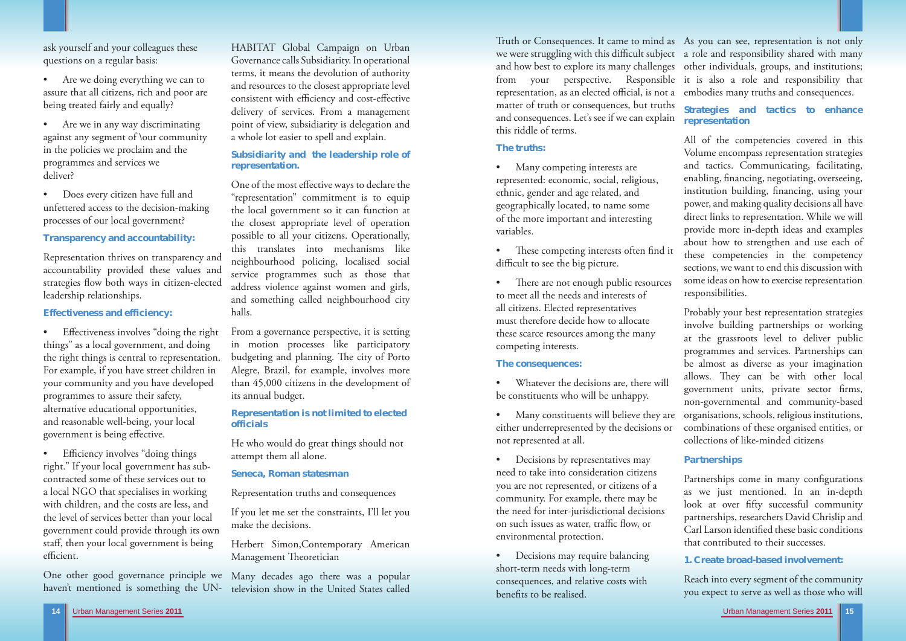ask yourself and your colleagues these questions on a regular basis:

- Are we doing everything we can to assure that all citizens, rich and poor are being treated fairly and equally?
- Are we in any way discriminating against any segment of \our community in the policies we proclaim and the programmes and services we deliver?
- Does every citizen have full and unfettered access to the decision-making processes of our local government?

### Transparency and accountability:

Representation thrives on transparency and accountability provided these values and strategies flow both ways in citizen-elected leadership relationships.

### Effectiveness and efficiency:

- Effectiveness involves "doing the right things" as a local government, and doing the right things is central to representation. For example, if you have street children in your community and you have developed programmes to assure their safety, alternative educational opportunities, and reasonable well-being, your local government is being effective.
- Efficiency involves "doing things right." If your local government has sub-contracted some of these services out to a local NGO that specialises in working with children, and the costs are less, and the level of services better than your local government could provide through its own staff, then your local government is being efficient.

One other good governance principle we haven't mentioned is something the UN-HABITAT Global Campaign on Urban Governance calls Subsidiarity. In operational terms, it means the devolution of authority and resources to the closest appropriate level consistent with efficiency and cost-effective delivery of services. From a management point of view, subsidiarity is delegation and a whole lot easier to spell and explain.

### Subsidiarity and the leadership role of representation.

One of the most effective ways to declare the "representation" commitment is to equip the local government so it can function at the closest appropriate level of operation possible to all your citizens. Operationally, this translates into mechanisms like neighbourhood policing, localised social service programmes such as those that address violence against women and girls, and something called neighbourhood city halls.

From a governance perspective, it is setting in motion processes like participatory budgeting and planning. The city of Porto Alegre, Brazil, for example, involves more than 45,000 citizens in the development of its annual budget.

### Representation is not limited to elected officials

He who would do great things should not attempt them all alone.

**Seneca, Roman statesman**

Representation truths and consequences

If you let me set the constraints, I'll let you make the decisions.

Herbert Simon,Contemporary American Management Theoretician

Many decades ago there was a popular television show in the United States called Truth or Consequences. It came to mind as we were struggling with this difficult subject and how best to explore its many challenges from your perspective. Responsible representation, as an elected official, is not a matter of truth or consequences, but truths and consequences. Let's see if we can explain this riddle of terms.

### The truths:

- Many competing interests are represented: economic, social, religious, ethnic, gender and age related, and geographically located, to name some of the more important and interesting variables.
- These competing interests often find it difficult to see the big picture.
- There are not enough public resources to meet all the needs and interests of all citizens. Elected representatives must therefore decide how to allocate these scarce resources among the many competing interests.

### The consequences:

- Whatever the decisions are, there will be constituents who will be unhappy.
- Many constituents will believe they are either underrepresented by the decisions or not represented at all.
- Decisions by representatives may need to take into consideration citizens you are not represented, or citizens of a community. For example, there may be the need for inter-jurisdictional decisions on such issues as water, traffic flow, or environmental protection.
- Decisions may require balancing short-term needs with long-term consequences, and relative costs with benefits to be realised.

As you can see, representation is not only a role and responsibility shared with many other individuals, groups, and institutions; it is also a role and responsibility that embodies many truths and consequences.

### Strategies and tactics to enhance representation

All of the competencies covered in this Volume encompass representation strategies and tactics. Communicating, facilitating, enabling, financing, negotiating, overseeing, institution building, financing, using your power, and making quality decisions all have direct links to representation. While we will provide more in-depth ideas and examples about how to strengthen and use each of these competencies in the competency sections, we want to end this discussion with some ideas on how to exercise representation responsibilities.

Probably your best representation strategies involve building partnerships or working at the grassroots level to deliver public programmes and services. Partnerships can be almost as diverse as your imagination allows. They can be with other local government units, private sector firms, non-governmental and community-based organisations, schools, religious institutions, combinations of these organised entities, or collections of like-minded citizens

### Partnerships

Partnerships come in many configurations as we just mentioned. In an in-depth look at over fifty successful community partnerships, researchers David Chrislip and Carl Larson identified these basic conditions that contributed to their successes.

#### 1. Create broad-based involvement:

Reach into every segment of the community you expect to serve as well as those who will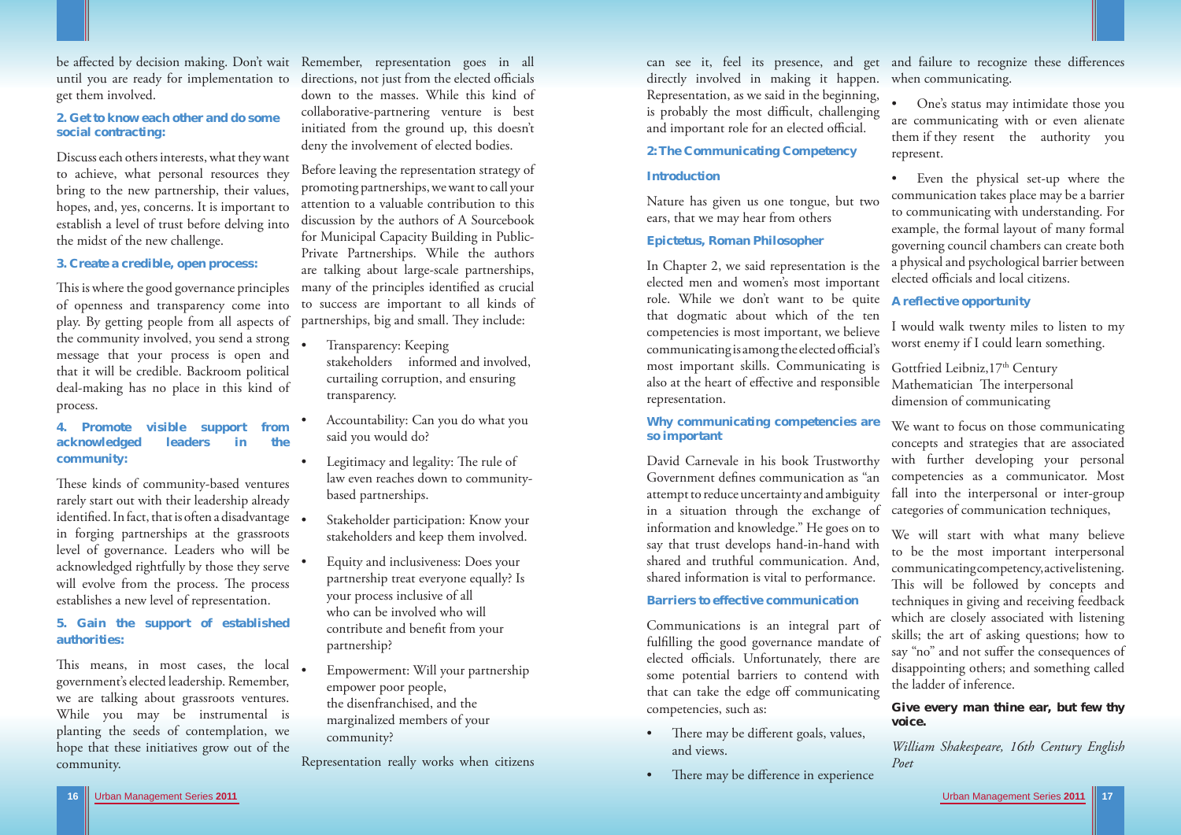be affected by decision making. Don't wait until you are ready for implementation to get them involved.

### 2. Get to know each other and do some social contracting:

Discuss each others interests, what they want to achieve, what personal resources they bring to the new partnership, their values, hopes, and, yes, concerns. It is important to establish a level of trust before delving into the midst of the new challenge.

### 3. Create a credible, open process:

This is where the good governance principles of openness and transparency come into play. By getting people from all aspects of the community involved, you send a strong message that your process is open and that it will be credible. Backroom political deal-making has no place in this kind of process.

### 4. Promote visible support from acknowledged leaders in the community:

These kinds of community-based ventures rarely start out with their leadership already identified. In fact, that is often a disadvantage in forging partnerships at the grassroots level of governance. Leaders who will be acknowledged rightfully by those they serve will evolve from the process. The process establishes a new level of representation.

### 5. Gain the support of established authorities:

This means, in most cases, the local government's elected leadership. Remember, we are talking about grassroots ventures. While you may be instrumental is planting the seeds of contemplation, we hope that these initiatives grow out of the community.

Remember, representation goes in all directions, not just from the elected officials down to the masses. While this kind of collaborative-partnering venture is best initiated from the ground up, this doesn't deny the involvement of elected bodies.

Before leaving the representation strategy of promoting partnerships, we want to call your attention to a valuable contribution to this discussion by the authors of A Sourcebook for Municipal Capacity Building in Public-Private Partnerships. While the authors are talking about large-scale partnerships, many of the principles identified as crucial to success are important to all kinds of partnerships, big and small. They include:

- Transparency: Keeping stakeholders informed and involved, curtailing corruption, and ensuring transparency.
- Accountability: Can you do what you said you would do?
- Legitimacy and legality: The rule of law even reaches down to community-based partnerships.
- Stakeholder participation: Know your stakeholders and keep them involved.
- Equity and inclusiveness: Does your partnership treat everyone equally? Is your process inclusive of all who can be involved who will contribute and benefit from your partnership?
- Empowerment: Will your partnership empower poor people, the disenfranchised, and the marginalized members of your community?

Representation really works when citizens can see it, feel its presence, and get directly involved in making it happen. Representation, as we said in the beginning, is probably the most difficult, challenging and important role for an elected official.

## 2: The Communicating Competency

### Introduction

Nature has given us one tongue, but two ears, that we may hear from others

**Epictetus, Roman Philosopher**

In Chapter 2, we said representation is the elected men and women's most important role. While we don't want to be quite that dogmatic about which of the ten competencies is most important, we believe communicating is among the elected official's most important skills. Communicating is also at the heart of effective and responsible representation.

### Why communicating competencies are so important

David Carnevale in his book Trustworthy Government defines communication as "an attempt to reduce uncertainty and ambiguity in a situation through the exchange of information and knowledge." He goes on to say that trust develops hand-in-hand with shared and truthful communication. And, shared information is vital to performance.

### Barriers to effective communication

Communications is an integral part of fulfilling the good governance mandate of elected officials. Unfortunately, there are some potential barriers to contend with that can take the edge off communicating competencies, such as:

- There may be different goals, values, and views.
- There may be difference in experience and failure to recognize these differences when communicating.
- One's status may intimidate those you are communicating with or even alienate them if they resent the authority you represent.
- Even the physical set-up where the communication takes place may be a barrier to communicating with understanding. For example, the formal layout of many formal governing council chambers can create both a physical and psychological barrier between elected officials and local citizens.

### A reflective opportunity

I would walk twenty miles to listen to my worst enemy if I could learn something.

Gottfried Leibniz, 17th Century Mathematician The interpersonal dimension of communicating

We want to focus on those communicating concepts and strategies that are associated with further developing your personal competencies as a communicator. Most fall into the interpersonal or inter-group categories of communication techniques,

We will start with what many believe to be the most important interpersonal communicating competency, active listening. This will be followed by concepts and techniques in giving and receiving feedback which are closely associated with listening skills; the art of asking questions; how to say "no" and not suffer the consequences of disappointing others; and something called the ladder of inference.

**Give every man thine ear, but few thy voice.**

*William Shakespeare, 16th Century English Poet*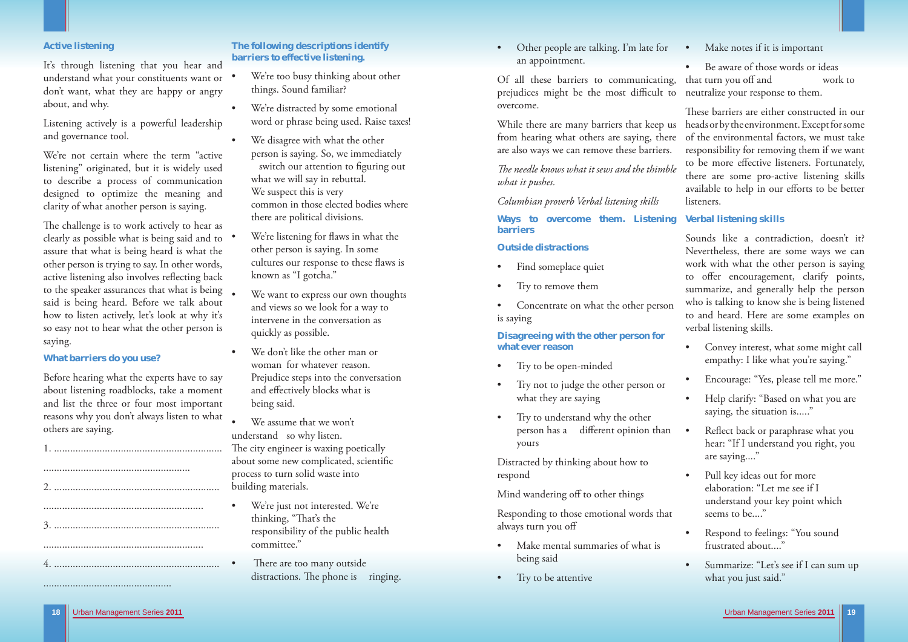### Active listening

It's through listening that you hear and understand what your constituents want or don't want, what they are happy or angry about, and why.

Listening actively is a powerful leadership and governance tool.

We're not certain where the term "active listening" originated, but it is widely used to describe a process of communication designed to optimize the meaning and clarity of what another person is saying.

The challenge is to work actively to hear as clearly as possible what is being said and to assure that what is being heard is what the other person is trying to say. In other words, active listening also involves reflecting back to the speaker assurances that what is being said is being heard. Before we talk about how to listen actively, let's look at why it's so easy not to hear what the other person is saying.

### What barriers do you use?

Before hearing what the experts have to say about listening roadblocks, take a moment and list the three or four most important reasons why you don't always listen to what others are saying.

1. ..............................................................

......................................................

2. ............................................................

...........................................................

3. ............................................................

...........................................................

4. ............................................................

...............................................

### The following descriptions identify barriers to effective listening.

- We're too busy thinking about other things. Sound familiar?
- We're distracted by some emotional word or phrase being used. Raise taxes!
- We disagree with what the other person is saying. So, we immediately switch our attention to figuring out what we will say in rebuttal. We suspect this is very common in those elected bodies where there are political divisions.
- We're listening for flaws in what the other person is saying. In some cultures our response to these flaws is known as "I gotcha."
- We want to express our own thoughts and views so we look for a way to intervene in the conversation as quickly as possible.
- We don't like the other man or woman for whatever reason. Prejudice steps into the conversation and effectively blocks what is being said.
- We assume that we won't understand so why listen. The city engineer is waxing poetically about some new complicated, scientific process to turn solid waste into building materials.
- We're just not interested. We're thinking, "That's the responsibility of the public health committee."
- There are too many outside distractions. The phone is ringing. Other people are talking. I'm late for an appointment.

Of all these barriers to communicating, prejudices might be the most difficult to overcome.

While there are many barriers that keep us from hearing what others are saying, there are also ways we can remove these barriers.

*The needle knows what it sews and the thimble what it pushes.*

*Columbian proverb Verbal listening skills*

### Ways to overcome them. Listening barriers

### Outside distractions

- Find someplace quiet
- Try to remove them
- Concentrate on what the other person is saying

### Disagreeing with the other person for what ever reason

- Try to be open-minded
- Try not to judge the other person or what they are saying
- Try to understand why the other person has a different opinion than yours

Distracted by thinking about how to respond

Mind wandering off to other things

Responding to those emotional words that always turn you off

- Make mental summaries of what is being said
- Try to be attentive
- Make notes if it is important
- Be aware of those words or ideas that turn you off and work to neutralize your response to them.

These barriers are either constructed in our heads or by the environment. Except for some of the environmental factors, we must take responsibility for removing them if we want to be more effective listeners. Fortunately, there are some pro-active listening skills available to help in our efforts to be better listeners.

### Verbal listening skills

Sounds like a contradiction, doesn't it? Nevertheless, there are some ways we can work with what the other person is saying to offer encouragement, clarify points, summarize, and generally help the person who is talking to know she is being listened to and heard. Here are some examples on verbal listening skills.

- Convey interest, what some might call empathy: I like what you're saying."
- Encourage: "Yes, please tell me more."
- Help clarify: "Based on what you are saying, the situation is....."
- Reflect back or paraphrase what you hear: "If I understand you right, you are saying...."
- Pull key ideas out for more elaboration: "Let me see if I understand your key point which seems to be...."
- Respond to feelings: "You sound frustrated about...."
- Summarize: "Let's see if I can sum up what you just said."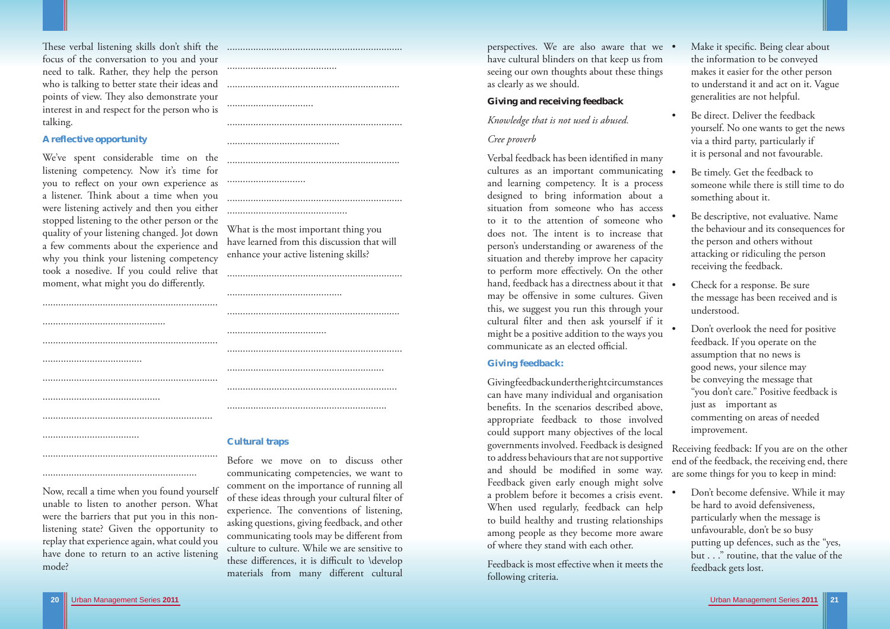These verbal listening skills don't shift the focus of the conversation to you and your need to talk. Rather, they help the person who is talking to better state their ideas and points of view. They also demonstrate your interest in and respect for the person who is talking.

### A reflective opportunity

We've spent considerable time on the listening competency. Now it's time for you to reflect on your own experience as a listener. Think about a time when you were listening actively and then you either stopped listening to the other person or the quality of your listening changed. Jot down a few comments about the experience and why you think your listening competency took a nosedive. If you could relive that moment, what might you do differently.

...................................................................

...............................................

...................................................................

......................................

...................................................................

.............................................

.................................................................

.....................................

...................................................................

..........................................................

Now, recall a time when you found yourself unable to listen to another person. What were the barriers that put you in this non-listening state? Given the opportunity to replay that experience again, what could you have done to return to an active listening mode?

...................................................................

..........................................

.................................................................

.................................

...................................................................

...........................................

.................................................................

..............................

...................................................................

.............................................

What is the most important thing you have learned from this discussion that will enhance your active listening skills?

...................................................................

...........................................

.................................................................

......................................

...................................................................

...........................................................

.................................................................

............................................................

### Cultural traps

Before we move on to discuss other communicating competencies, we want to comment on the importance of running all of these ideas through your cultural filter of experience. The conventions of listening, asking questions, giving feedback, and other communicating tools may be different from culture to culture. While we are sensitive to these differences, it is difficult to \develop materials from many different cultural perspectives. We are also aware that we have cultural blinders on that keep us from seeing our own thoughts about these things as clearly as we should.

### Giving and receiving feedback

*Knowledge that is not used is abused.*

*Cree proverb*

Verbal feedback has been identified in many cultures as an important communicating and learning competency. It is a process designed to bring information about a situation from someone who has access to it to the attention of someone who does not. The intent is to increase that person's understanding or awareness of the situation and thereby improve her capacity to perform more effectively. On the other hand, feedback has a directness about it that may be offensive in some cultures. Given this, we suggest you run this through your cultural filter and then ask yourself if it might be a positive addition to the ways you communicate as an elected official.

### Giving feedback:

Giving feedback under the right circumstances can have many individual and organisation benefits. In the scenarios described above, appropriate feedback to those involved could support many objectives of the local governments involved. Feedback is designed to address behaviours that are not supportive and should be modified in some way. Feedback given early enough might solve a problem before it becomes a crisis event. When used regularly, feedback can help to build healthy and trusting relationships among people as they become more aware of where they stand with each other.

Feedback is most effective when it meets the following criteria.

- Make it specific. Being clear about the information to be conveyed makes it easier for the other person to understand it and act on it. Vague generalities are not helpful.
- Be direct. Deliver the feedback yourself. No one wants to get the news via a third party, particularly if it is personal and not favourable.
- Be timely. Get the feedback to someone while there is still time to do something about it.
- Be descriptive, not evaluative. Name the behaviour and its consequences for the person and others without attacking or ridiculing the person receiving the feedback.
- Check for a response. Be sure the message has been received and is understood.
- Don't overlook the need for positive feedback. If you operate on the assumption that no news is good news, your silence may be conveying the message that "you don't care." Positive feedback is just as important as commenting on areas of needed improvement.

Receiving feedback: If you are on the other end of the feedback, the receiving end, there are some things for you to keep in mind:

- Don't become defensive. While it may be hard to avoid defensiveness, particularly when the message is unfavourable, don't be so busy putting up defences, such as the "yes, but . . ." routine, that the value of the feedback gets lost.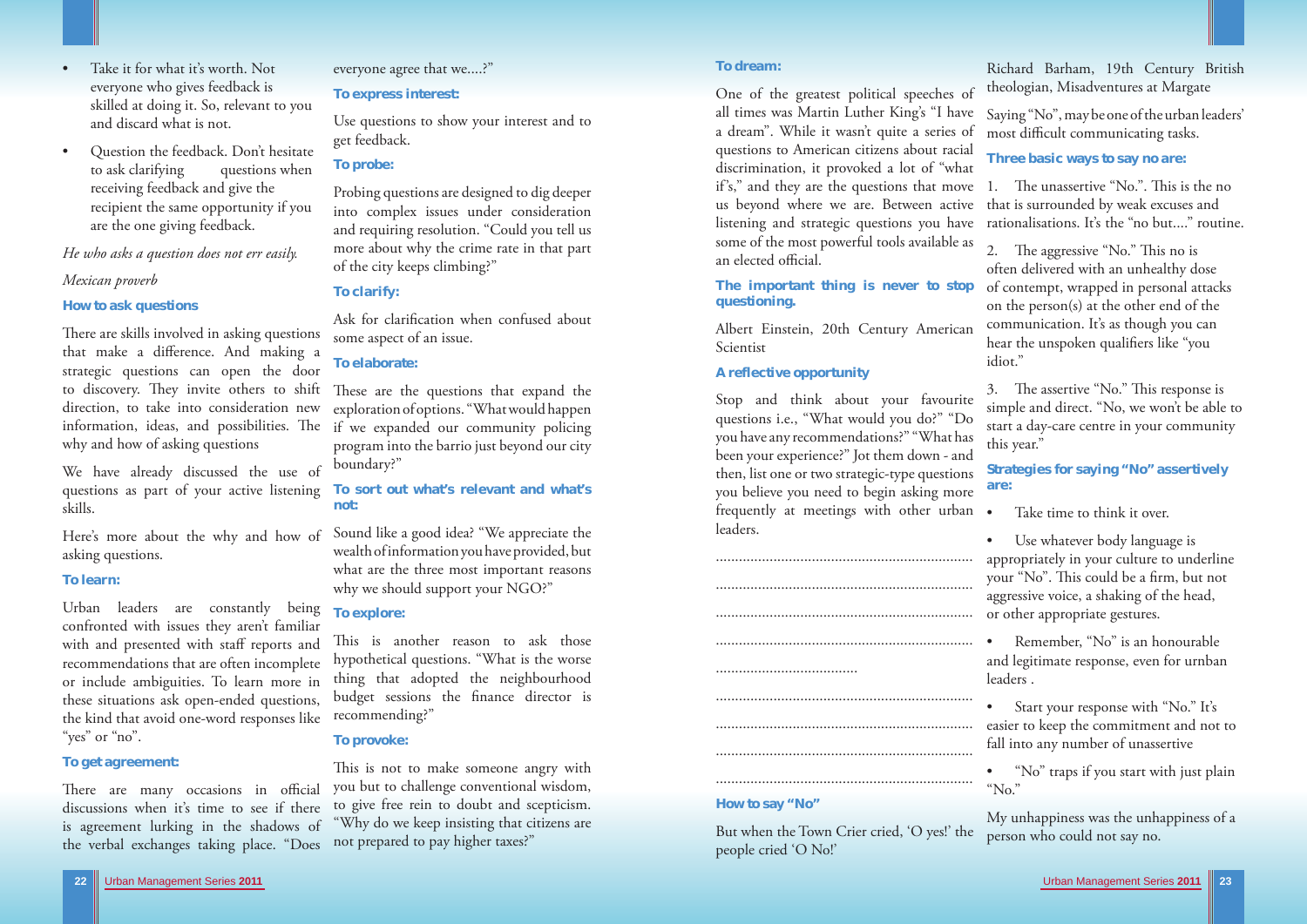- Take it for what it's worth. Not everyone who gives feedback is skilled at doing it. So, relevant to you and discard what is not.
- Question the feedback. Don't hesitate to ask clarifying questions when receiving feedback and give the recipient the same opportunity if you are the one giving feedback.

*He who asks a question does not err easily.*

*Mexican proverb*

### How to ask questions

There are skills involved in asking questions that make a difference. And making a strategic questions can open the door to discovery. They invite others to shift direction, to take into consideration new information, ideas, and possibilities. The why and how of asking questions

We have already discussed the use of questions as part of your active listening skills.

Here's more about the why and how of asking questions.

### To learn:

Urban leaders are constantly being confronted with issues they aren't familiar with and presented with staff reports and recommendations that are often incomplete or include ambiguities. To learn more in these situations ask open-ended questions, the kind that avoid one-word responses like "yes" or "no".

### To get agreement:

There are many occasions in official discussions when it's time to see if there is agreement lurking in the shadows of the verbal exchanges taking place. "Does everyone agree that we....?"

### To express interest:

Use questions to show your interest and to get feedback.

### To probe:

Probing questions are designed to dig deeper into complex issues under consideration and requiring resolution. "Could you tell us more about why the crime rate in that part of the city keeps climbing?"

### To clarify:

Ask for clarification when confused about some aspect of an issue.

### To elaborate:

These are the questions that expand the exploration of options. "What would happen if we expanded our community policing program into the barrio just beyond our city boundary?"

### To sort out what's relevant and what's not:

Sound like a good idea? "We appreciate the wealth of information you have provided, but what are the three most important reasons why we should support your NGO?"

### To explore:

This is another reason to ask those hypothetical questions. "What is the worse thing that adopted the neighbourhood budget sessions the finance director is recommending?"

### To provoke:

This is not to make someone angry with you but to challenge conventional wisdom, to give free rein to doubt and scepticism. "Why do we keep insisting that citizens are not prepared to pay higher taxes?"

### To dream:

One of the greatest political speeches of all times was Martin Luther King's "I have a dream". While it wasn't quite a series of questions to American citizens about racial discrimination, it provoked a lot of "what if's," and they are the questions that move us beyond where we are. Between active listening and strategic questions you have some of the most powerful tools available as an elected official.

**The important thing is never to stop questioning.**

Albert Einstein, 20th Century American Scientist

### A reflective opportunity

Stop and think about your favourite questions i.e., "What would you do?" "Do you have any recommendations?" "What has been your experience?" Jot them down - and then, list one or two strategic-type questions you believe you need to begin asking more frequently at meetings with other urban leaders.

..................................................................

..................................................................

..................................................................

..................................................................

.....................................

..................................................................

..................................................................

..................................................................

..................................................................

### How to say "No"

But when the Town Crier cried, 'O yes!' the people cried 'O No!'

Richard Barham, 19th Century British theologian, Misadventures at Margate

Saying "No", may be one of the urban leaders' most difficult communicating tasks.

### Three basic ways to say no are:

1. The unassertive "No.". This is the no that is surrounded by weak excuses and rationalisations. It's the "no but...." routine.
2. The aggressive "No." This no is often delivered with an unhealthy dose of contempt, wrapped in personal attacks on the person(s) at the other end of the communication. It's as though you can hear the unspoken qualifiers like "you idiot."
3. The assertive "No." This response is simple and direct. "No, we won't be able to start a day-care centre in your community this year."

### Strategies for saying "No" assertively are:

- Take time to think it over.
- Use whatever body language is appropriately in your culture to underline your "No". This could be a firm, but not aggressive voice, a shaking of the head, or other appropriate gestures.
- Remember, "No" is an honourable and legitimate response, even for urnban leaders .
- Start your response with "No." It's easier to keep the commitment and not to fall into any number of unassertive
- "No" traps if you start with just plain "No."

My unhappiness was the unhappiness of a person who could not say no.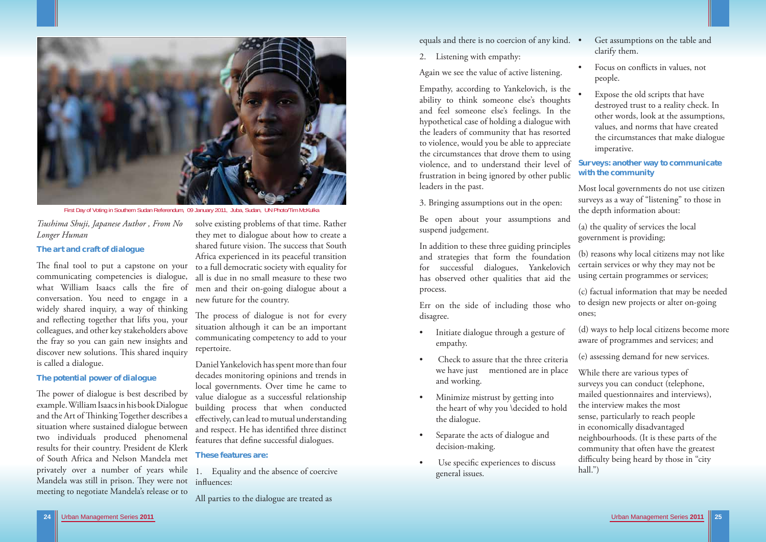First Day of Voting in Southern Sudan Referendum, 09 January 2011, Juba, Sudan, UN Photo/Tim McKulka

*Tsushima Shuji, Japanese Author , From No Longer Human*

### The art and craft of dialogue

The final tool to put a capstone on your communicating competencies is dialogue, what William Isaacs calls the fire of conversation. You need to engage in a widely shared inquiry, a way of thinking and reflecting together that lifts you, your colleagues, and other key stakeholders above the fray so you can gain new insights and discover new solutions. This shared inquiry is called a dialogue.

### The potential power of dialogue

The power of dialogue is best described by example. William Isaacs in his book Dialogue and the Art of Thinking Together describes a situation where sustained dialogue between two individuals produced phenomenal results for their country. President de Klerk of South Africa and Nelson Mandela met privately over a number of years while Mandela was still in prison. They were not meeting to negotiate Mandela's release or to solve existing problems of that time. Rather they met to dialogue about how to create a shared future vision. The success that South Africa experienced in its peaceful transition to a full democratic society with equality for all is due in no small measure to these two men and their on-going dialogue about a new future for the country.

The process of dialogue is not for every situation although it can be an important communicating competency to add to your repertoire.

Daniel Yankelovich has spent more than four decades monitoring opinions and trends in local governments. Over time he came to value dialogue as a successful relationship building process that when conducted effectively, can lead to mutual understanding and respect. He has identified three distinct features that define successful dialogues.

### These features are:

1. Equality and the absence of coercive influences:

All parties to the dialogue are treated as equals and there is no coercion of any kind.

2. Listening with empathy:

Again we see the value of active listening.

Empathy, according to Yankelovich, is the ability to think someone else's thoughts and feel someone else's feelings. In the hypothetical case of holding a dialogue with the leaders of community that has resorted to violence, would you be able to appreciate the circumstances that drove them to using violence, and to understand their level of frustration in being ignored by other public leaders in the past.

3. Bringing assumptions out in the open:

Be open about your assumptions and suspend judgement.

In addition to these three guiding principles and strategies that form the foundation for successful dialogues, Yankelovich has observed other qualities that aid the process.

Err on the side of including those who disagree.

- Initiate dialogue through a gesture of empathy.
- Check to assure that the three criteria we have just mentioned are in place and working.
- Minimize mistrust by getting into the heart of why you \decided to hold the dialogue.
- Separate the acts of dialogue and decision-making.
- Use specific experiences to discuss general issues.
- Get assumptions on the table and clarify them.
- Focus on conflicts in values, not people.
- Expose the old scripts that have destroyed trust to a reality check. In other words, look at the assumptions, values, and norms that have created the circumstances that make dialogue imperative.

### Surveys: another way to communicate with the community

Most local governments do not use citizen surveys as a way of "listening" to those in the depth information about:

(a) the quality of services the local government is providing;

(b) reasons why local citizens may not like certain services or why they may not be using certain programmes or services;

(c) factual information that may be needed to design new projects or alter on-going ones;

(d) ways to help local citizens become more aware of programmes and services; and

(e) assessing demand for new services.

While there are various types of surveys you can conduct (telephone, mailed questionnaires and interviews), the interview makes the most sense, particularly to reach people in economically disadvantaged neighbourhoods. (It is these parts of the community that often have the greatest difficulty being heard by those in "city hall.")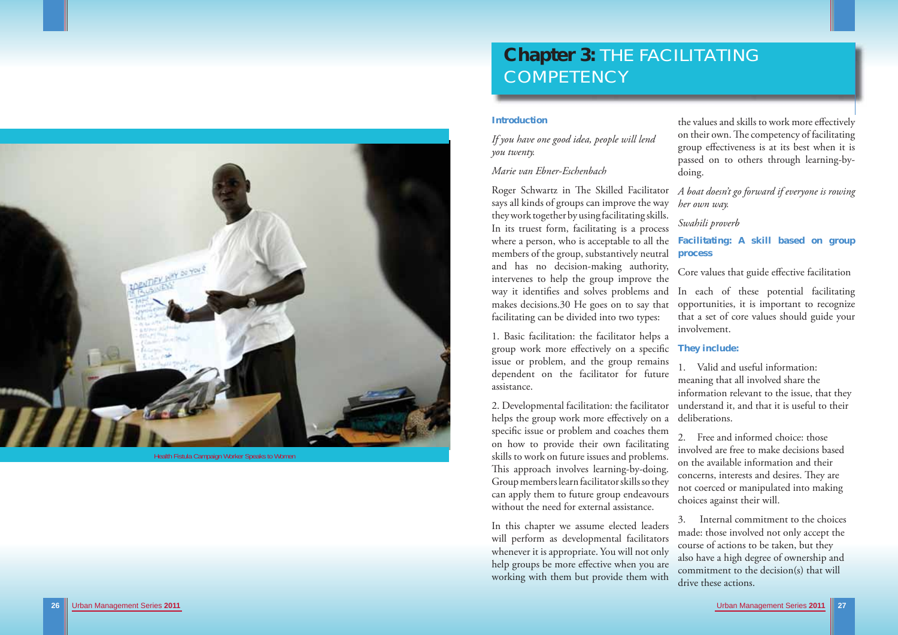# Chapter 3: THE FACILITATING COMPETENCY

Health Fistula Campaign Worker Speaks to Women

### Introduction

*If you have one good idea, people will lend you twenty.*

*Marie van Ebner-Eschenbach*

Roger Schwartz in The Skilled Facilitator says all kinds of groups can improve the way they work together by using facilitating skills. In its truest form, facilitating is a process where a person, who is acceptable to all the members of the group, substantively neutral and has no decision-making authority, intervenes to help the group improve the way it identifies and solves problems and makes decisions.30 He goes on to say that facilitating can be divided into two types:

1. Basic facilitation: the facilitator helps a group work more effectively on a specific issue or problem, and the group remains dependent on the facilitator for future assistance.

2. Developmental facilitation: the facilitator helps the group work more effectively on a specific issue or problem and coaches them on how to provide their own facilitating skills to work on future issues and problems. This approach involves learning-by-doing. Group members learn facilitator skills so they can apply them to future group endeavours without the need for external assistance.

In this chapter we assume elected leaders will perform as developmental facilitators whenever it is appropriate. You will not only help groups be more effective when you are working with them but provide them with the values and skills to work more effectively on their own. The competency of facilitating group effectiveness is at its best when it is passed on to others through learning-by-doing.

*A boat doesn't go forward if everyone is rowing her own way.*

*Swahili proverb*

### Facilitating: A skill based on group process

Core values that guide effective facilitation

In each of these potential facilitating opportunities, it is important to recognize that a set of core values should guide your involvement.

**They include:**

1. Valid and useful information: meaning that all involved share the information relevant to the issue, that they understand it, and that it is useful to their deliberations.

2. Free and informed choice: those involved are free to make decisions based on the available information and their concerns, interests and desires. They are not coerced or manipulated into making choices against their will.

3. Internal commitment to the choices made: those involved not only accept the course of actions to be taken, but they also have a high degree of ownership and commitment to the decision(s) that will drive these actions.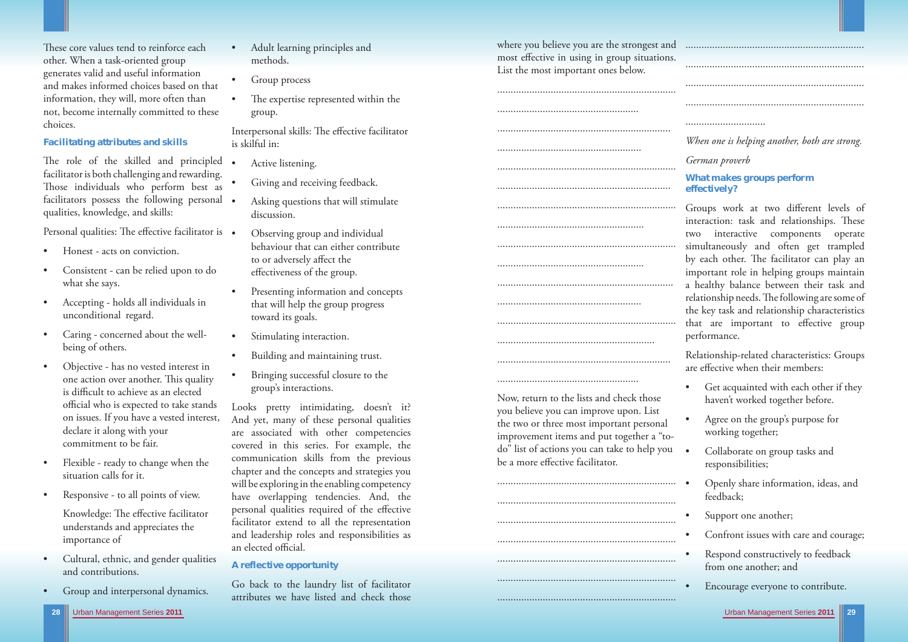These core values tend to reinforce each other. When a task-oriented group generates valid and useful information and makes informed choices based on that information, they will, more often than not, become internally committed to these choices.

### Facilitating attributes and skills

The role of the skilled and principled facilitator is both challenging and rewarding. Those individuals who perform best as facilitators possess the following personal qualities, knowledge, and skills:

Personal qualities: The effective facilitator is

- Honest - acts on conviction.
- Consistent - can be relied upon to do what she says.
- Accepting - holds all individuals in unconditional regard.
- Caring - concerned about the well-being of others.
- Objective - has no vested interest in one action over another. This quality is difficult to achieve as an elected official who is expected to take stands on issues. If you have a vested interest, declare it along with your commitment to be fair.
- Flexible - ready to change when the situation calls for it.
- Responsive - to all points of view.

Knowledge: The effective facilitator understands and appreciates the importance of

- Cultural, ethnic, and gender qualities and contributions.
- Group and interpersonal dynamics.
- Adult learning principles and methods.
- Group process
- The expertise represented within the group.

Interpersonal skills: The effective facilitator is skilful in:

- Active listening.
- Giving and receiving feedback.
- Asking questions that will stimulate discussion.
- Observing group and individual behaviour that can either contribute to or adversely affect the effectiveness of the group.
- Presenting information and concepts that will help the group progress toward its goals.
- Stimulating interaction.
- Building and maintaining trust.
- Bringing successful closure to the group's interactions.

Looks pretty intimidating, doesn't it? And yet, many of these personal qualities are associated with other competencies covered in this series. For example, the communication skills from the previous chapter and the concepts and strategies you will be exploring in the enabling competency have overlapping tendencies. And, the personal qualities required of the effective facilitator extend to all the representation and leadership roles and responsibilities as an elected official.

### A reflective opportunity

Go back to the laundry list of facilitator attributes we have listed and check those where you believe you are the strongest and most effective in using in group situations. List the most important ones below.

....................................................................
....................................................................
....................................................................
....................................................................
....................................................................
....................................................................
....................................................................
....................................................................
....................................................................
....................................................................
....................................................................
....................................................................
....................................................................
....................................................................
....................................................................
....................................................................

Now, return to the lists and check those you believe you can improve upon. List the two or three most important personal improvement items and put together a "to-do" list of actions you can take to help you be a more effective facilitator.

....................................................................
....................................................................
....................................................................
....................................................................
....................................................................
....................................................................
....................................................................
....................................................................
....................................................................
....................................................................
....................................................................
..............................

*When one is helping another, both are strong.*

*German proverb*

### What makes groups perform effectively?

Groups work at two different levels of interaction: task and relationships. These two interactive components operate simultaneously and often get trampled by each other. The facilitator can play an important role in helping groups maintain a healthy balance between their task and relationship needs. The following are some of the key task and relationship characteristics that are important to effective group performance.

Relationship-related characteristics: Groups are effective when their members:

- Get acquainted with each other if they haven't worked together before.
- Agree on the group's purpose for working together;
- Collaborate on group tasks and responsibilities;
- Openly share information, ideas, and feedback;
- Support one another;
- Confront issues with care and courage;
- Respond constructively to feedback from one another; and
- Encourage everyone to contribute.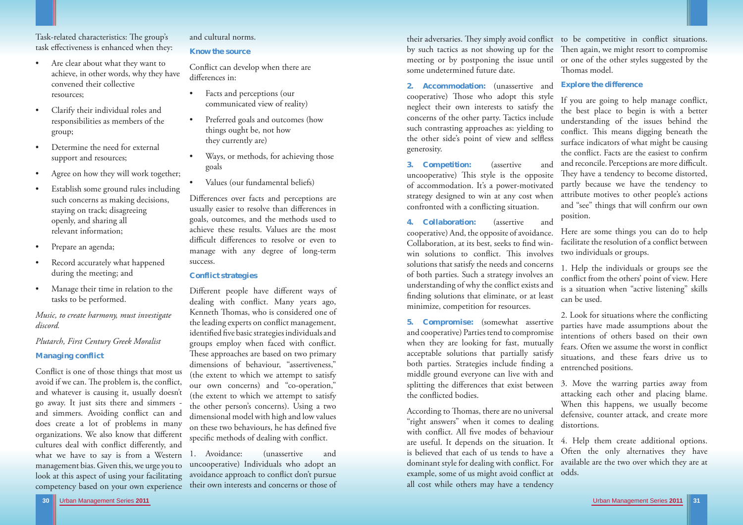Task-related characteristics: The group's task effectiveness is enhanced when they:

- Are clear about what they want to achieve, in other words, why they have convened their collective resources;
- Clarify their individual roles and responsibilities as members of the group;
- Determine the need for external support and resources;
- Agree on how they will work together;
- Establish some ground rules including such concerns as making decisions, staying on track; disagreeing openly, and sharing all relevant information;
- Prepare an agenda;
- Record accurately what happened during the meeting; and
- Manage their time in relation to the tasks to be performed.

*Music, to create harmony, must investigate discord.*

*Plutarch, First Century Greek Moralist*

### Managing conflict

Conflict is one of those things that most us avoid if we can. The problem is, the conflict, and whatever is causing it, usually doesn't go away. It just sits there and simmers - and simmers. Avoiding conflict can and does create a lot of problems in many organizations. We also know that different cultures deal with conflict differently, and what we have to say is from a Western management bias. Given this, we urge you to look at this aspect of using your facilitating competency based on your own experience and cultural norms.

### Know the source

Conflict can develop when there are differences in:

- Facts and perceptions (our communicated view of reality)
- Preferred goals and outcomes (how things ought be, not how they currently are)
- Ways, or methods, for achieving those goals
- Values (our fundamental beliefs)

Differences over facts and perceptions are usually easier to resolve than differences in goals, outcomes, and the methods used to achieve these results. Values are the most difficult differences to resolve or even to manage with any degree of long-term success.

### Conflict strategies

Different people have different ways of dealing with conflict. Many years ago, Kenneth Thomas, who is considered one of the leading experts on conflict management, identified five basic strategies individuals and groups employ when faced with conflict. These approaches are based on two primary dimensions of behaviour, "assertiveness," (the extent to which we attempt to satisfy our own concerns) and "co-operation," (the extent to which we attempt to satisfy the other person's concerns). Using a two dimensional model with high and low values on these two behaviours, he has defined five specific methods of dealing with conflict.

1. Avoidance: (unassertive and uncooperative) Individuals who adopt an avoidance approach to conflict don't pursue their own interests and concerns or those of their adversaries. They simply avoid conflict by such tactics as not showing up for the meeting or by postponing the issue until some undetermined future date.

**2. Accommodation:** (unassertive and cooperative) Those who adopt this style neglect their own interests to satisfy the concerns of the other party. Tactics include such contrasting approaches as: yielding to the other side's point of view and selfless generosity.

**3. Competition:** (assertive and uncooperative) This style is the opposite of accommodation. It's a power-motivated strategy designed to win at any cost when confronted with a conflicting situation.

**4. Collaboration:** (assertive and cooperative) And, the opposite of avoidance. Collaboration, at its best, seeks to find win-win solutions to conflict. This involves solutions that satisfy the needs and concerns of both parties. Such a strategy involves an understanding of why the conflict exists and finding solutions that eliminate, or at least minimize, competition for resources.

**5. Compromise:** (somewhat assertive and cooperative) Parties tend to compromise when they are looking for fast, mutually acceptable solutions that partially satisfy both parties. Strategies include finding a middle ground everyone can live with and splitting the differences that exist between the conflicted bodies.

According to Thomas, there are no universal "right answers" when it comes to dealing with conflict. All five modes of behaviour are useful. It depends on the situation. It is believed that each of us tends to have a dominant style for dealing with conflict. For example, some of us might avoid conflict at all cost while others may have a tendency to be competitive in conflict situations. Then again, we might resort to compromise or one of the other styles suggested by the Thomas model.

### Explore the difference

If you are going to help manage conflict, the best place to begin is with a better understanding of the issues behind the conflict. This means digging beneath the surface indicators of what might be causing the conflict. Facts are the easiest to confirm and reconcile. Perceptions are more difficult. They have a tendency to become distorted, partly because we have the tendency to attribute motives to other people's actions and "see" things that will confirm our own position.

Here are some things you can do to help facilitate the resolution of a conflict between two individuals or groups.

1. Help the individuals or groups see the conflict from the others' point of view. Here is a situation when "active listening" skills can be used.

2. Look for situations where the conflicting parties have made assumptions about the intentions of others based on their own fears. Often we assume the worst in conflict situations, and these fears drive us to entrenched positions.

3. Move the warring parties away from attacking each other and placing blame. When this happens, we usually become defensive, counter attack, and create more distortions.

4. Help them create additional options. Often the only alternatives they have available are the two over which they are at odds.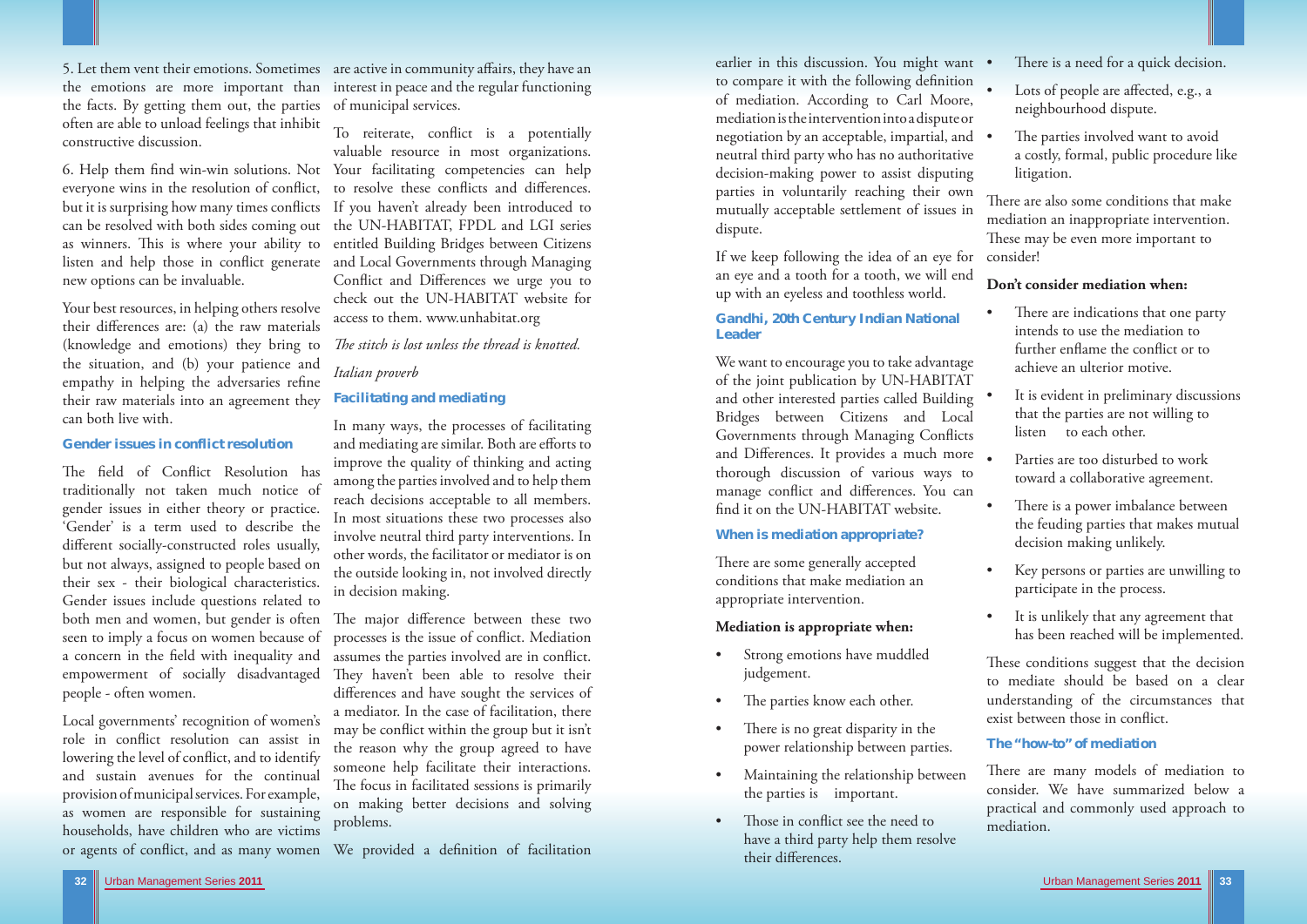5. Let them vent their emotions. Sometimes the emotions are more important than the facts. By getting them out, the parties often are able to unload feelings that inhibit constructive discussion.

6. Help them find win-win solutions. Not everyone wins in the resolution of conflict, but it is surprising how many times conflicts can be resolved with both sides coming out as winners. This is where your ability to listen and help those in conflict generate new options can be invaluable.

Your best resources, in helping others resolve their differences are: (a) the raw materials (knowledge and emotions) they bring to the situation, and (b) your patience and empathy in helping the adversaries refine their raw materials into an agreement they can both live with.

### Gender issues in conflict resolution

The field of Conflict Resolution has traditionally not taken much notice of gender issues in either theory or practice. 'Gender' is a term used to describe the different socially-constructed roles usually, but not always, assigned to people based on their sex - their biological characteristics. Gender issues include questions related to both men and women, but gender is often seen to imply a focus on women because of a concern in the field with inequality and empowerment of socially disadvantaged people - often women.

Local governments' recognition of women's role in conflict resolution can assist in lowering the level of conflict, and to identify and sustain avenues for the continual provision of municipal services. For example, as women are responsible for sustaining households, have children who are victims or agents of conflict, and as many women are active in community affairs, they have an interest in peace and the regular functioning of municipal services.

To reiterate, conflict is a potentially valuable resource in most organizations. Your facilitating competencies can help to resolve these conflicts and differences. If you haven't already been introduced to the UN-HABITAT, FPDL and LGI series entitled Building Bridges between Citizens and Local Governments through Managing Conflict and Differences we urge you to check out the UN-HABITAT website for access to them. www.unhabitat.org

*The stitch is lost unless the thread is knotted.*

*Italian proverb*

### Facilitating and mediating

In many ways, the processes of facilitating and mediating are similar. Both are efforts to improve the quality of thinking and acting among the parties involved and to help them reach decisions acceptable to all members. In most situations these two processes also involve neutral third party interventions. In other words, the facilitator or mediator is on the outside looking in, not involved directly in decision making.

The major difference between these two processes is the issue of conflict. Mediation assumes the parties involved are in conflict. They haven't been able to resolve their differences and have sought the services of a mediator. In the case of facilitation, there may be conflict within the group but it isn't the reason why the group agreed to have someone help facilitate their interactions. The focus in facilitated sessions is primarily on making better decisions and solving problems.

We provided a definition of facilitation earlier in this discussion. You might want to compare it with the following definition of mediation. According to Carl Moore, mediation is the intervention into a dispute or negotiation by an acceptable, impartial, and neutral third party who has no authoritative decision-making power to assist disputing parties in voluntarily reaching their own mutually acceptable settlement of issues in dispute.

If we keep following the idea of an eye for an eye and a tooth for a tooth, we will end up with an eyeless and toothless world.

**Gandhi, 20th Century Indian National Leader**

We want to encourage you to take advantage of the joint publication by UN-HABITAT and other interested parties called Building Bridges between Citizens and Local Governments through Managing Conflicts and Differences. It provides a much more thorough discussion of various ways to manage conflict and differences. You can find it on the UN-HABITAT website.

### When is mediation appropriate?

There are some generally accepted conditions that make mediation an appropriate intervention.

**Mediation is appropriate when:**

- Strong emotions have muddled judgement.
- The parties know each other.
- There is no great disparity in the power relationship between parties.
- Maintaining the relationship between the parties is important.
- Those in conflict see the need to have a third party help them resolve their differences.
- There is a need for a quick decision.
- Lots of people are affected, e.g., a neighbourhood dispute.
- The parties involved want to avoid a costly, formal, public procedure like litigation.

There are also some conditions that make mediation an inappropriate intervention. These may be even more important to consider!

**Don't consider mediation when:**

- There are indications that one party intends to use the mediation to further enflame the conflict or to achieve an ulterior motive.
- It is evident in preliminary discussions that the parties are not willing to listen to each other.
- Parties are too disturbed to work toward a collaborative agreement.
- There is a power imbalance between the feuding parties that makes mutual decision making unlikely.
- Key persons or parties are unwilling to participate in the process.
- It is unlikely that any agreement that has been reached will be implemented.

These conditions suggest that the decision to mediate should be based on a clear understanding of the circumstances that exist between those in conflict.

### The "how-to" of mediation

There are many models of mediation to consider. We have summarized below a practical and commonly used approach to mediation.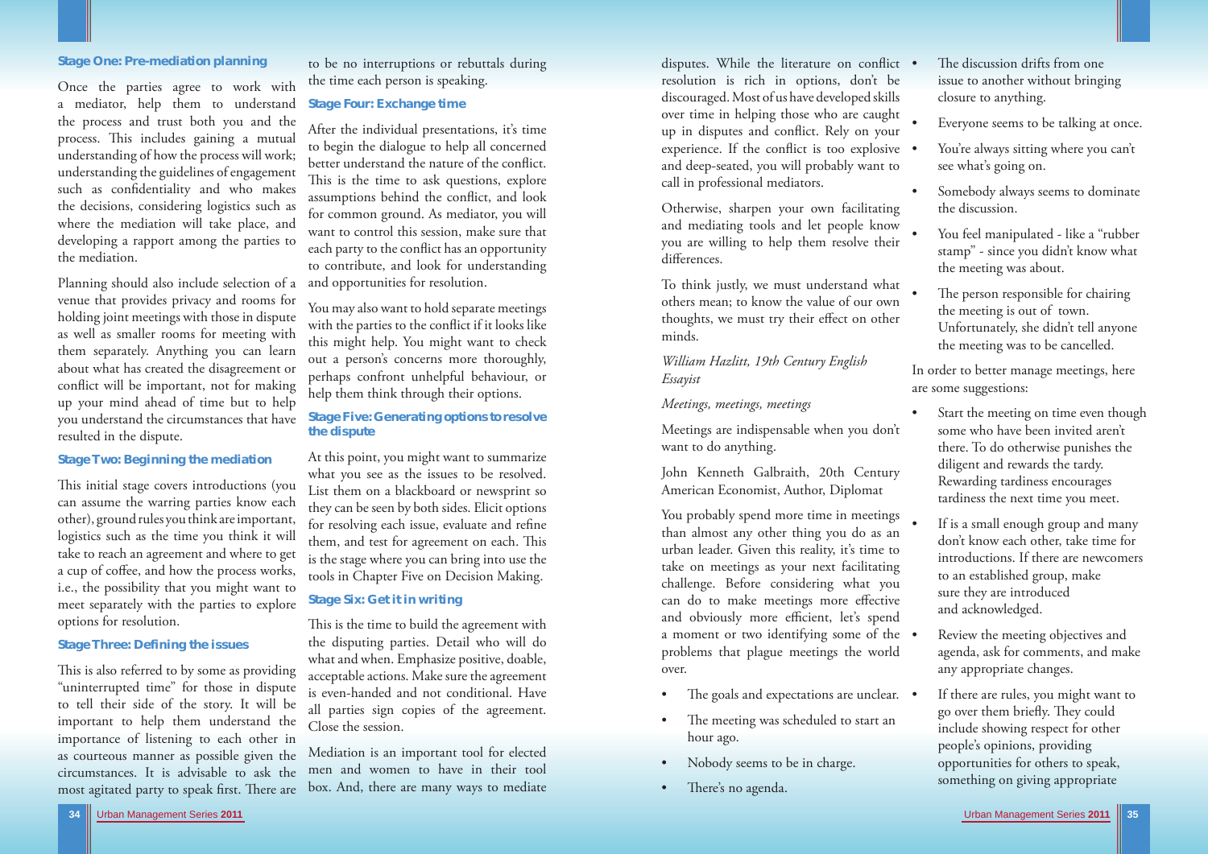### Stage One: Pre-mediation planning

Once the parties agree to work with a mediator, help them to understand the process and trust both you and the process. This includes gaining a mutual understanding of how the process will work; understanding the guidelines of engagement such as confidentiality and who makes the decisions, considering logistics such as where the mediation will take place, and developing a rapport among the parties to the mediation.

Planning should also include selection of a venue that provides privacy and rooms for holding joint meetings with those in dispute as well as smaller rooms for meeting with them separately. Anything you can learn about what has created the disagreement or conflict will be important, not for making up your mind ahead of time but to help you understand the circumstances that have resulted in the dispute.

### Stage Two: Beginning the mediation

This initial stage covers introductions (you can assume the warring parties know each other), ground rules you think are important, logistics such as the time you think it will take to reach an agreement and where to get a cup of coffee, and how the process works, i.e., the possibility that you might want to meet separately with the parties to explore options for resolution.

### Stage Three: Defining the issues

This is also referred to by some as providing "uninterrupted time" for those in dispute to tell their side of the story. It will be important to help them understand the importance of listening to each other in as courteous manner as possible given the circumstances. It is advisable to ask the most agitated party to speak first. There are to be no interruptions or rebuttals during the time each person is speaking.

### Stage Four: Exchange time

After the individual presentations, it's time to begin the dialogue to help all concerned better understand the nature of the conflict. This is the time to ask questions, explore assumptions behind the conflict, and look for common ground. As mediator, you will want to control this session, make sure that each party to the conflict has an opportunity to contribute, and look for understanding and opportunities for resolution.

You may also want to hold separate meetings with the parties to the conflict if it looks like this might help. You might want to check out a person's concerns more thoroughly, perhaps confront unhelpful behaviour, or help them think through their options.

### Stage Five: Generating options to resolve the dispute

At this point, you might want to summarize what you see as the issues to be resolved. List them on a blackboard or newsprint so they can be seen by both sides. Elicit options for resolving each issue, evaluate and refine them, and test for agreement on each. This is the stage where you can bring into use the tools in Chapter Five on Decision Making.

### Stage Six: Get it in writing

This is the time to build the agreement with the disputing parties. Detail who will do what and when. Emphasize positive, doable, acceptable actions. Make sure the agreement is even-handed and not conditional. Have all parties sign copies of the agreement. Close the session.

Mediation is an important tool for elected men and women to have in their tool box. And, there are many ways to mediate disputes. While the literature on conflict resolution is rich in options, don't be discouraged. Most of us have developed skills over time in helping those who are caught up in disputes and conflict. Rely on your experience. If the conflict is too explosive and deep-seated, you will probably want to call in professional mediators.

Otherwise, sharpen your own facilitating and mediating tools and let people know you are willing to help them resolve their differences.

To think justly, we must understand what others mean; to know the value of our own thoughts, we must try their effect on other minds.

*William Hazlitt, 19th Century English Essayist*

*Meetings, meetings, meetings*

Meetings are indispensable when you don't want to do anything.

John Kenneth Galbraith, 20th Century American Economist, Author, Diplomat

You probably spend more time in meetings than almost any other thing you do as an urban leader. Given this reality, it's time to take on meetings as your next facilitating challenge. Before considering what you can do to make meetings more effective and obviously more efficient, let's spend a moment or two identifying some of the problems that plague meetings the world over.

- The goals and expectations are unclear.
- The meeting was scheduled to start an hour ago.
- Nobody seems to be in charge.
- There's no agenda.
- The discussion drifts from one issue to another without bringing closure to anything.
- Everyone seems to be talking at once.
- You're always sitting where you can't see what's going on.
- Somebody always seems to dominate the discussion.
- You feel manipulated - like a "rubber stamp" - since you didn't know what the meeting was about.
- The person responsible for chairing the meeting is out of town. Unfortunately, she didn't tell anyone the meeting was to be cancelled.

In order to better manage meetings, here are some suggestions:

- Start the meeting on time even though some who have been invited aren't there. To do otherwise punishes the diligent and rewards the tardy. Rewarding tardiness encourages tardiness the next time you meet.
- If is a small enough group and many don't know each other, take time for introductions. If there are newcomers to an established group, make sure they are introduced and acknowledged.
- Review the meeting objectives and agenda, ask for comments, and make any appropriate changes.
- If there are rules, you might want to go over them briefly. They could include showing respect for other people's opinions, providing opportunities for others to speak, something on giving appropriate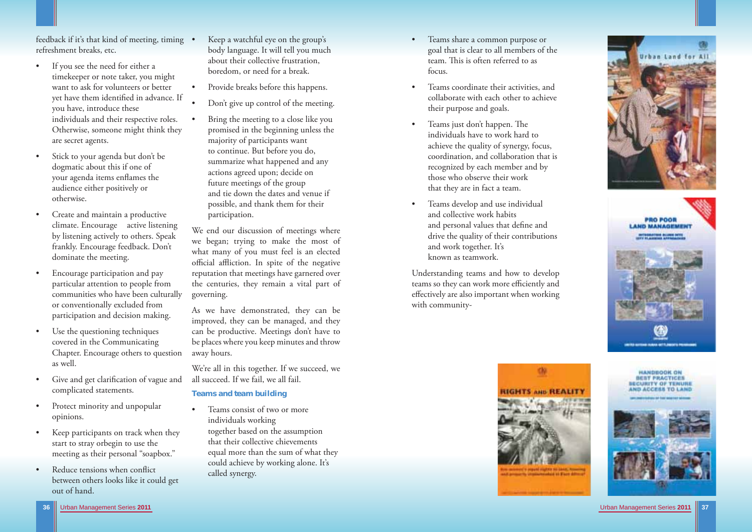feedback if it's that kind of meeting, timing refreshment breaks, etc.

- If you see the need for either a timekeeper or note taker, you might want to ask for volunteers or better yet have them identified in advance. If you have, introduce these individuals and their respective roles. Otherwise, someone might think they are secret agents.
- Stick to your agenda but don't be dogmatic about this if one of your agenda items enflames the audience either positively or otherwise.
- Create and maintain a productive climate. Encourage active listening by listening actively to others. Speak frankly. Encourage feedback. Don't dominate the meeting.
- Encourage participation and pay particular attention to people from communities who have been culturally or conventionally excluded from participation and decision making.
- Use the questioning techniques covered in the Communicating Chapter. Encourage others to question as well.
- Give and get clarification of vague and complicated statements.
- Protect minority and unpopular opinions.
- Keep participants on track when they start to stray orbegin to use the meeting as their personal "soapbox."
- Reduce tensions when conflict between others looks like it could get out of hand.
- Keep a watchful eye on the group's body language. It will tell you much about their collective frustration, boredom, or need for a break.
- Provide breaks before this happens.
- Don't give up control of the meeting.
- Bring the meeting to a close like you promised in the beginning unless the majority of participants want to continue. But before you do, summarize what happened and any actions agreed upon; decide on future meetings of the group and tie down the dates and venue if possible, and thank them for their participation.

We end our discussion of meetings where we began; trying to make the most of what many of you must feel is an elected official affliction. In spite of the negative reputation that meetings have garnered over the centuries, they remain a vital part of governing.

As we have demonstrated, they can be improved, they can be managed, and they can be productive. Meetings don't have to be places where you keep minutes and throw away hours.

We're all in this together. If we succeed, we all succeed. If we fail, we all fail.

### Teams and team building

- Teams consist of two or more individuals working together based on the assumption that their collective chievements equal more than the sum of what they could achieve by working alone. It's called synergy.
- Teams share a common purpose or goal that is clear to all members of the team. This is often referred to as focus.
- Teams coordinate their activities, and collaborate with each other to achieve their purpose and goals.
- Teams just don't happen. The individuals have to work hard to achieve the quality of synergy, focus, coordination, and collaboration that is recognized by each member and by those who observe their work that they are in fact a team.
- Teams develop and use individual and collective work habits and personal values that define and drive the quality of their contributions and work together. It's known as teamwork.

Understanding teams and how to develop teams so they can work more efficiently and effectively are also important when working with community-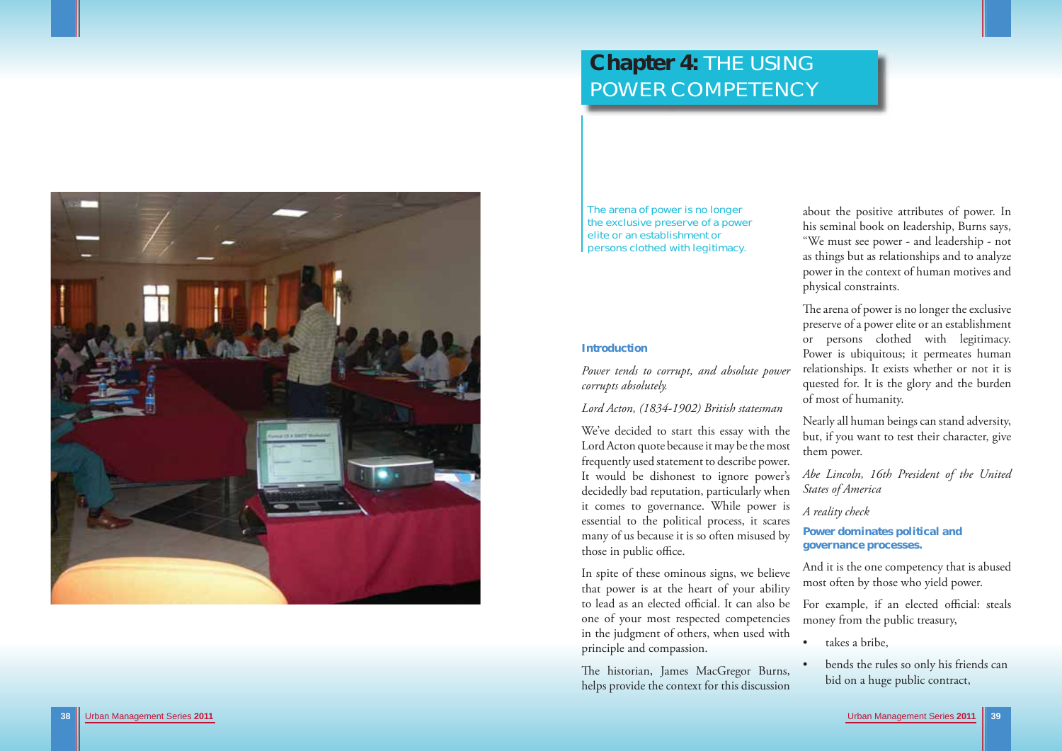# Chapter 4: THE USING POWER COMPETENCY

The arena of power is no longer the exclusive preserve of a power elite or an establishment or persons clothed with legitimacy.

## Introduction

*Power tends to corrupt, and absolute power corrupts absolutely.*

*Lord Acton, (1834-1902) British statesman*

We've decided to start this essay with the Lord Acton quote because it may be the most frequently used statement to describe power. It would be dishonest to ignore power's decidedly bad reputation, particularly when it comes to governance. While power is essential to the political process, it scares many of us because it is so often misused by those in public office.

In spite of these ominous signs, we believe that power is at the heart of your ability to lead as an elected official. It can also be one of your most respected competencies in the judgment of others, when used with principle and compassion.

The historian, James MacGregor Burns, helps provide the context for this discussion about the positive attributes of power. In his seminal book on leadership, Burns says, "We must see power - and leadership - not as things but as relationships and to analyze power in the context of human motives and physical constraints.

The arena of power is no longer the exclusive preserve of a power elite or an establishment or persons clothed with legitimacy. Power is ubiquitous; it permeates human relationships. It exists whether or not it is quested for. It is the glory and the burden of most of humanity.

Nearly all human beings can stand adversity, but, if you want to test their character, give them power.

*Abe Lincoln, 16th President of the United States of America*

*A reality check*

### Power dominates political and governance processes.

And it is the one competency that is abused most often by those who yield power.

For example, if an elected official: steals money from the public treasury,

- takes a bribe,
- bends the rules so only his friends can bid on a huge public contract,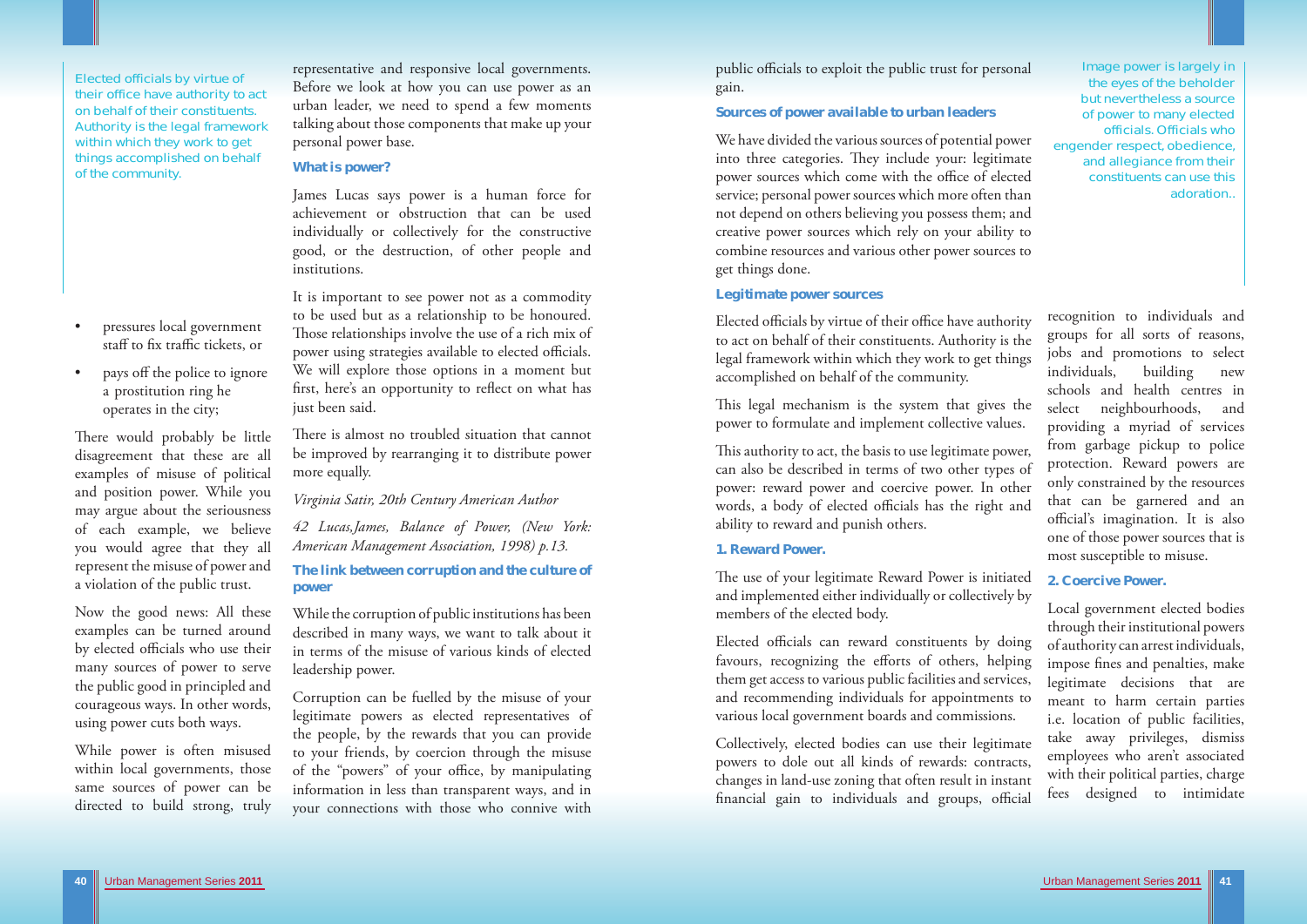> Elected officials by virtue of their office have authority to act on behalf of their constituents. Authority is the legal framework within which they work to get things accomplished on behalf of the community.

- pressures local government staff to fix traffic tickets, or
- pays off the police to ignore a prostitution ring he operates in the city;

There would probably be little disagreement that these are all examples of misuse of political and position power. While you may argue about the seriousness of each example, we believe you would agree that they all represent the misuse of power and a violation of the public trust.

Now the good news: All these examples can be turned around by elected officials who use their many sources of power to serve the public good in principled and courageous ways. In other words, using power cuts both ways.

While power is often misused within local governments, those same sources of power can be directed to build strong, truly representative and responsive local governments. Before we look at how you can use power as an urban leader, we need to spend a few moments talking about those components that make up your personal power base.

### What is power?

James Lucas says power is a human force for achievement or obstruction that can be used individually or collectively for the constructive good, or the destruction, of other people and institutions.

It is important to see power not as a commodity to be used but as a relationship to be honoured. Those relationships involve the use of a rich mix of power using strategies available to elected officials. We will explore those options in a moment but first, here's an opportunity to reflect on what has just been said.

There is almost no troubled situation that cannot be improved by rearranging it to distribute power more equally.

*Virginia Satir, 20th Century American Author*

*42 Lucas,James, Balance of Power, (New York: American Management Association, 1998) p.13.*

### The link between corruption and the culture of power

While the corruption of public institutions has been described in many ways, we want to talk about it in terms of the misuse of various kinds of elected leadership power.

Corruption can be fuelled by the misuse of your legitimate powers as elected representatives of the people, by the rewards that you can provide to your friends, by coercion through the misuse of the "powers" of your office, by manipulating information in less than transparent ways, and in your connections with those who connive with public officials to exploit the public trust for personal gain.

### Sources of power available to urban leaders

We have divided the various sources of potential power into three categories. They include your: legitimate power sources which come with the office of elected service; personal power sources which more often than not depend on others believing you possess them; and creative power sources which rely on your ability to combine resources and various other power sources to get things done.

> Image power is largely in the eyes of the beholder but nevertheless a source of power to many elected officials. Officials who engender respect, obedience, and allegiance from their constituents can use this adoration..

### Legitimate power sources

Elected officials by virtue of their office have authority to act on behalf of their constituents. Authority is the legal framework within which they work to get things accomplished on behalf of the community.

This legal mechanism is the system that gives the power to formulate and implement collective values.

This authority to act, the basis to use legitimate power, can also be described in terms of two other types of power: reward power and coercive power. In other words, a body of elected officials has the right and ability to reward and punish others.

#### 1. Reward Power.

The use of your legitimate Reward Power is initiated and implemented either individually or collectively by members of the elected body.

Elected officials can reward constituents by doing favours, recognizing the efforts of others, helping them get access to various public facilities and services, and recommending individuals for appointments to various local government boards and commissions.

Collectively, elected bodies can use their legitimate powers to dole out all kinds of rewards: contracts, changes in land-use zoning that often result in instant financial gain to individuals and groups, official recognition to individuals and groups for all sorts of reasons, jobs and promotions to select individuals, building new schools and health centres in select neighbourhoods, and providing a myriad of services from garbage pickup to police protection. Reward powers are only constrained by the resources that can be garnered and an official's imagination. It is also one of those power sources that is most susceptible to misuse.

#### 2. Coercive Power.

Local government elected bodies through their institutional powers of authority can arrest individuals, impose fines and penalties, make legitimate decisions that are meant to harm certain parties i.e. location of public facilities, take away privileges, dismiss employees who aren't associated with their political parties, charge fees designed to intimidate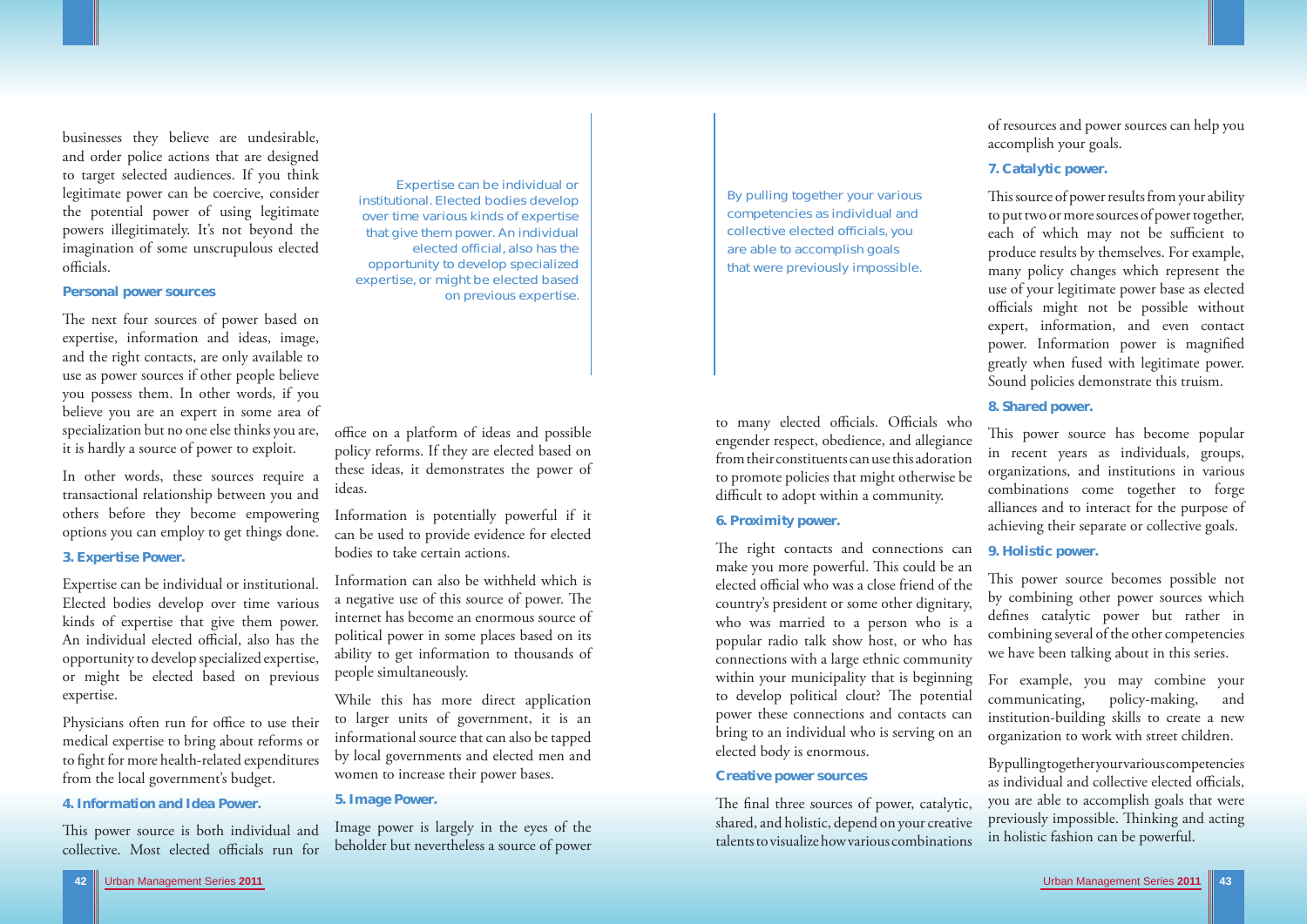businesses they believe are undesirable, and order police actions that are designed to target selected audiences. If you think legitimate power can be coercive, consider the potential power of using legitimate powers illegitimately. It's not beyond the imagination of some unscrupulous elected officials.

### Personal power sources

The next four sources of power based on expertise, information and ideas, image, and the right contacts, are only available to use as power sources if other people believe you possess them. In other words, if you believe you are an expert in some area of specialization but no one else thinks you are, it is hardly a source of power to exploit.

In other words, these sources require a transactional relationship between you and others before they become empowering options you can employ to get things done.

### 3. Expertise Power.

Expertise can be individual or institutional. Elected bodies develop over time various kinds of expertise that give them power. An individual elected official, also has the opportunity to develop specialized expertise, or might be elected based on previous expertise.

Physicians often run for office to use their medical expertise to bring about reforms or to fight for more health-related expenditures from the local government's budget.

### 4. Information and Idea Power.

This power source is both individual and collective. Most elected officials run for office on a platform of ideas and possible policy reforms. If they are elected based on these ideas, it demonstrates the power of ideas.

*Expertise can be individual or institutional. Elected bodies develop over time various kinds of expertise that give them power. An individual elected official, also has the opportunity to develop specialized expertise, or might be elected based on previous expertise.*

Information is potentially powerful if it can be used to provide evidence for elected bodies to take certain actions.

Information can also be withheld which is a negative use of this source of power. The internet has become an enormous source of political power in some places based on its ability to get information to thousands of people simultaneously.

While this has more direct application to larger units of government, it is an informational source that can also be tapped by local governments and elected men and women to increase their power bases.

### 5. Image Power.

Image power is largely in the eyes of the beholder but nevertheless a source of power to many elected officials. Officials who engender respect, obedience, and allegiance from their constituents can use this adoration to promote policies that might otherwise be difficult to adopt within a community.

### 6. Proximity power.

The right contacts and connections can make you more powerful. This could be an elected official who was a close friend of the country's president or some other dignitary, who was married to a person who is a popular radio talk show host, or who has connections with a large ethnic community within your municipality that is beginning to develop political clout? The potential power these connections and contacts can bring to an individual who is serving on an elected body is enormous.

### Creative power sources

The final three sources of power, catalytic, shared, and holistic, depend on your creative talents to visualize how various combinations of resources and power sources can help you accomplish your goals.

*By pulling together your various competencies as individual and collective elected officials, you are able to accomplish goals that were previously impossible.*

### 7. Catalytic power.

This source of power results from your ability to put two or more sources of power together, each of which may not be sufficient to produce results by themselves. For example, many policy changes which represent the use of your legitimate power base as elected officials might not be possible without expert, information, and even contact power. Information power is magnified greatly when fused with legitimate power. Sound policies demonstrate this truism.

### 8. Shared power.

This power source has become popular in recent years as individuals, groups, organizations, and institutions in various combinations come together to forge alliances and to interact for the purpose of achieving their separate or collective goals.

### 9. Holistic power.

This power source becomes possible not by combining other power sources which defines catalytic power but rather in combining several of the other competencies we have been talking about in this series.

For example, you may combine your communicating, policy-making, and institution-building skills to create a new organization to work with street children.

By pulling together your various competencies as individual and collective elected officials, you are able to accomplish goals that were previously impossible. Thinking and acting in holistic fashion can be powerful.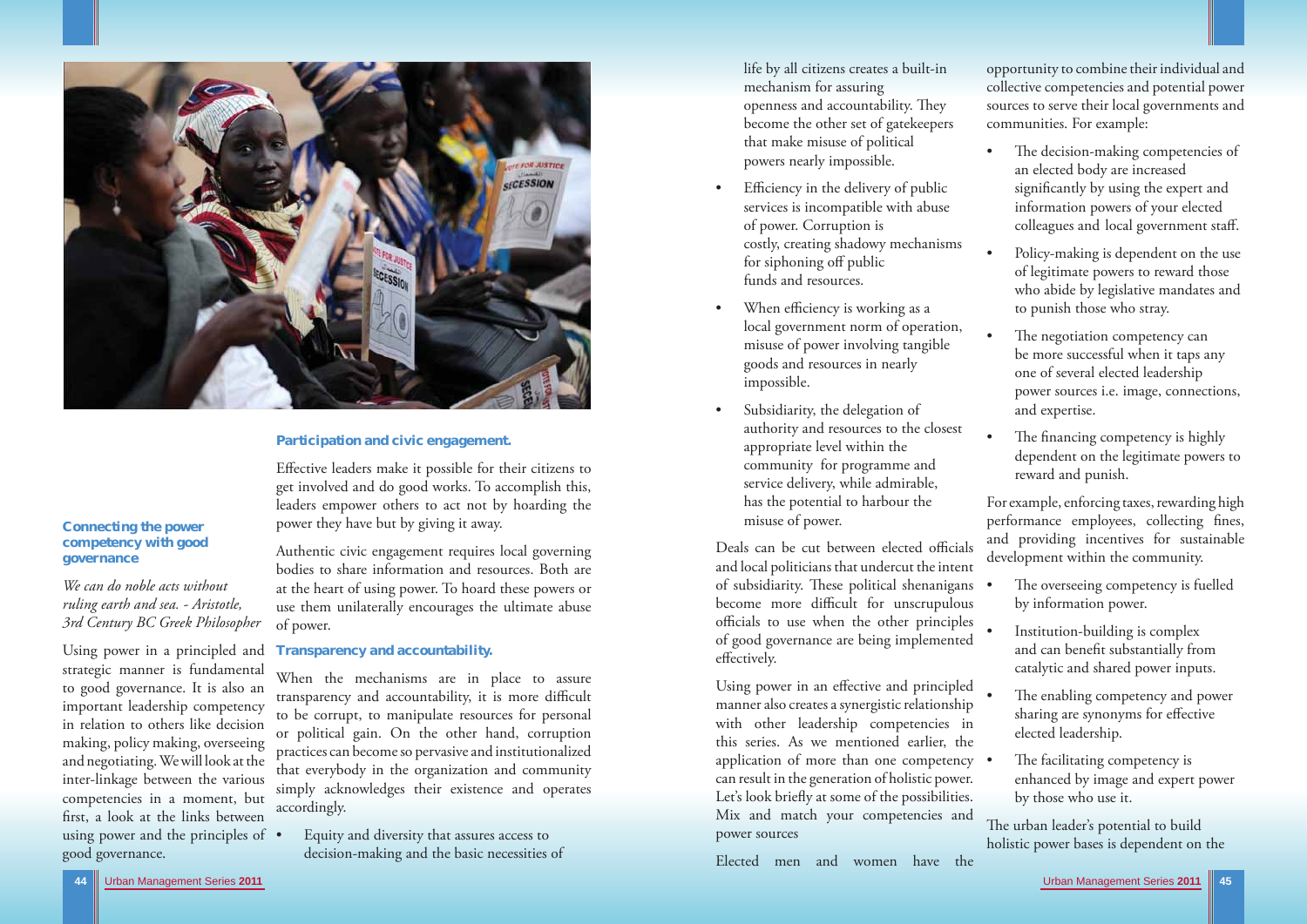### Connecting the power competency with good governance

*We can do noble acts without ruling earth and sea. - Aristotle, 3rd Century BC Greek Philosopher*

Using power in a principled and strategic manner is fundamental to good governance. It is also an important leadership competency in relation to others like decision making, policy making, overseeing and negotiating. We will look at the inter-linkage between the various competencies in a moment, but first, a look at the links between using power and the principles of good governance.

**Participation and civic engagement.**

Effective leaders make it possible for their citizens to get involved and do good works. To accomplish this, leaders empower others to act not by hoarding the power they have but by giving it away.

Authentic civic engagement requires local governing bodies to share information and resources. Both are at the heart of using power. To hoard these powers or use them unilaterally encourages the ultimate abuse of power.

**Transparency and accountability.**

When the mechanisms are in place to assure transparency and accountability, it is more difficult to be corrupt, to manipulate resources for personal or political gain. On the other hand, corruption practices can become so pervasive and institutionalized that everybody in the organization and community simply acknowledges their existence and operates accordingly.

- Equity and diversity that assures access to decision-making and the basic necessities of life by all citizens creates a built-in mechanism for assuring openness and accountability. They become the other set of gatekeepers that make misuse of political powers nearly impossible.
- Efficiency in the delivery of public services is incompatible with abuse of power. Corruption is costly, creating shadowy mechanisms for siphoning off public funds and resources.
- When efficiency is working as a local government norm of operation, misuse of power involving tangible goods and resources in nearly impossible.
- Subsidiarity, the delegation of authority and resources to the closest appropriate level within the community for programme and service delivery, while admirable, has the potential to harbour the misuse of power.

Deals can be cut between elected officials and local politicians that undercut the intent of subsidiarity. These political shenanigans become more difficult for unscrupulous officials to use when the other principles of good governance are being implemented effectively.

Using power in an effective and principled manner also creates a synergistic relationship with other leadership competencies in this series. As we mentioned earlier, the application of more than one competency can result in the generation of holistic power. Let's look briefly at some of the possibilities. Mix and match your competencies and power sources

Elected men and women have the opportunity to combine their individual and collective competencies and potential power sources to serve their local governments and communities. For example:

- The decision-making competencies of an elected body are increased significantly by using the expert and information powers of your elected colleagues and local government staff.
- Policy-making is dependent on the use of legitimate powers to reward those who abide by legislative mandates and to punish those who stray.
- The negotiation competency can be more successful when it taps any one of several elected leadership power sources i.e. image, connections, and expertise.
- The financing competency is highly dependent on the legitimate powers to reward and punish.

For example, enforcing taxes, rewarding high performance employees, collecting fines, and providing incentives for sustainable development within the community.

- The overseeing competency is fuelled by information power.
- Institution-building is complex and can benefit substantially from catalytic and shared power inputs.
- The enabling competency and power sharing are synonyms for effective elected leadership.
- The facilitating competency is enhanced by image and expert power by those who use it.

The urban leader's potential to build holistic power bases is dependent on the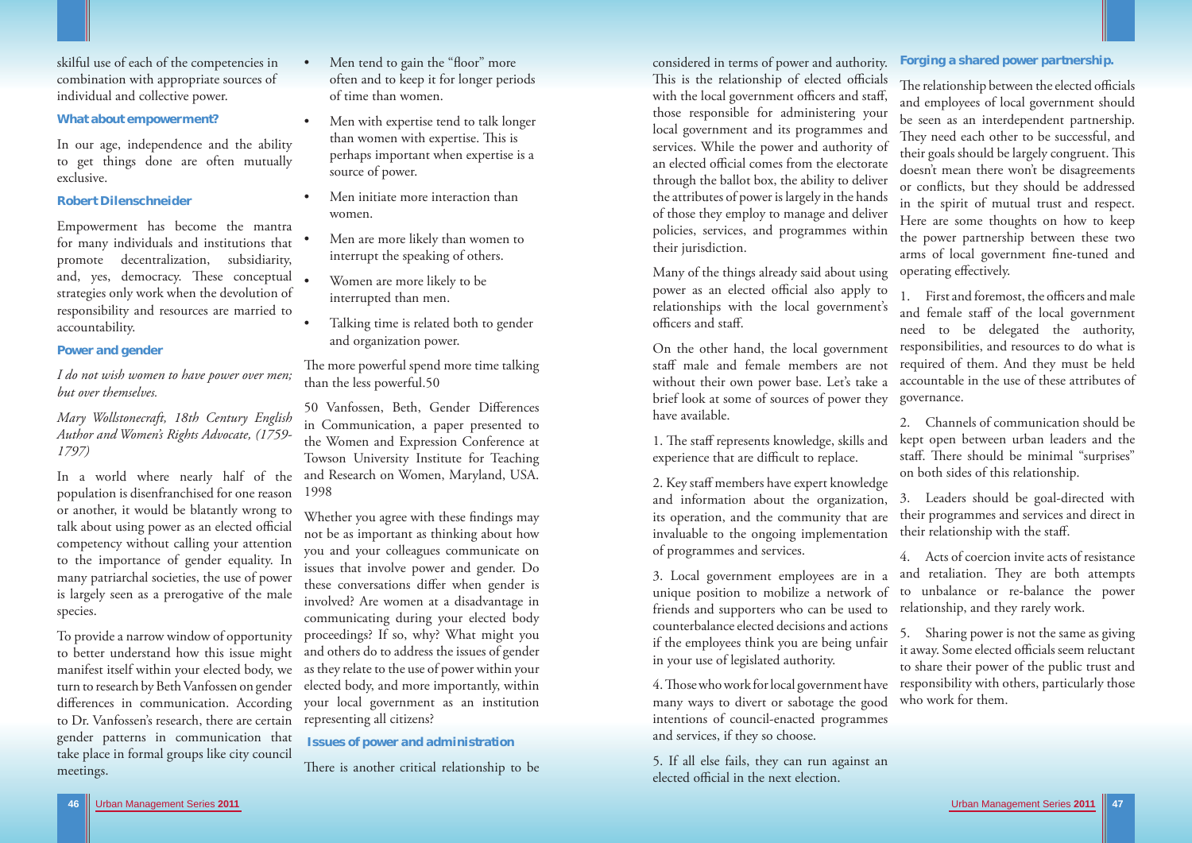skilful use of each of the competencies in combination with appropriate sources of individual and collective power.

### What about empowerment?

*In our age, independence and the ability to get things done are often mutually exclusive.*

**Robert Dilenschneider**

Empowerment has become the mantra for many individuals and institutions that promote decentralization, subsidiarity, and, yes, democracy. These conceptual strategies only work when the devolution of responsibility and resources are married to accountability.

### Power and gender

*I do not wish women to have power over men; but over themselves.*

*Mary Wollstonecraft, 18th Century English Author and Women's Rights Advocate, (1759-1797)*

In a world where nearly half of the population is disenfranchised for one reason or another, it would be blatantly wrong to talk about using power as an elected official competency without calling your attention to the importance of gender equality. In many patriarchal societies, the use of power is largely seen as a prerogative of the male species.

To provide a narrow window of opportunity to better understand how this issue might manifest itself within your elected body, we turn to research by Beth Vanfossen on gender differences in communication. According to Dr. Vanfossen's research, there are certain gender patterns in communication that take place in formal groups like city council meetings.

- Men tend to gain the "floor" more often and to keep it for longer periods of time than women.
- Men with expertise tend to talk longer than women with expertise. This is perhaps important when expertise is a source of power.
- Men initiate more interaction than women.
- Men are more likely than women to interrupt the speaking of others.
- Women are more likely to be interrupted than men.
- Talking time is related both to gender and organization power.

The more powerful spend more time talking than the less powerful.50

50 Vanfossen, Beth, Gender Differences in Communication, a paper presented to the Women and Expression Conference at Towson University Institute for Teaching and Research on Women, Maryland, USA. 1998

Whether you agree with these findings may not be as important as thinking about how you and your colleagues communicate on issues that involve power and gender. Do these conversations differ when gender is involved? Are women at a disadvantage in communicating during your elected body proceedings? If so, why? What might you and others do to address the issues of gender as they relate to the use of power within your elected body, and more importantly, within your local government as an institution representing all citizens?

### Issues of power and administration

There is another critical relationship to be considered in terms of power and authority. This is the relationship of elected officials with the local government officers and staff, those responsible for administering your local government and its programmes and services. While the power and authority of an elected official comes from the electorate through the ballot box, the ability to deliver the attributes of power is largely in the hands of those they employ to manage and deliver policies, services, and programmes within their jurisdiction.

Many of the things already said about using power as an elected official also apply to relationships with the local government's officers and staff.

On the other hand, the local government staff male and female members are not without their own power base. Let's take a brief look at some of sources of power they have available.

1. The staff represents knowledge, skills and experience that are difficult to replace.

2. Key staff members have expert knowledge and information about the organization, its operation, and the community that are invaluable to the ongoing implementation of programmes and services.

3. Local government employees are in a unique position to mobilize a network of friends and supporters who can be used to counterbalance elected decisions and actions if the employees think you are being unfair in your use of legislated authority.

4. Those who work for local government have many ways to divert or sabotage the good intentions of council-enacted programmes and services, if they so choose.

5. If all else fails, they can run against an elected official in the next election.

### Forging a shared power partnership.

The relationship between the elected officials and employees of local government should be seen as an interdependent partnership. They need each other to be successful, and their goals should be largely congruent. This doesn't mean there won't be disagreements or conflicts, but they should be addressed in the spirit of mutual trust and respect. Here are some thoughts on how to keep the power partnership between these two arms of local government fine-tuned and operating effectively.

1. First and foremost, the officers and male and female staff of the local government need to be delegated the authority, responsibilities, and resources to do what is required of them. And they must be held accountable in the use of these attributes of governance.

2. Channels of communication should be kept open between urban leaders and the staff. There should be minimal "surprises" on both sides of this relationship.

3. Leaders should be goal-directed with their programmes and services and direct in their relationship with the staff.

4. Acts of coercion invite acts of resistance and retaliation. They are both attempts to unbalance or re-balance the power relationship, and they rarely work.

5. Sharing power is not the same as giving it away. Some elected officials seem reluctant to share their power of the public trust and responsibility with others, particularly those who work for them.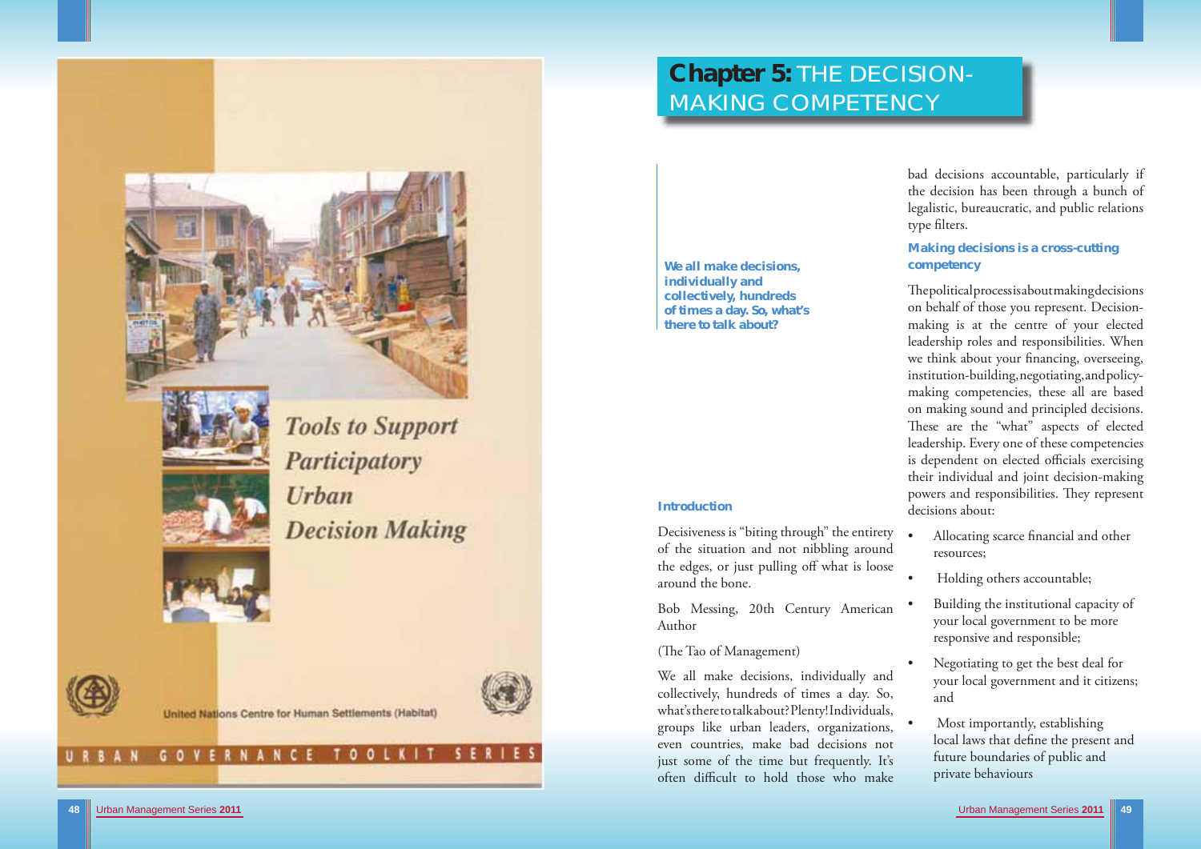# Chapter 5: THE DECISION-MAKING COMPETENCY

**We all make decisions, individually and collectively, hundreds of times a day. So, what's there to talk about?**

## Introduction

Decisiveness is "biting through" the entirety of the situation and not nibbling around the edges, or just pulling off what is loose around the bone.

Bob Messing, 20th Century American Author

(The Tao of Management)

We all make decisions, individually and collectively, hundreds of times a day. So, what's there to talk about? Plenty! Individuals, groups like urban leaders, organizations, even countries, make bad decisions not just some of the time but frequently. It's often difficult to hold those who make bad decisions accountable, particularly if the decision has been through a bunch of legalistic, bureaucratic, and public relations type filters.

## Making decisions is a cross-cutting competency

The political process is about making decisions on behalf of those you represent. Decision-making is at the centre of your elected leadership roles and responsibilities. When we think about your financing, overseeing, institution-building, negotiating, and policy-making competencies, these all are based on making sound and principled decisions. These are the "what" aspects of elected leadership. Every one of these competencies is dependent on elected officials exercising their individual and joint decision-making powers and responsibilities. They represent decisions about:

- Allocating scarce financial and other resources;
- Holding others accountable;
- Building the institutional capacity of your local government to be more responsive and responsible;
- Negotiating to get the best deal for your local government and it citizens; and
- Most importantly, establishing local laws that define the present and future boundaries of public and private behaviours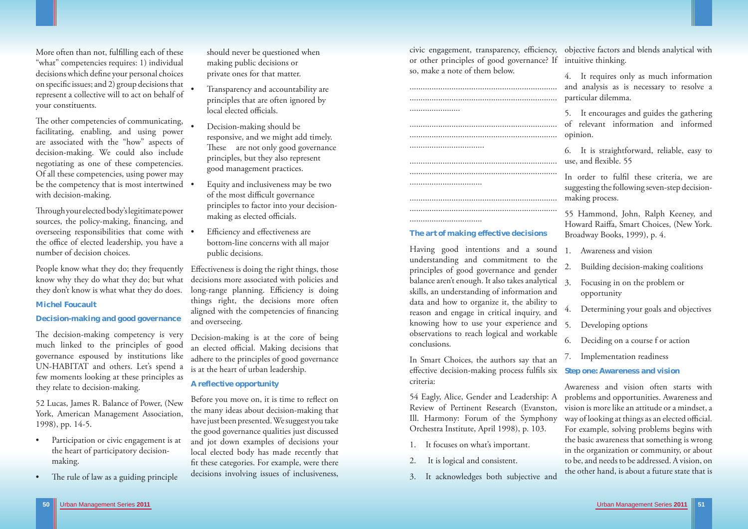More often than not, fulfilling each of these "what" competencies requires: 1) individual decisions which define your personal choices on specific issues; and 2) group decisions that represent a collective will to act on behalf of your constituents.

The other competencies of communicating, facilitating, enabling, and using power are associated with the "how" aspects of decision-making. We could also include negotiating as one of these competencies. Of all these competencies, using power may be the competency that is most intertwined with decision-making.

Through your elected body's legitimate power sources, the policy-making, financing, and overseeing responsibilities that come with the office of elected leadership, you have a number of decision choices.

People know what they do; they frequently know why they do what they do; but what they don't know is what what they do does.

**Michel Foucault**

### Decision-making and good governance

The decision-making competency is very much linked to the principles of good governance espoused by institutions like UN-HABITAT and others. Let's spend a few moments looking at these principles as they relate to decision-making.

52 Lucas, James R. Balance of Power, (New York, American Management Association, 1998), pp. 14-5.

- Participation or civic engagement is at the heart of participatory decision-making.
- The rule of law as a guiding principle should never be questioned when making public decisions or private ones for that matter.
- Transparency and accountability are principles that are often ignored by local elected officials.
- Decision-making should be responsive, and we might add timely. These are not only good governance principles, but they also represent good management practices.
- Equity and inclusiveness may be two of the most difficult governance principles to factor into your decision-making as elected officials.
- Efficiency and effectiveness are bottom-line concerns with all major public decisions.

Effectiveness is doing the right things, those decisions more associated with policies and long-range planning. Efficiency is doing things right, the decisions more often aligned with the competencies of financing and overseeing.

Decision-making is at the core of being an elected official. Making decisions that adhere to the principles of good governance is at the heart of urban leadership.

### A reflective opportunity

Before you move on, it is time to reflect on the many ideas about decision-making that have just been presented. We suggest you take the good governance qualities just discussed and jot down examples of decisions your local elected body has made recently that fit these categories. For example, were there decisions involving issues of inclusiveness, civic engagement, transparency, efficiency, or other principles of good governance? If so, make a note of them below.

....................................................................
....................................................................
.......................

....................................................................
....................................................................
..................................

....................................................................
....................................................................
.................................

....................................................................
....................................................................
.................................

### The art of making effective decisions

Having good intentions and a sound understanding and commitment to the principles of good governance and gender balance aren't enough. It also takes analytical skills, an understanding of information and data and how to organize it, the ability to reason and engage in critical inquiry, and knowing how to use your experience and observations to reach logical and workable conclusions.

In Smart Choices, the authors say that an effective decision-making process fulfils six criteria:

54 Eagly, Alice, Gender and Leadership: A Review of Pertinent Research (Evanston, Ill. Harmony: Forum of the Symphony Orchestra Institute, April 1998), p. 103.

1. It focuses on what's important.
2. It is logical and consistent.
3. It acknowledges both subjective and objective factors and blends analytical with intuitive thinking.
4. It requires only as much information and analysis as is necessary to resolve a particular dilemma.
5. It encourages and guides the gathering of relevant information and informed opinion.
6. It is straightforward, reliable, easy to use, and flexible. 55

In order to fulfil these criteria, we are suggesting the following seven-step decision-making process.

55 Hammond, John, Ralph Keeney, and Howard Raiffa, Smart Choices, (New York. Broadway Books, 1999), p. 4.

1. Awareness and vision
2. Building decision-making coalitions
3. Focusing in on the problem or opportunity
4. Determining your goals and objectives
5. Developing options
6. Deciding on a course f or action
7. Implementation readiness

### Step one: Awareness and vision

Awareness and vision often starts with problems and opportunities. Awareness and vision is more like an attitude or a mindset, a way of looking at things as an elected official. For example, solving problems begins with the basic awareness that something is wrong in the organization or community, or about to be, and needs to be addressed. A vision, on the other hand, is about a future state that is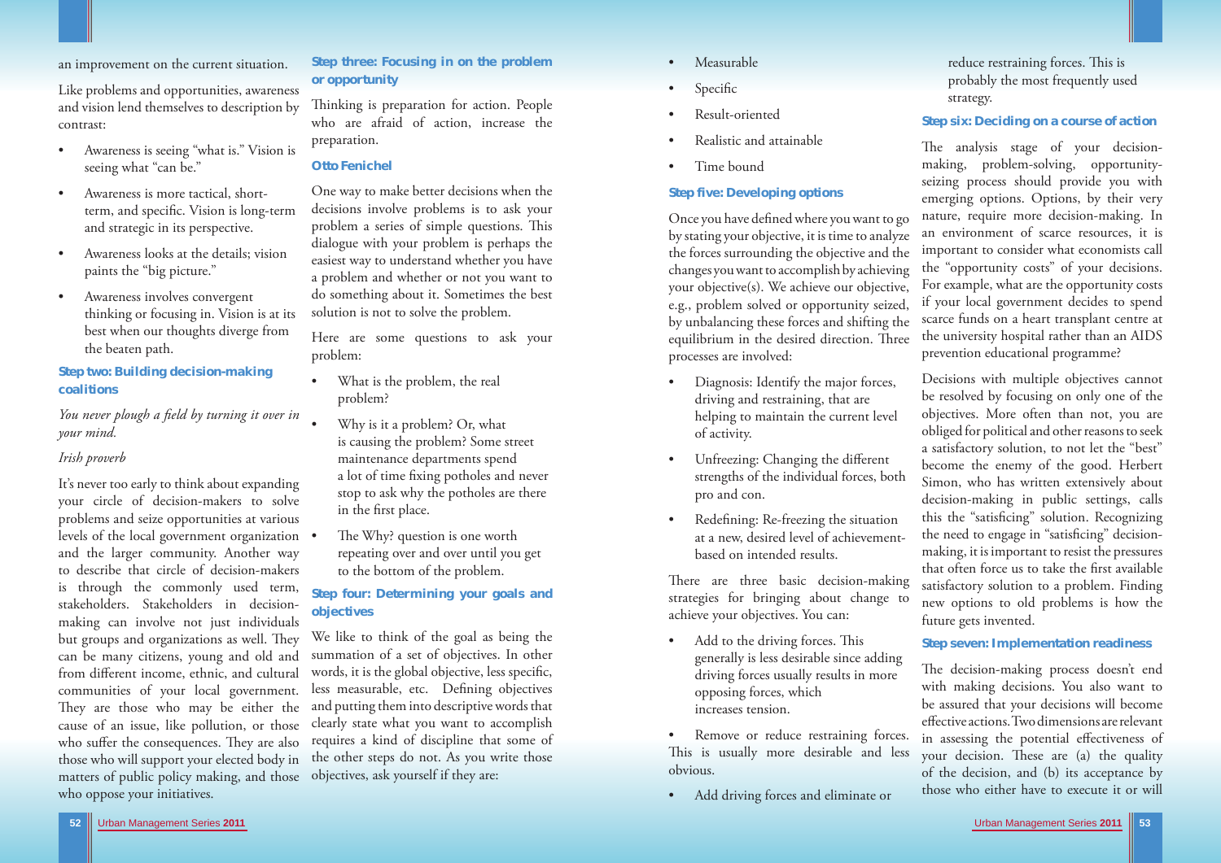an improvement on the current situation.

Like problems and opportunities, awareness and vision lend themselves to description by contrast:

- Awareness is seeing "what is." Vision is seeing what "can be."
- Awareness is more tactical, short-term, and specific. Vision is long-term and strategic in its perspective.
- Awareness looks at the details; vision paints the "big picture."
- Awareness involves convergent thinking or focusing in. Vision is at its best when our thoughts diverge from the beaten path.

### Step two: Building decision-making coalitions

*You never plough a field by turning it over in your mind.*

*Irish proverb*

It's never too early to think about expanding your circle of decision-makers to solve problems and seize opportunities at various levels of the local government organization and the larger community. Another way to describe that circle of decision-makers is through the commonly used term, stakeholders. Stakeholders in decision-making can involve not just individuals but groups and organizations as well. They can be many citizens, young and old and from different income, ethnic, and cultural communities of your local government. They are those who may be either the cause of an issue, like pollution, or those who suffer the consequences. They are also those who will support your elected body in matters of public policy making, and those who oppose your initiatives.

### Step three: Focusing in on the problem or opportunity

Thinking is preparation for action. People who are afraid of action, increase the preparation.

**Otto Fenichel**

One way to make better decisions when the decisions involve problems is to ask your problem a series of simple questions. This dialogue with your problem is perhaps the easiest way to understand whether you have a problem and whether or not you want to do something about it. Sometimes the best solution is not to solve the problem.

Here are some questions to ask your problem:

- What is the problem, the real problem?
- Why is it a problem? Or, what is causing the problem? Some street maintenance departments spend a lot of time fixing potholes and never stop to ask why the potholes are there in the first place.
- The Why? question is one worth repeating over and over until you get to the bottom of the problem.

### Step four: Determining your goals and objectives

We like to think of the goal as being the summation of a set of objectives. In other words, it is the global objective, less specific, less measurable, etc. Defining objectives and putting them into descriptive words that clearly state what you want to accomplish requires a kind of discipline that some of the other steps do not. As you write those objectives, ask yourself if they are:

- Measurable
- Specific
- Result-oriented
- Realistic and attainable
- Time bound

### Step five: Developing options

Once you have defined where you want to go by stating your objective, it is time to analyze the forces surrounding the objective and the changes you want to accomplish by achieving your objective(s). We achieve our objective, e.g., problem solved or opportunity seized, by unbalancing these forces and shifting the equilibrium in the desired direction. Three processes are involved:

- Diagnosis: Identify the major forces, driving and restraining, that are helping to maintain the current level of activity.
- Unfreezing: Changing the different strengths of the individual forces, both pro and con.
- Redefining: Re-freezing the situation at a new, desired level of achievement-based on intended results.

There are three basic decision-making strategies for bringing about change to achieve your objectives. You can:

- Add to the driving forces. This generally is less desirable since adding driving forces usually results in more opposing forces, which increases tension.
- Remove or reduce restraining forces. This is usually more desirable and less obvious.
- Add driving forces and eliminate or reduce restraining forces. This is probably the most frequently used strategy.

### Step six: Deciding on a course of action

The analysis stage of your decision-making, problem-solving, opportunity-seizing process should provide you with emerging options. Options, by their very nature, require more decision-making. In an environment of scarce resources, it is important to consider what economists call the "opportunity costs" of your decisions. For example, what are the opportunity costs if your local government decides to spend scarce funds on a heart transplant centre at the university hospital rather than an AIDS prevention educational programme?

Decisions with multiple objectives cannot be resolved by focusing on only one of the objectives. More often than not, you are obliged for political and other reasons to seek a satisfactory solution, to not let the "best" become the enemy of the good. Herbert Simon, who has written extensively about decision-making in public settings, calls this the "satisficing" solution. Recognizing the need to engage in "satisficing" decision-making, it is important to resist the pressures that often force us to take the first available satisfactory solution to a problem. Finding new options to old problems is how the future gets invented.

### Step seven: Implementation readiness

The decision-making process doesn't end with making decisions. You also want to be assured that your decisions will become effective actions. Two dimensions are relevant in assessing the potential effectiveness of your decision. These are (a) the quality of the decision, and (b) its acceptance by those who either have to execute it or will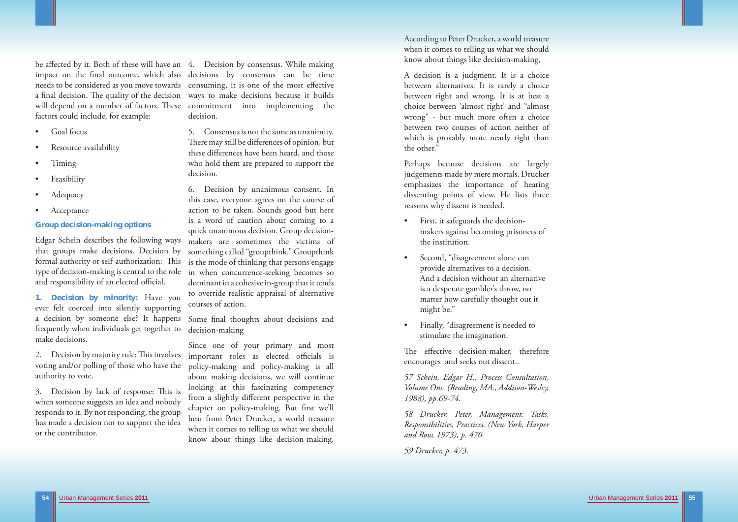be affected by it. Both of these will have an impact on the final outcome, which also needs to be considered as you move towards a final decision. The quality of the decision will depend on a number of factors. These factors could include, for example:

- Goal focus
- Resource availability
- Timing
- Feasibility
- Adequacy
- Acceptance

### Group decision-making options

Edgar Schein describes the following ways that groups make decisions. Decision by formal authority or self-authorization: This type of decision-making is central to the role and responsibility of an elected official.

**1. Decision by minority:** Have you ever felt coerced into silently supporting a decision by someone else? It happens frequently when individuals get together to make decisions.

2. Decision by majority rule: This involves voting and/or polling of those who have the authority to vote.

3. Decision by lack of response: This is when someone suggests an idea and nobody responds to it. By not responding, the group has made a decision not to support the idea or the contributor.

4. Decision by consensus. While making decisions by consensus can be time consuming, it is one of the most effective ways to make decisions because it builds commitment into implementing the decision.

5. Consensus is not the same as unanimity. There may still be differences of opinion, but these differences have been heard, and those who hold them are prepared to support the decision.

6. Decision by unanimous consent. In this case, everyone agrees on the course of action to be taken. Sounds good but here is a word of caution about coming to a quick unanimous decision. Group decision-makers are sometimes the victims of something called "groupthink." Groupthink is the mode of thinking that persons engage in when concurrence-seeking becomes so dominant in a cohesive in-group that it tends to override realistic appraisal of alternative courses of action.

Some final thoughts about decisions and decision-making

Since one of your primary and most important roles as elected officials is policy-making and policy-making is all about making decisions, we will continue looking at this fascinating competency from a slightly different perspective in the chapter on policy-making. But first we'll hear from Peter Drucker, a world treasure when it comes to telling us what we should know about things like decision-making.

According to Peter Drucker, a world treasure when it comes to telling us what we should know about things like decision-making,

A decision is a judgment. It is a choice between alternatives. It is rarely a choice between right and wrong. It is at best a choice between 'almost right' and "almost wrong" - but much more often a choice between two courses of action neither of which is provably more nearly right than the other."

Perhaps because decisions are largely judgements made by mere mortals, Drucker emphasizes the importance of hearing dissenting points of view. He lists three reasons why dissent is needed.

- First, it safeguards the decision-makers against becoming prisoners of the institution.
- Second, "disagreement alone can provide alternatives to a decision. And a decision without an alternative is a desperate gambler's throw, no matter how carefully thought out it might be."
- Finally, "disagreement is needed to stimulate the imagination.

The effective decision-maker, therefore encourages and seeks out dissent..

*57 Schein, Edgar H., Process Consultation, Volume One. (Reading, MA., Addison-Wesley, 1988), pp.69-74.*

*58 Drucker, Peter, Management: Tasks, Responsibilities, Practices. (New York, Harper and Row, 1973), p. 470.*

*59 Drucker, p. 473.*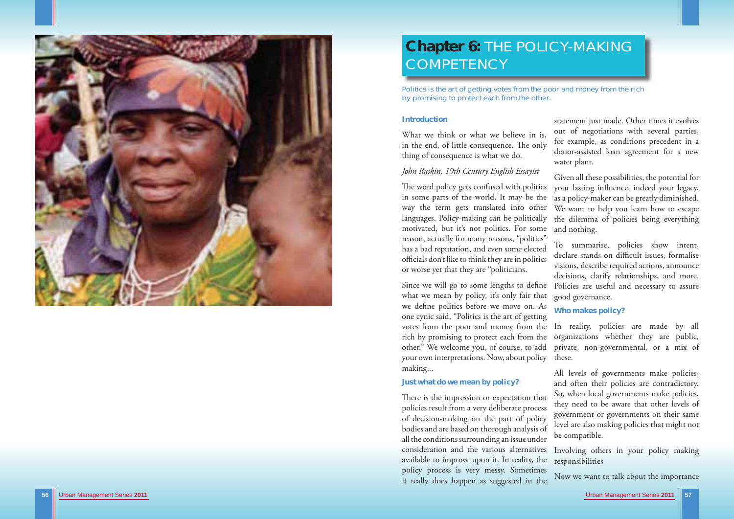# Chapter 6: THE POLICY-MAKING COMPETENCY

Politics is the art of getting votes from the poor and money from the rich by promising to protect each from the other.

## Introduction

What we think or what we believe in is, in the end, of little consequence. The only thing of consequence is what we do.

*John Ruskin, 19th Century English Essayist*

The word policy gets confused with politics in some parts of the world. It may be the way the term gets translated into other languages. Policy-making can be politically motivated, but it's not politics. For some reason, actually for many reasons, "politics" has a bad reputation, and even some elected officials don't like to think they are in politics or worse yet that they are "politicians.

Since we will go to some lengths to define what we mean by policy, it's only fair that we define politics before we move on. As one cynic said, "Politics is the art of getting votes from the poor and money from the rich by promising to protect each from the other." We welcome you, of course, to add your own interpretations. Now, about policy making...

## Just what do we mean by policy?

There is the impression or expectation that policies result from a very deliberate process of decision-making on the part of policy bodies and are based on thorough analysis of all the conditions surrounding an issue under consideration and the various alternatives available to improve upon it. In reality, the policy process is very messy. Sometimes it really does happen as suggested in the statement just made. Other times it evolves out of negotiations with several parties, for example, as conditions precedent in a donor-assisted loan agreement for a new water plant.

Given all these possibilities, the potential for your lasting influence, indeed your legacy, as a policy-maker can be greatly diminished. We want to help you learn how to escape the dilemma of policies being everything and nothing.

To summarise, policies show intent, declare stands on difficult issues, formalise visions, describe required actions, announce decisions, clarify relationships, and more. Policies are useful and necessary to assure good governance.

## Who makes policy?

In reality, policies are made by all organizations whether they are public, private, non-governmental, or a mix of these.

All levels of governments make policies, and often their policies are contradictory. So, when local governments make policies, they need to be aware that other levels of government or governments on their same level are also making policies that might not be compatible.

Involving others in your policy making responsibilities

Now we want to talk about the importance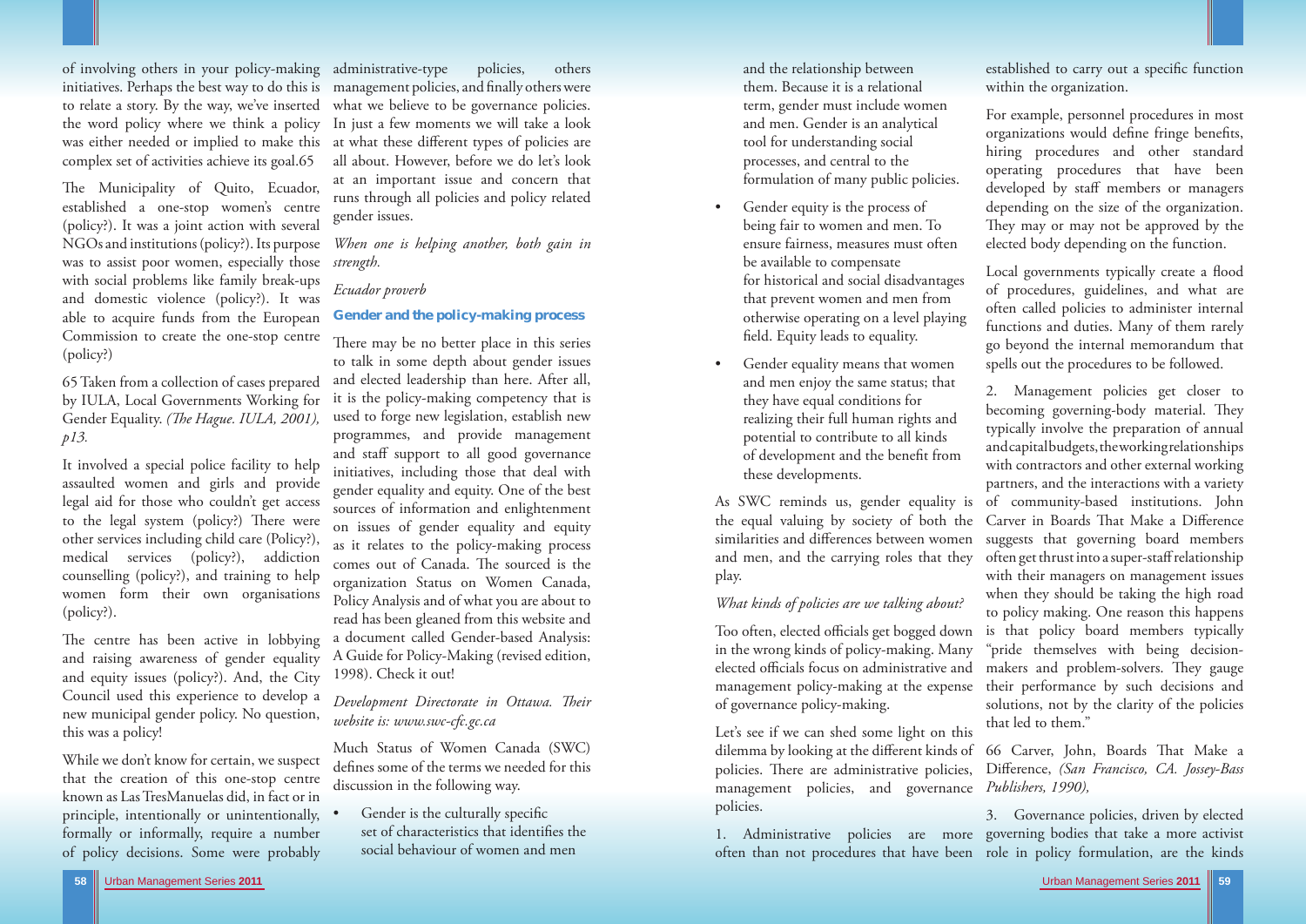of involving others in your policy-making initiatives. Perhaps the best way to do this is to relate a story. By the way, we've inserted the word policy where we think a policy was either needed or implied to make this complex set of activities achieve its goal.65

The Municipality of Quito, Ecuador, established a one-stop women's centre (policy?). It was a joint action with several NGOs and institutions (policy?). Its purpose was to assist poor women, especially those with social problems like family break-ups and domestic violence (policy?). It was able to acquire funds from the European Commission to create the one-stop centre (policy?)

65 Taken from a collection of cases prepared by IULA, Local Governments Working for Gender Equality. *(The Hague. IULA, 2001), p13.*

It involved a special police facility to help assaulted women and girls and provide legal aid for those who couldn't get access to the legal system (policy?) There were other services including child care (Policy?), medical services (policy?), addiction counselling (policy?), and training to help women form their own organisations (policy?).

The centre has been active in lobbying and raising awareness of gender equality and equity issues (policy?). And, the City Council used this experience to develop a new municipal gender policy. No question, this was a policy!

While we don't know for certain, we suspect that the creation of this one-stop centre known as Las TresManuelas did, in fact or in principle, intentionally or unintentionally, formally or informally, require a number of policy decisions. Some were probably administrative-type policies, others management policies, and finally others were what we believe to be governance policies. In just a few moments we will take a look at what these different types of policies are all about. However, before we do let's look at an important issue and concern that runs through all policies and policy related gender issues.

*When one is helping another, both gain in strength.*

*Ecuador proverb*

### Gender and the policy-making process

There may be no better place in this series to talk in some depth about gender issues and elected leadership than here. After all, it is the policy-making competency that is used to forge new legislation, establish new programmes, and provide management and staff support to all good governance initiatives, including those that deal with gender equality and equity. One of the best sources of information and enlightenment on issues of gender equality and equity as it relates to the policy-making process comes out of Canada. The sourced is the organization Status on Women Canada, Policy Analysis and of what you are about to read has been gleaned from this website and a document called Gender-based Analysis: A Guide for Policy-Making (revised edition, 1998). Check it out!

*Development Directorate in Ottawa. Their website is: www.swc-cfc.gc.ca*

Much Status of Women Canada (SWC) defines some of the terms we needed for this discussion in the following way.

- Gender is the culturally specific set of characteristics that identifies the social behaviour of women and men and the relationship between them. Because it is a relational term, gender must include women and men. Gender is an analytical tool for understanding social processes, and central to the formulation of many public policies.
- Gender equity is the process of being fair to women and men. To ensure fairness, measures must often be available to compensate for historical and social disadvantages that prevent women and men from otherwise operating on a level playing field. Equity leads to equality.
- Gender equality means that women and men enjoy the same status; that they have equal conditions for realizing their full human rights and potential to contribute to all kinds of development and the benefit from these developments.

As SWC reminds us, gender equality is the equal valuing by society of both the similarities and differences between women and men, and the carrying roles that they play.

*What kinds of policies are we talking about?*

Too often, elected officials get bogged down in the wrong kinds of policy-making. Many elected officials focus on administrative and management policy-making at the expense of governance policy-making.

Let's see if we can shed some light on this dilemma by looking at the different kinds of policies. There are administrative policies, management policies, and governance policies.

1. Administrative policies are more often than not procedures that have been established to carry out a specific function within the organization.

For example, personnel procedures in most organizations would define fringe benefits, hiring procedures and other standard operating procedures that have been developed by staff members or managers depending on the size of the organization. They may or may not be approved by the elected body depending on the function.

Local governments typically create a flood of procedures, guidelines, and what are often called policies to administer internal functions and duties. Many of them rarely go beyond the internal memorandum that spells out the procedures to be followed.

2. Management policies get closer to becoming governing-body material. They typically involve the preparation of annual and capital budgets, the working relationships with contractors and other external working partners, and the interactions with a variety of community-based institutions. John Carver in Boards That Make a Difference suggests that governing board members often get thrust into a super-staff relationship with their managers on management issues when they should be taking the high road to policy making. One reason this happens is that policy board members typically "pride themselves with being decision-makers and problem-solvers. They gauge their performance by such decisions and solutions, not by the clarity of the policies that led to them."

66 Carver, John, Boards That Make a Difference, *(San Francisco, CA. Jossey-Bass Publishers, 1990),*

3. Governance policies, driven by elected governing bodies that take a more activist role in policy formulation, are the kinds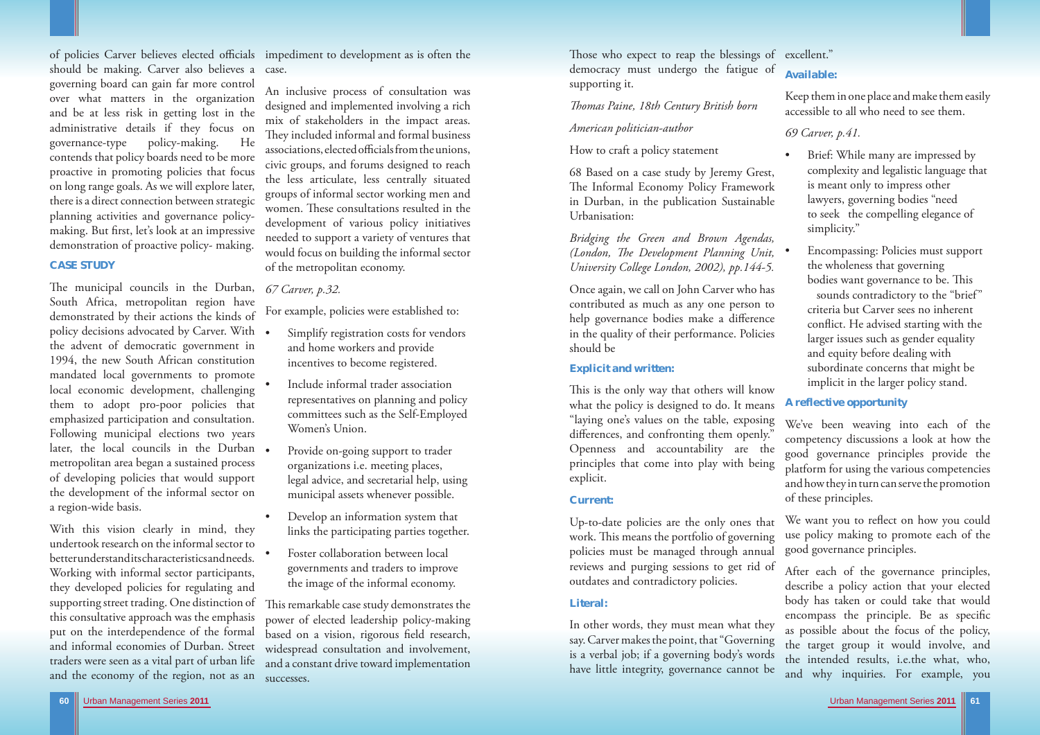of policies Carver believes elected officials should be making. Carver also believes a governing board can gain far more control over what matters in the organization and be at less risk in getting lost in the administrative details if they focus on governance-type policy-making. He contends that policy boards need to be more proactive in promoting policies that focus on long range goals. As we will explore later, there is a direct connection between strategic planning activities and governance policy-making. But first, let's look at an impressive demonstration of proactive policy- making.

**CASE STUDY**

The municipal councils in the Durban, South Africa, metropolitan region have demonstrated by their actions the kinds of policy decisions advocated by Carver. With the advent of democratic government in 1994, the new South African constitution mandated local governments to promote local economic development, challenging them to adopt pro-poor policies that emphasized participation and consultation. Following municipal elections two years later, the local councils in the Durban metropolitan area began a sustained process of developing policies that would support the development of the informal sector on a region-wide basis.

With this vision clearly in mind, they undertook research on the informal sector to better understand its characteristics and needs. Working with informal sector participants, they developed policies for regulating and supporting street trading. One distinction of this consultative approach was the emphasis put on the interdependence of the formal and informal economies of Durban. Street traders were seen as a vital part of urban life and the economy of the region, not as an impediment to development as is often the case.

An inclusive process of consultation was designed and implemented involving a rich mix of stakeholders in the impact areas. They included informal and formal business associations, elected officials from the unions, civic groups, and forums designed to reach the less articulate, less centrally situated groups of informal sector working men and women. These consultations resulted in the development of various policy initiatives needed to support a variety of ventures that would focus on building the informal sector of the metropolitan economy.

*67 Carver, p.32.*

For example, policies were established to:

- Simplify registration costs for vendors and home workers and provide incentives to become registered.
- Include informal trader association representatives on planning and policy committees such as the Self-Employed Women's Union.
- Provide on-going support to trader organizations i.e. meeting places, legal advice, and secretarial help, using municipal assets whenever possible.
- Develop an information system that links the participating parties together.
- Foster collaboration between local governments and traders to improve the image of the informal economy.

This remarkable case study demonstrates the power of elected leadership policy-making based on a vision, rigorous field research, widespread consultation and involvement, and a constant drive toward implementation successes.

Those who expect to reap the blessings of democracy must undergo the fatigue of supporting it.

*Thomas Paine, 18th Century British born*

*American politician-author*

How to craft a policy statement

68 Based on a case study by Jeremy Grest, The Informal Economy Policy Framework in Durban, in the publication Sustainable Urbanisation:

*Bridging the Green and Brown Agendas, (London, The Development Planning Unit, University College London, 2002), pp.144-5.*

Once again, we call on John Carver who has contributed as much as any one person to help governance bodies make a difference in the quality of their performance. Policies should be

**Explicit and written:**

This is the only way that others will know what the policy is designed to do. It means "laying one's values on the table, exposing differences, and confronting them openly." Openness and accountability are the principles that come into play with being explicit.

**Current:**

Up-to-date policies are the only ones that work. This means the portfolio of governing policies must be managed through annual reviews and purging sessions to get rid of outdates and contradictory policies.

**Literal:**

In other words, they must mean what they say. Carver makes the point, that "Governing is a verbal job; if a governing body's words have little integrity, governance cannot be excellent."

**Available:**

Keep them in one place and make them easily accessible to all who need to see them.

*69 Carver, p.41.*

- Brief: While many are impressed by complexity and legalistic language that is meant only to impress other lawyers, governing bodies "need to seek the compelling elegance of simplicity."
- Encompassing: Policies must support the wholeness that governing bodies want governance to be. This sounds contradictory to the "brief" criteria but Carver sees no inherent conflict. He advised starting with the larger issues such as gender equality and equity before dealing with subordinate concerns that might be implicit in the larger policy stand.

**A reflective opportunity**

We've been weaving into each of the competency discussions a look at how the good governance principles provide the platform for using the various competencies and how they in turn can serve the promotion of these principles.

We want you to reflect on how you could use policy making to promote each of the good governance principles.

After each of the governance principles, describe a policy action that your elected body has taken or could take that would encompass the principle. Be as specific as possible about the focus of the policy, the target group it would involve, and the intended results, i.e.the what, who, and why inquiries. For example, you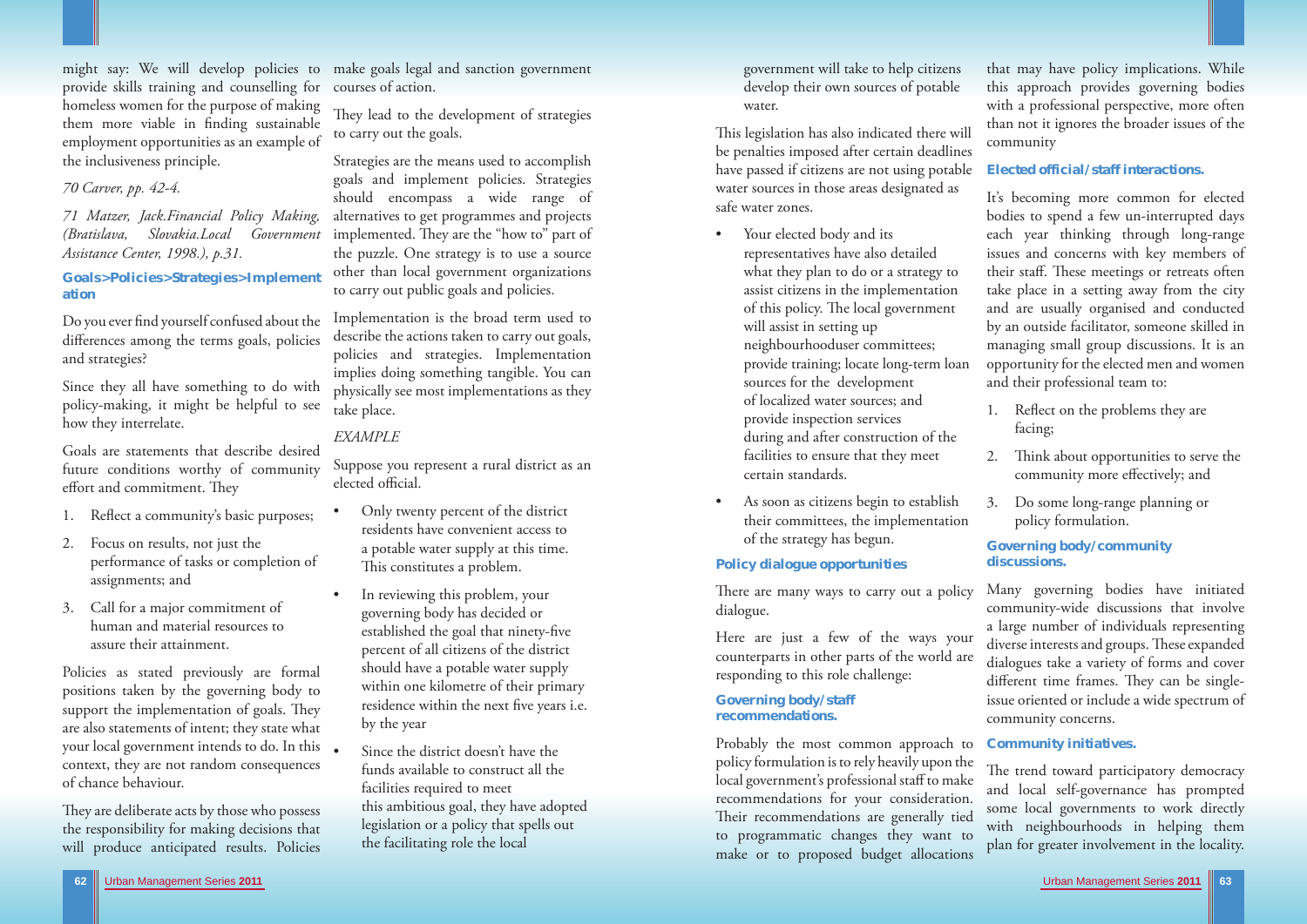might say: We will develop policies to provide skills training and counselling for homeless women for the purpose of making them more viable in finding sustainable employment opportunities as an example of the inclusiveness principle.

*70 Carver, pp. 42-4.*

*71 Matzer, Jack.Financial Policy Making, (Bratislava, Slovakia.Local Government Assistance Center, 1998.), p.31.*

### Goals>Policies>Strategies>Implementation

Do you ever find yourself confused about the differences among the terms goals, policies and strategies?

Since they all have something to do with policy-making, it might be helpful to see how they interrelate.

Goals are statements that describe desired future conditions worthy of community effort and commitment. They

1. Reflect a community's basic purposes;
2. Focus on results, not just the performance of tasks or completion of assignments; and
3. Call for a major commitment of human and material resources to assure their attainment.

Policies as stated previously are formal positions taken by the governing body to support the implementation of goals. They are also statements of intent; they state what your local government intends to do. In this context, they are not random consequences of chance behaviour.

They are deliberate acts by those who possess the responsibility for making decisions that will produce anticipated results. Policies make goals legal and sanction government courses of action.

They lead to the development of strategies to carry out the goals.

Strategies are the means used to accomplish goals and implement policies. Strategies should encompass a wide range of alternatives to get programmes and projects implemented. They are the "how to" part of the puzzle. One strategy is to use a source other than local government organizations to carry out public goals and policies.

Implementation is the broad term used to describe the actions taken to carry out goals, policies and strategies. Implementation implies doing something tangible. You can physically see most implementations as they take place.

*EXAMPLE*

Suppose you represent a rural district as an elected official.

- Only twenty percent of the district residents have convenient access to a potable water supply at this time. This constitutes a problem.
- In reviewing this problem, your governing body has decided or established the goal that ninety-five percent of all citizens of the district should have a potable water supply within one kilometre of their primary residence within the next five years i.e. by the year
- Since the district doesn't have the funds available to construct all the facilities required to meet this ambitious goal, they have adopted legislation or a policy that spells out the facilitating role the local government will take to help citizens develop their own sources of potable water.

This legislation has also indicated there will be penalties imposed after certain deadlines have passed if citizens are not using potable water sources in those areas designated as safe water zones.

- Your elected body and its representatives have also detailed what they plan to do or a strategy to assist citizens in the implementation of this policy. The local government will assist in setting up neighbourhooduser committees; provide training; locate long-term loan sources for the development of localized water sources; and provide inspection services during and after construction of the facilities to ensure that they meet certain standards.
- As soon as citizens begin to establish their committees, the implementation of the strategy has begun.

### Policy dialogue opportunities

There are many ways to carry out a policy dialogue.

Here are just a few of the ways your counterparts in other parts of the world are responding to this role challenge:

#### Governing body/staff recommendations.

Probably the most common approach to policy formulation is to rely heavily upon the local government's professional staff to make recommendations for your consideration. Their recommendations are generally tied to programmatic changes they want to make or to proposed budget allocations that may have policy implications. While this approach provides governing bodies with a professional perspective, more often than not it ignores the broader issues of the community

#### Elected official/staff interactions.

It's becoming more common for elected bodies to spend a few un-interrupted days each year thinking through long-range issues and concerns with key members of their staff. These meetings or retreats often take place in a setting away from the city and are usually organised and conducted by an outside facilitator, someone skilled in managing small group discussions. It is an opportunity for the elected men and women and their professional team to:

1. Reflect on the problems they are facing;
2. Think about opportunities to serve the community more effectively; and
3. Do some long-range planning or policy formulation.

#### Governing body/community discussions.

Many governing bodies have initiated community-wide discussions that involve a large number of individuals representing diverse interests and groups. These expanded dialogues take a variety of forms and cover different time frames. They can be single-issue oriented or include a wide spectrum of community concerns.

#### Community initiatives.

The trend toward participatory democracy and local self-governance has prompted some local governments to work directly with neighbourhoods in helping them plan for greater involvement in the locality.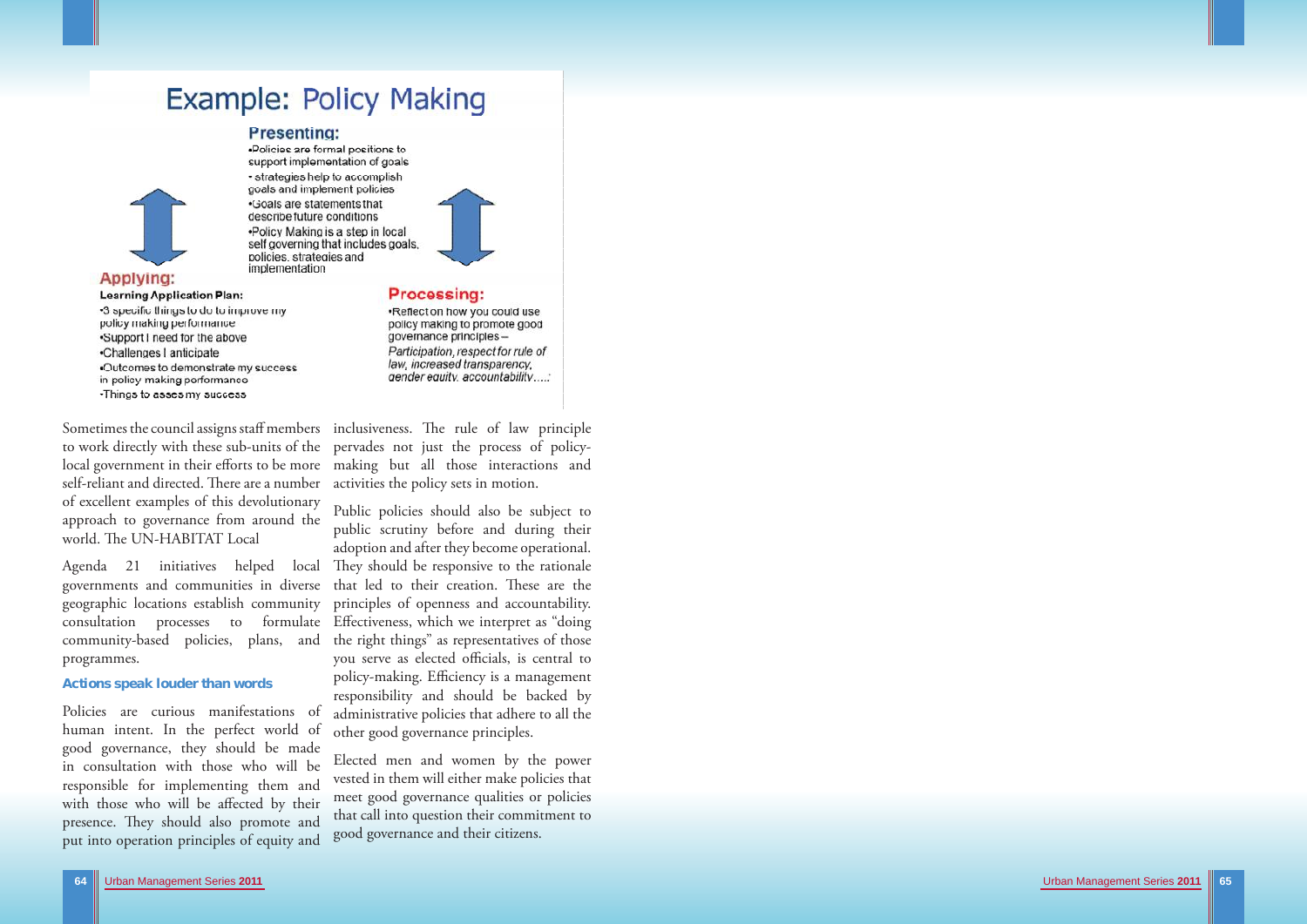## Example: Policy Making

**Presenting:**

- Policies are formal positions to support implementation of goals
- strategies help to accomplish goals and implement policies
- Goals are statements that describe future conditions
- Policy Making is a step in local self governing that includes goals, policies, strategies and implementation

**Applying:**

**Learning Application Plan:**

- 3 specific things to do to improve my policy making performance
- Support I need for the above
- Challenges I anticipate
- Outcomes to demonstrate my success in policy making performance
- Things to asses my success

**Processing:**

- Reflect on how you could use policy making to promote good governance principles – *Participation, respect for rule of law, increased transparency, gender equity, accountability.....*

Sometimes the council assigns staff members to work directly with these sub-units of the local government in their efforts to be more self-reliant and directed. There are a number of excellent examples of this devolutionary approach to governance from around the world. The UN-HABITAT Local

Agenda 21 initiatives helped local governments and communities in diverse geographic locations establish community consultation processes to formulate community-based policies, plans, and programmes.

### Actions speak louder than words

Policies are curious manifestations of human intent. In the perfect world of good governance, they should be made in consultation with those who will be responsible for implementing them and with those who will be affected by their presence. They should also promote and put into operation principles of equity and inclusiveness. The rule of law principle pervades not just the process of policy-making but all those interactions and activities the policy sets in motion.

Public policies should also be subject to public scrutiny before and during their adoption and after they become operational. They should be responsive to the rationale that led to their creation. These are the principles of openness and accountability. Effectiveness, which we interpret as "doing the right things" as representatives of those you serve as elected officials, is central to policy-making. Efficiency is a management responsibility and should be backed by administrative policies that adhere to all the other good governance principles.

Elected men and women by the power vested in them will either make policies that meet good governance qualities or policies that call into question their commitment to good governance and their citizens.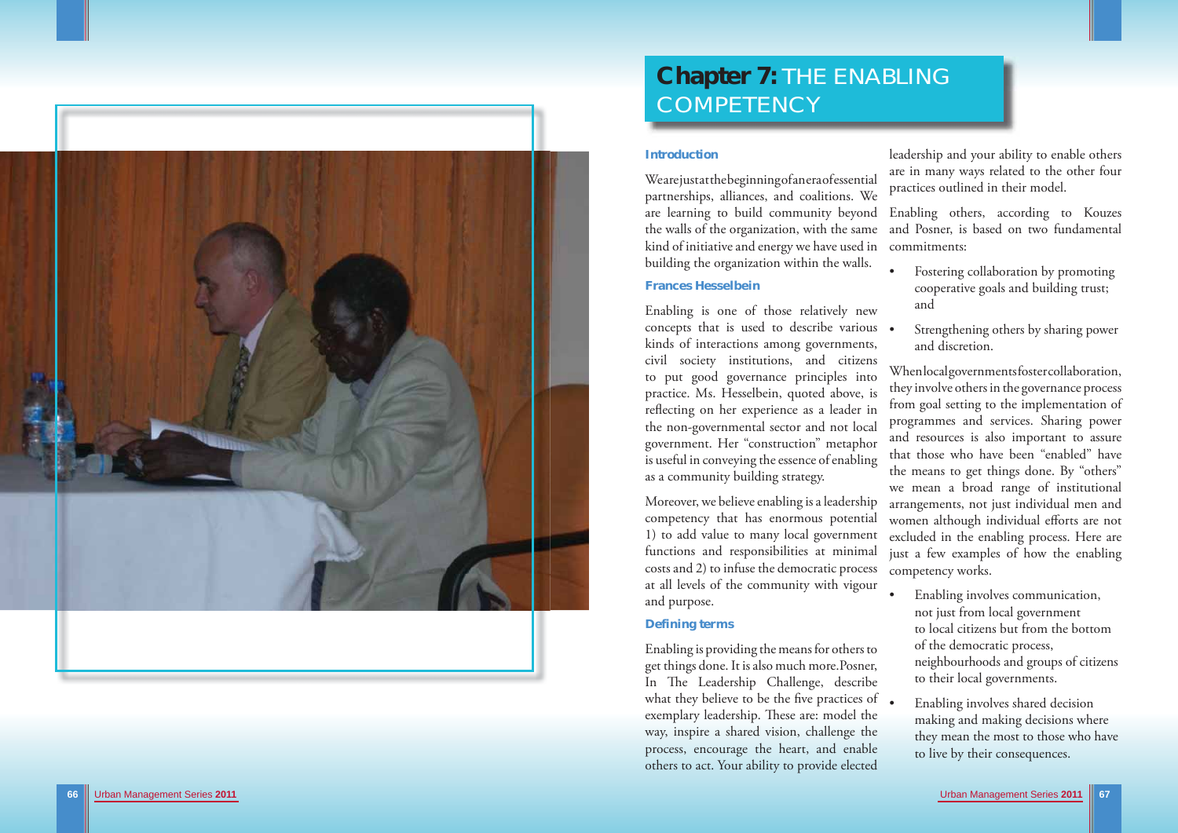# Chapter 7: THE ENABLING COMPETENCY

### Introduction

We are just at the beginning of an era of essential partnerships, alliances, and coalitions. We are learning to build community beyond the walls of the organization, with the same kind of initiative and energy we have used in building the organization within the walls.

### Frances Hesselbein

Enabling is one of those relatively new concepts that is used to describe various kinds of interactions among governments, civil society institutions, and citizens to put good governance principles into practice. Ms. Hesselbein, quoted above, is reflecting on her experience as a leader in the non-governmental sector and not local government. Her "construction" metaphor is useful in conveying the essence of enabling as a community building strategy.

Moreover, we believe enabling is a leadership competency that has enormous potential 1) to add value to many local government functions and responsibilities at minimal costs and 2) to infuse the democratic process at all levels of the community with vigour and purpose.

### Defining terms

Enabling is providing the means for others to get things done. It is also much more.Posner, In The Leadership Challenge, describe what they believe to be the five practices of exemplary leadership. These are: model the way, inspire a shared vision, challenge the process, encourage the heart, and enable others to act. Your ability to provide elected leadership and your ability to enable others are in many ways related to the other four practices outlined in their model.

Enabling others, according to Kouzes and Posner, is based on two fundamental commitments:

- Fostering collaboration by promoting cooperative goals and building trust; and
- Strengthening others by sharing power and discretion.

When local governments foster collaboration, they involve others in the governance process from goal setting to the implementation of programmes and services. Sharing power and resources is also important to assure that those who have been "enabled" have the means to get things done. By "others" we mean a broad range of institutional arrangements, not just individual men and women although individual efforts are not excluded in the enabling process. Here are just a few examples of how the enabling competency works.

- Enabling involves communication, not just from local government to local citizens but from the bottom of the democratic process, neighbourhoods and groups of citizens to their local governments.
- Enabling involves shared decision making and making decisions where they mean the most to those who have to live by their consequences.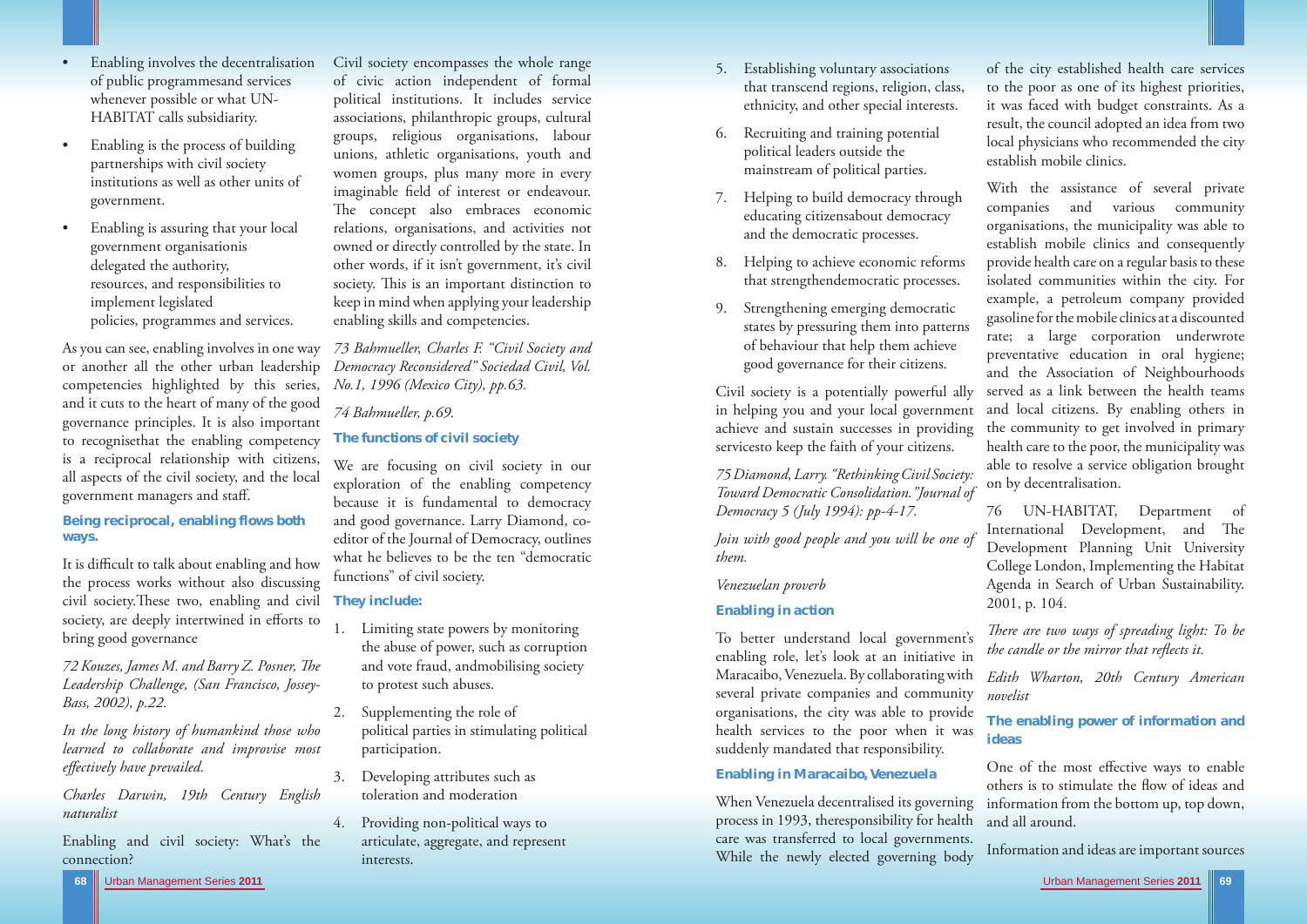- Enabling involves the decentralisation of public programmesand services whenever possible or what UN-HABITAT calls subsidiarity.
- Enabling is the process of building partnerships with civil society institutions as well as other units of government.
- Enabling is assuring that your local government organisationis delegated the authority, resources, and responsibilities to implement legislated policies, programmes and services.

As you can see, enabling involves in one way or another all the other urban leadership competencies highlighted by this series, and it cuts to the heart of many of the good governance principles. It is also important to recognisethat the enabling competency is a reciprocal relationship with citizens, all aspects of the civil society, and the local government managers and staff.

### Being reciprocal, enabling flows both ways.

It is difficult to talk about enabling and how the process works without also discussing civil society.These two, enabling and civil society, are deeply intertwined in efforts to bring good governance

*72 Kouzes, James M. and Barry Z. Posner, The Leadership Challenge, (San Francisco, Jossey-Bass, 2002), p.22.*

*In the long history of humankind those who learned to collaborate and improvise most effectively have prevailed.*

*Charles Darwin, 19th Century English naturalist*

Enabling and civil society: What's the connection?

Civil society encompasses the whole range of civic action independent of formal political institutions. It includes service associations, philanthropic groups, cultural groups, religious organisations, labour unions, athletic organisations, youth and women groups, plus many more in every imaginable field of interest or endeavour. The concept also embraces economic relations, organisations, and activities not owned or directly controlled by the state. In other words, if it isn't government, it's civil society. This is an important distinction to keep in mind when applying your leadership enabling skills and competencies.

*73 Bahmueller, Charles F. "Civil Society and Democracy Reconsidered" Sociedad Civil, Vol. No.1, 1996 (Mexico City), pp.63.*

*74 Bahmueller, p.69.*

### The functions of civil society

We are focusing on civil society in our exploration of the enabling competency because it is fundamental to democracy and good governance. Larry Diamond, co-editor of the Journal of Democracy, outlines what he believes to be the ten "democratic functions" of civil society.

### They include:

1. Limiting state powers by monitoring the abuse of power, such as corruption and vote fraud, andmobilising society to protest such abuses.
2. Supplementing the role of political parties in stimulating political participation.
3. Developing attributes such as toleration and moderation
4. Providing non-political ways to articulate, aggregate, and represent interests.
5. Establishing voluntary associations that transcend regions, religion, class, ethnicity, and other special interests.
6. Recruiting and training potential political leaders outside the mainstream of political parties.
7. Helping to build democracy through educating citizensabout democracy and the democratic processes.
8. Helping to achieve economic reforms that strengthendemocratic processes.
9. Strengthening emerging democratic states by pressuring them into patterns of behaviour that help them achieve good governance for their citizens.

Civil society is a potentially powerful ally in helping you and your local government achieve and sustain successes in providing servicesto keep the faith of your citizens.

*75 Diamond, Larry. "Rethinking Civil Society: Toward Democratic Consolidation."Journal of Democracy 5 (July 1994): pp-4-17.*

*Join with good people and you will be one of them.*

*Venezuelan proverb*

### Enabling in action

To better understand local government's enabling role, let's look at an initiative in Maracaibo, Venezuela. By collaborating with several private companies and community organisations, the city was able to provide health services to the poor when it was suddenly mandated that responsibility.

### Enabling in Maracaibo, Venezuela

When Venezuela decentralised its governing process in 1993, theresponsibility for health care was transferred to local governments. While the newly elected governing body of the city established health care services to the poor as one of its highest priorities, it was faced with budget constraints. As a result, the council adopted an idea from two local physicians who recommended the city establish mobile clinics.

With the assistance of several private companies and various community organisations, the municipality was able to establish mobile clinics and consequently provide health care on a regular basis to these isolated communities within the city. For example, a petroleum company provided gasoline for the mobile clinics at a discounted rate; a large corporation underwrote preventative education in oral hygiene; and the Association of Neighbourhoods served as a link between the health teams and local citizens. By enabling others in the community to get involved in primary health care to the poor, the municipality was able to resolve a service obligation brought on by decentralisation.

76 UN-HABITAT, Department of International Development, and The Development Planning Unit University College London, Implementing the Habitat Agenda in Search of Urban Sustainability. 2001, p. 104.

*There are two ways of spreading light: To be the candle or the mirror that reflects it.*

*Edith Wharton, 20th Century American novelist*

### The enabling power of information and ideas

One of the most effective ways to enable others is to stimulate the flow of ideas and information from the bottom up, top down, and all around.

Information and ideas are important sources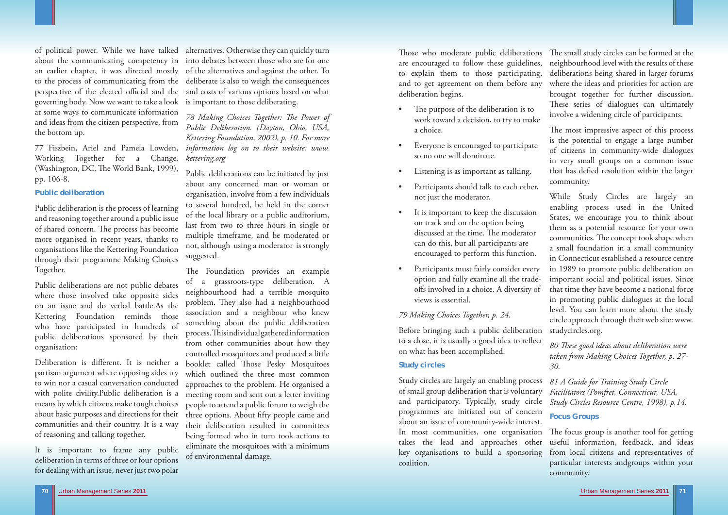of political power. While we have talked about the communicating competency in an earlier chapter, it was directed mostly to the process of communicating from the perspective of the elected official and the governing body. Now we want to take a look at some ways to communicate information and ideas from the citizen perspective, from the bottom up.

77 Fiszbein, Ariel and Pamela Lowden, Working Together for a Change, (Washington, DC, The World Bank, 1999), pp. 106-8.

### Public deliberation

Public deliberation is the process of learning and reasoning together around a public issue of shared concern. The process has become more organised in recent years, thanks to organisations like the Kettering Foundation through their programme Making Choices Together.

Public deliberations are not public debates where those involved take opposite sides on an issue and do verbal battle.As the Kettering Foundation reminds those who have participated in hundreds of public deliberations sponsored by their organisation:

Deliberation is different. It is neither a partisan argument where opposing sides try to win nor a casual conversation conducted with polite civility.Public deliberation is a means by which citizens make tough choices about basic purposes and directions for their communities and their country. It is a way of reasoning and talking together.

It is important to frame any public deliberation in terms of three or four options for dealing with an issue, never just two polar alternatives. Otherwise they can quickly turn into debates between those who are for one of the alternatives and against the other. To deliberate is also to weigh the consequences and costs of various options based on what is important to those deliberating.

*78 Making Choices Together: The Power of Public Deliberation. (Dayton, Ohio, USA, Kettering Foundation, 2002), p. 10. For more information log on to their website: www.kettering.org*

Public deliberations can be initiated by just about any concerned man or woman or organisation, involve from a few individuals to several hundred, be held in the corner of the local library or a public auditorium, last from two to three hours in single or multiple timeframe, and be moderated or not, although using a moderator is strongly suggested.

The Foundation provides an example of a grassroots-type deliberation. A neighbourhood had a terrible mosquito problem. They also had a neighbourhood association and a neighbour who knew something about the public deliberation process. This individual gathered information from other communities about how they controlled mosquitoes and produced a little booklet called Those Pesky Mosquitoes which outlined the three most common approaches to the problem. He organised a meeting room and sent out a letter inviting people to attend a public forum to weigh the three options. About fifty people came and their deliberation resulted in committees being formed who in turn took actions to eliminate the mosquitoes with a minimum of environmental damage.

Those who moderate public deliberations are encouraged to follow these guidelines, to explain them to those participating, and to get agreement on them before any deliberation begins.

- The purpose of the deliberation is to work toward a decision, to try to make a choice.
- Everyone is encouraged to participate so no one will dominate.
- Listening is as important as talking.
- Participants should talk to each other, not just the moderator.
- It is important to keep the discussion on track and on the option being discussed at the time. The moderator can do this, but all participants are encouraged to perform this function.
- Participants must fairly consider every option and fully examine all the trade-offs involved in a choice. A diversity of views is essential.

*79 Making Choices Together, p. 24.*

Before bringing such a public deliberation to a close, it is usually a good idea to reflect on what has been accomplished.

### Study circles

Study circles are largely an enabling process of small group deliberation that is voluntary and participatory. Typically, study circle programmes are initiated out of concern about an issue of community-wide interest. In most communities, one organisation takes the lead and approaches other key organisations to build a sponsoring coalition.

The small study circles can be formed at the neighbourhood level with the results of these deliberations being shared in larger forums where the ideas and priorities for action are brought together for further discussion. These series of dialogues can ultimately involve a widening circle of participants.

The most impressive aspect of this process is the potential to engage a large number of citizens in community-wide dialogues in very small groups on a common issue that has defied resolution within the larger community.

While Study Circles are largely an enabling process used in the United States, we encourage you to think about them as a potential resource for your own communities. The concept took shape when a small foundation in a small community in Connecticut established a resource centre in 1989 to promote public deliberation on important social and political issues. Since that time they have become a national force in promoting public dialogues at the local level. You can learn more about the study circle approach through their web site: www.studycircles.org.

*80 These good ideas about deliberation were taken from Making Choices Together, p. 27-30.*

*81 A Guide for Training Study Circle Facilitators (Pomfret, Connecticut, USA, Study Circles Resource Centre, 1998), p.14.*

### Focus Groups

The focus group is another tool for getting useful information, feedback, and ideas from local citizens and representatives of particular interests andgroups within your community.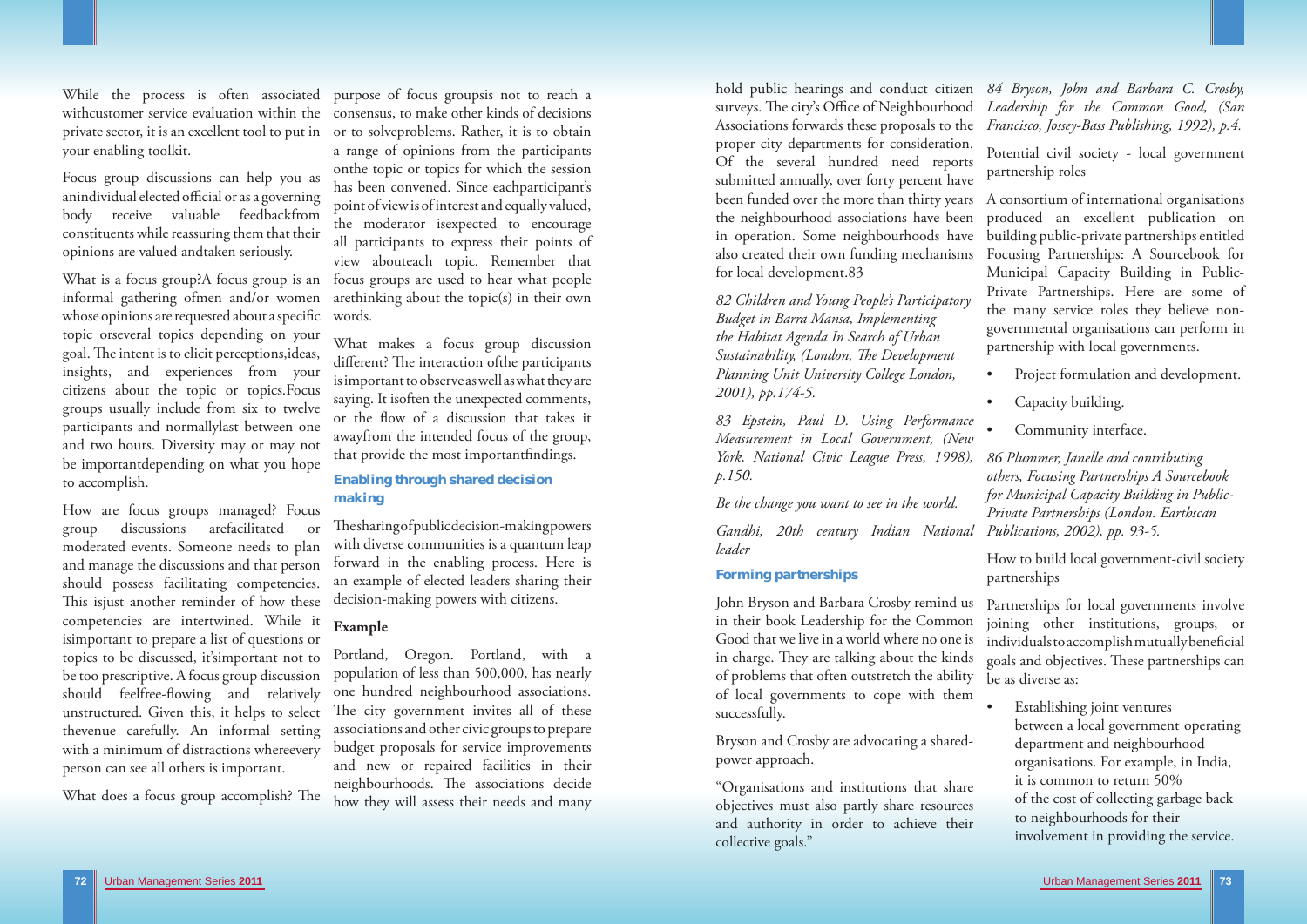While the process is often associated withcustomer service evaluation within the private sector, it is an excellent tool to put in your enabling toolkit.

Focus group discussions can help you as anindividual elected official or as a governing body receive valuable feedbackfrom constituents while reassuring them that their opinions are valued andtaken seriously.

What is a focus group?A focus group is an informal gathering ofmen and/or women whose opinions are requested about a specific topic orseveral topics depending on your goal. The intent is to elicit perceptions,ideas, insights, and experiences from your citizens about the topic or topics.Focus groups usually include from six to twelve participants and normallylast between one and two hours. Diversity may or may not be importantdepending on what you hope to accomplish.

How are focus groups managed? Focus group discussions arefacilitated or moderated events. Someone needs to plan and manage the discussions and that person should possess facilitating competencies. This isjust another reminder of how these competencies are intertwined. While it isimportant to prepare a list of questions or topics to be discussed, it'simportant not to be too prescriptive. A focus group discussion should feelfree-flowing and relatively unstructured. Given this, it helps to select thevenue carefully. An informal setting with a minimum of distractions whereevery person can see all others is important.

What does a focus group accomplish? The purpose of focus groupsis not to reach a consensus, to make other kinds of decisions or to solveproblems. Rather, it is to obtain a range of opinions from the participants onthe topic or topics for which the session has been convened. Since eachparticipant's point of view is of interest and equally valued, the moderator isexpected to encourage all participants to express their points of view abouteach topic. Remember that focus groups are used to hear what people arethinking about the topic(s) in their own words.

What makes a focus group discussion different? The interaction ofthe participants is important to observe as well as what they are saying. It isoften the unexpected comments, or the flow of a discussion that takes it awayfrom the intended focus of the group, that provide the most importantfindings.

### Enabling through shared decision making

Thesharingofpublicdecision-makingpowers with diverse communities is a quantum leap forward in the enabling process. Here is an example of elected leaders sharing their decision-making powers with citizens.

**Example**

Portland, Oregon. Portland, with a population of less than 500,000, has nearly one hundred neighbourhood associations. The city government invites all of these associations and other civic groups to prepare budget proposals for service improvements and new or repaired facilities in their neighbourhoods. The associations decide how they will assess their needs and many hold public hearings and conduct citizen surveys. The city's Office of Neighbourhood Associations forwards these proposals to the proper city departments for consideration. Of the several hundred need reports submitted annually, over forty percent have been funded over the more than thirty years the neighbourhood associations have been in operation. Some neighbourhoods have also created their own funding mechanisms for local development.83

*82 Children and Young People's Participatory Budget in Barra Mansa, Implementing the Habitat Agenda In Search of Urban Sustainability, (London, The Development Planning Unit University College London, 2001), pp.174-5.*

*83 Epstein, Paul D. Using Performance Measurement in Local Government, (New York, National Civic League Press, 1998), p.150.*

*Be the change you want to see in the world.*

*Gandhi, 20th century Indian National leader*

### Forming partnerships

John Bryson and Barbara Crosby remind us in their book Leadership for the Common Good that we live in a world where no one is in charge. They are talking about the kinds of problems that often outstretch the ability of local governments to cope with them successfully.

Bryson and Crosby are advocating a shared-power approach.

"Organisations and institutions that share objectives must also partly share resources and authority in order to achieve their collective goals."

*84 Bryson, John and Barbara C. Crosby, Leadership for the Common Good, (San Francisco, Jossey-Bass Publishing, 1992), p.4.*

Potential civil society - local government partnership roles

A consortium of international organisations produced an excellent publication on building public-private partnerships entitled Focusing Partnerships: A Sourcebook for Municipal Capacity Building in Public-Private Partnerships. Here are some of the many service roles they believe non-governmental organisations can perform in partnership with local governments.

- Project formulation and development.
- Capacity building.
- Community interface.

*86 Plummer, Janelle and contributing others, Focusing Partnerships A Sourcebook for Municipal Capacity Building in Public-Private Partnerships (London. Earthscan Publications, 2002), pp. 93-5.*

How to build local government-civil society partnerships

Partnerships for local governments involve joining other institutions, groups, or individuals to accomplish mutually beneficial goals and objectives. These partnerships can be as diverse as:

- Establishing joint ventures between a local government operating department and neighbourhood organisations. For example, in India, it is common to return 50% of the cost of collecting garbage back to neighbourhoods for their involvement in providing the service.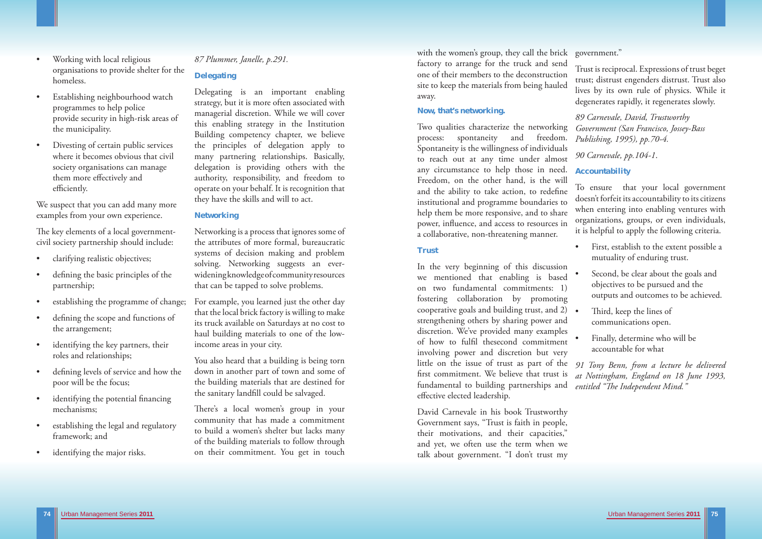- Working with local religious organisations to provide shelter for the homeless.
- Establishing neighbourhood watch programmes to help police provide security in high-risk areas of the municipality.
- Divesting of certain public services where it becomes obvious that civil society organisations can manage them more effectively and efficiently.

We suspect that you can add many more examples from your own experience.

The key elements of a local government-civil society partnership should include:

- clarifying realistic objectives;
- defining the basic principles of the partnership;
- establishing the programme of change;
- defining the scope and functions of the arrangement;
- identifying the key partners, their roles and relationships;
- defining levels of service and how the poor will be the focus;
- identifying the potential financing mechanisms;
- establishing the legal and regulatory framework; and
- identifying the major risks.

*87 Plummer, Janelle, p.291.*

### Delegating

Delegating is an important enabling strategy, but it is more often associated with managerial discretion. While we will cover this enabling strategy in the Institution Building competency chapter, we believe the principles of delegation apply to many partnering relationships. Basically, delegation is providing others with the authority, responsibility, and freedom to operate on your behalf. It is recognition that they have the skills and will to act.

### Networking

Networking is a process that ignores some of the attributes of more formal, bureaucratic systems of decision making and problem solving. Networking suggests an ever-widening knowledge of community resources that can be tapped to solve problems.

For example, you learned just the other day that the local brick factory is willing to make its truck available on Saturdays at no cost to haul building materials to one of the low-income areas in your city.

You also heard that a building is being torn down in another part of town and some of the building materials that are destined for the sanitary landfill could be salvaged.

There's a local women's group in your community that has made a commitment to build a women's shelter but lacks many of the building materials to follow through on their commitment. You get in touch with the women's group, they call the brick factory to arrange for the truck and send one of their members to the deconstruction site to keep the materials from being hauled away.

### Now, that's networking.

Two qualities characterize the networking process: spontaneity and freedom. Spontaneity is the willingness of individuals to reach out at any time under almost any circumstance to help those in need. Freedom, on the other hand, is the will and the ability to take action, to redefine institutional and programme boundaries to help them be more responsive, and to share power, influence, and access to resources in a collaborative, non-threatening manner.

### Trust

In the very beginning of this discussion we mentioned that enabling is based on two fundamental commitments: 1) fostering collaboration by promoting cooperative goals and building trust, and 2) strengthening others by sharing power and discretion. We've provided many examples of how to fulfil thesecond commitment involving power and discretion but very little on the issue of trust as part of the first commitment. We believe that trust is fundamental to building partnerships and effective elected leadership.

David Carnevale in his book Trustworthy Government says, "Trust is faith in people, their motivations, and their capacities," and yet, we often use the term when we talk about government. "I don't trust my government."

Trust is reciprocal. Expressions of trust beget trust; distrust engenders distrust. Trust also lives by its own rule of physics. While it degenerates rapidly, it regenerates slowly.

*89 Carnevale, David, Trustworthy Government (San Francisco, Jossey-Bass Publishing, 1995), pp.70-4.*

*90 Carnevale, pp.104-1.*

### Accountability

To ensure that your local government doesn't forfeit its accountability to its citizens when entering into enabling ventures with organizations, groups, or even individuals, it is helpful to apply the following criteria.

- First, establish to the extent possible a mutuality of enduring trust.
- Second, be clear about the goals and objectives to be pursued and the outputs and outcomes to be achieved.
- Third, keep the lines of communications open.
- Finally, determine who will be accountable for what

*91 Tony Benn, from a lecture he delivered at Nottingham, England on 18 June 1993, entitled "The Independent Mind."*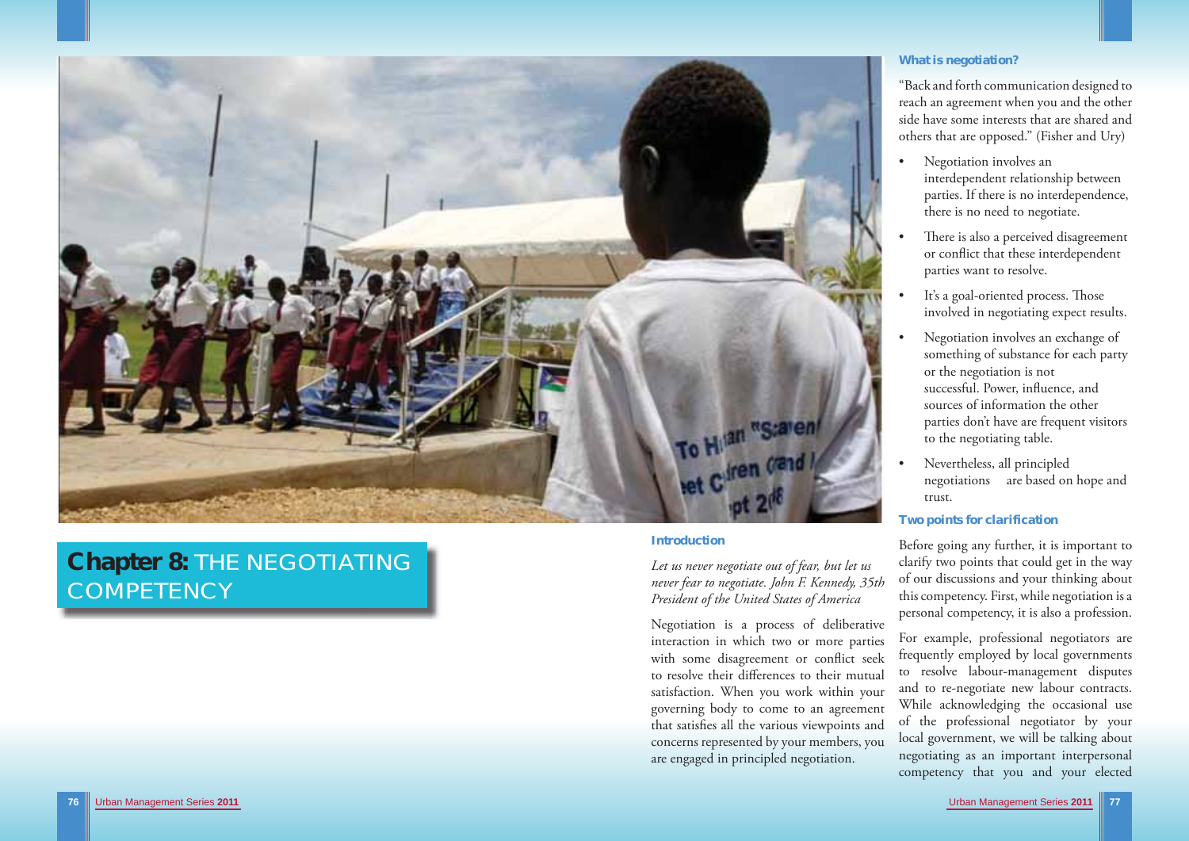# Chapter 8: THE NEGOTIATING COMPETENCY

### Introduction

*Let us never negotiate out of fear, but let us never fear to negotiate. John F. Kennedy, 35th President of the United States of America*

Negotiation is a process of deliberative interaction in which two or more parties with some disagreement or conflict seek to resolve their differences to their mutual satisfaction. When you work within your governing body to come to an agreement that satisfies all the various viewpoints and concerns represented by your members, you are engaged in principled negotiation.

### What is negotiation?

"Back and forth communication designed to reach an agreement when you and the other side have some interests that are shared and others that are opposed." (Fisher and Ury)

- Negotiation involves an interdependent relationship between parties. If there is no interdependence, there is no need to negotiate.
- There is also a perceived disagreement or conflict that these interdependent parties want to resolve.
- It's a goal-oriented process. Those involved in negotiating expect results.
- Negotiation involves an exchange of something of substance for each party or the negotiation is not successful. Power, influence, and sources of information the other parties don't have are frequent visitors to the negotiating table.
- Nevertheless, all principled negotiations are based on hope and trust.

### Two points for clarification

Before going any further, it is important to clarify two points that could get in the way of our discussions and your thinking about this competency. First, while negotiation is a personal competency, it is also a profession.

For example, professional negotiators are frequently employed by local governments to resolve labour-management disputes and to re-negotiate new labour contracts. While acknowledging the occasional use of the professional negotiator by your local government, we will be talking about negotiating as an important interpersonal competency that you and your elected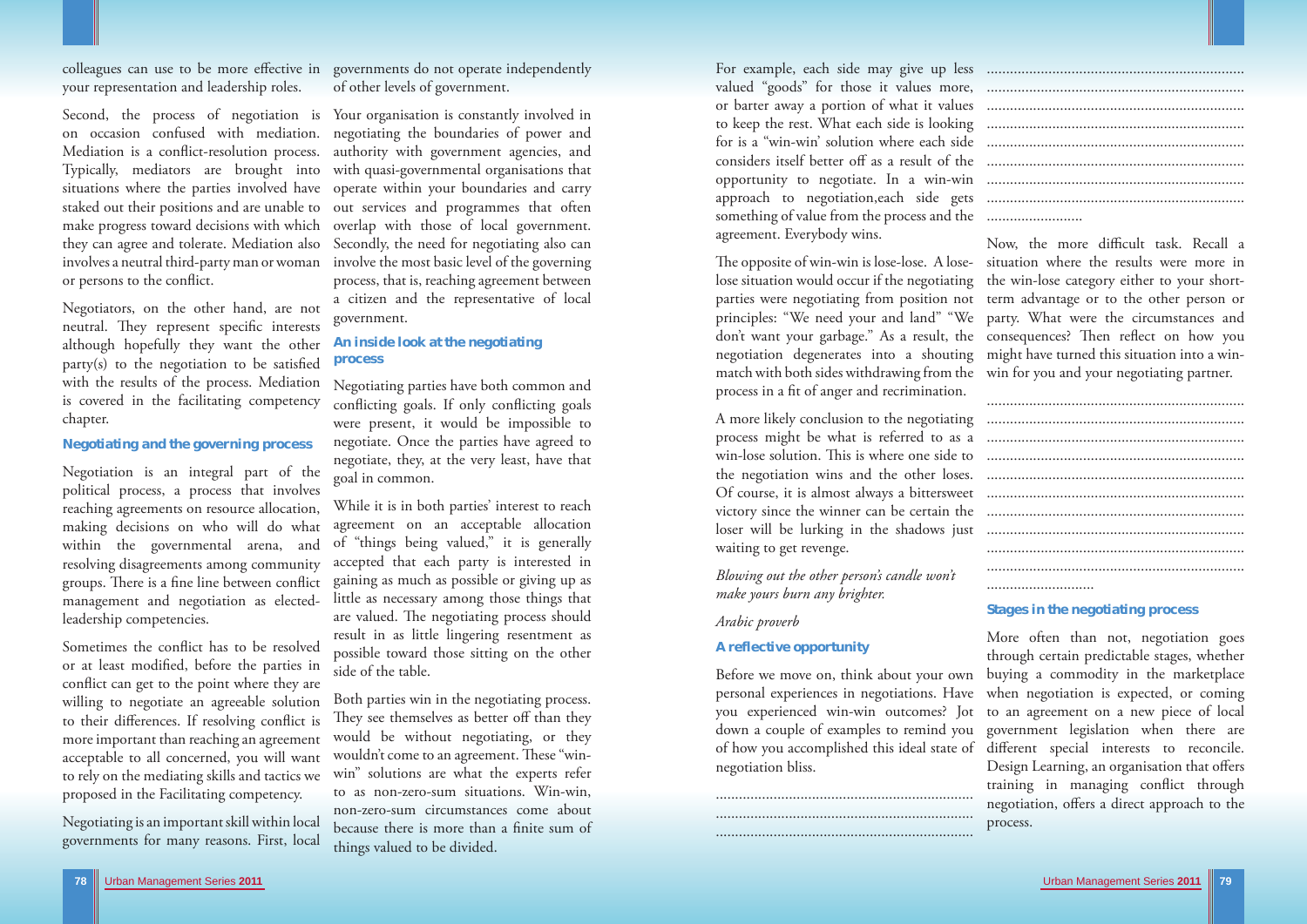colleagues can use to be more effective in your representation and leadership roles.

Second, the process of negotiation is on occasion confused with mediation. Mediation is a conflict-resolution process. Typically, mediators are brought into situations where the parties involved have staked out their positions and are unable to make progress toward decisions with which they can agree and tolerate. Mediation also involves a neutral third-party man or woman or persons to the conflict.

Negotiators, on the other hand, are not neutral. They represent specific interests although hopefully they want the other party(s) to the negotiation to be satisfied with the results of the process. Mediation is covered in the facilitating competency chapter.

### Negotiating and the governing process

Negotiation is an integral part of the political process, a process that involves reaching agreements on resource allocation, making decisions on who will do what within the governmental arena, and resolving disagreements among community groups. There is a fine line between conflict management and negotiation as elected-leadership competencies.

Sometimes the conflict has to be resolved or at least modified, before the parties in conflict can get to the point where they are willing to negotiate an agreeable solution to their differences. If resolving conflict is more important than reaching an agreement acceptable to all concerned, you will want to rely on the mediating skills and tactics we proposed in the Facilitating competency.

Negotiating is an important skill within local governments for many reasons. First, local governments do not operate independently of other levels of government.

Your organisation is constantly involved in negotiating the boundaries of power and authority with government agencies, and with quasi-governmental organisations that operate within your boundaries and carry out services and programmes that often overlap with those of local government. Secondly, the need for negotiating also can involve the most basic level of the governing process, that is, reaching agreement between a citizen and the representative of local government.

### An inside look at the negotiating process

Negotiating parties have both common and conflicting goals. If only conflicting goals were present, it would be impossible to negotiate. Once the parties have agreed to negotiate, they, at the very least, have that goal in common.

While it is in both parties' interest to reach agreement on an acceptable allocation of "things being valued," it is generally accepted that each party is interested in gaining as much as possible or giving up as little as necessary among those things that are valued. The negotiating process should result in as little lingering resentment as possible toward those sitting on the other side of the table.

Both parties win in the negotiating process. They see themselves as better off than they would be without negotiating, or they wouldn't come to an agreement. These "win-win" solutions are what the experts refer to as non-zero-sum situations. Win-win, non-zero-sum circumstances come about because there is more than a finite sum of things valued to be divided.

For example, each side may give up less valued "goods" for those it values more, or barter away a portion of what it values to keep the rest. What each side is looking for is a "win-win' solution where each side considers itself better off as a result of the opportunity to negotiate. In a win-win approach to negotiation,each side gets something of value from the process and the agreement. Everybody wins.

The opposite of win-win is lose-lose. A lose-lose situation would occur if the negotiating parties were negotiating from position not principles: "We need your land" "We don't want your garbage." As a result, the negotiation degenerates into a shouting match with both sides withdrawing from the process in a fit of anger and recrimination.

A more likely conclusion to the negotiating process might be what is referred to as a win-lose solution. This is where one side to the negotiation wins and the other loses. Of course, it is almost always a bittersweet victory since the winner can be certain the loser will be lurking in the shadows just waiting to get revenge.

*Blowing out the other person's candle won't make yours burn any brighter.*

*Arabic proverb*

### A reflective opportunity

Before we move on, think about your own personal experiences in negotiations. Have you experienced win-win outcomes? Jot down a couple of examples to remind you of how you accomplished this ideal state of negotiation bliss.

..................................................................
..................................................................
..................................................................
..................................................................
..................................................................
..................................................................
..................................................................
..................................................................
..................................................................
..................................................................
..................................................................
.........................

Now, the more difficult task. Recall a situation where the results were more in the win-lose category either to your short-term advantage or to the other person or party. What were the circumstances and consequences? Then reflect on how you might have turned this situation into a win-win for you and your negotiating partner.

..................................................................
..................................................................
..................................................................
..................................................................
..................................................................
..................................................................
..................................................................
..................................................................
..................................................................
..................................................................
............................

### Stages in the negotiating process

More often than not, negotiation goes through certain predictable stages, whether buying a commodity in the marketplace when negotiation is expected, or coming to an agreement on a new piece of local government legislation when there are different special interests to reconcile. Design Learning, an organisation that offers training in managing conflict through negotiation, offers a direct approach to the process.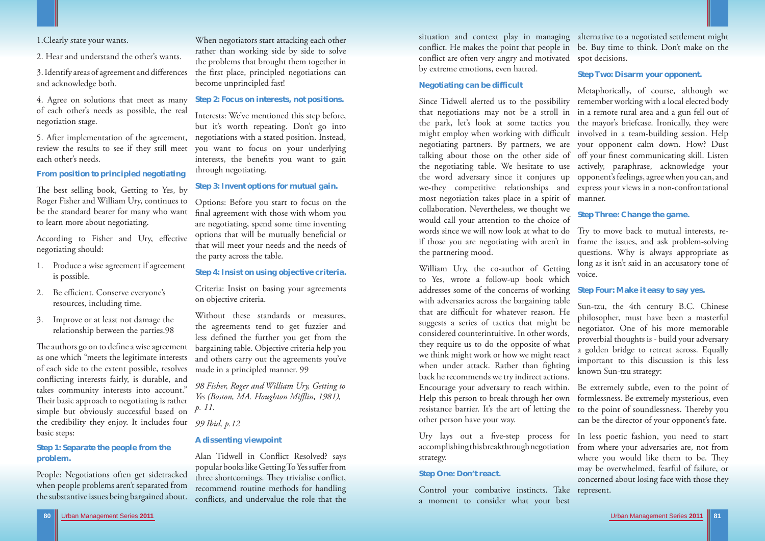1.Clearly state your wants.

2. Hear and understand the other's wants.

3. Identify areas of agreement and differences and acknowledge both.

4. Agree on solutions that meet as many of each other's needs as possible, the real negotiation stage.

5. After implementation of the agreement, review the results to see if they still meet each other's needs.

### From position to principled negotiating

The best selling book, Getting to Yes, by Roger Fisher and William Ury, continues to be the standard bearer for many who want to learn more about negotiating.

According to Fisher and Ury, effective negotiating should:

1. Produce a wise agreement if agreement is possible.
2. Be efficient. Conserve everyone's resources, including time.
3. Improve or at least not damage the relationship between the parties.98

The authors go on to define a wise agreement as one which "meets the legitimate interests of each side to the extent possible, resolves conflicting interests fairly, is durable, and takes community interests into account." Their basic approach to negotiating is rather simple but obviously successful based on the credibility they enjoy. It includes four basic steps:

### Step 1: Separate the people from the problem.

People: Negotiations often get sidetracked when people problems aren't separated from the substantive issues being bargained about. When negotiators start attacking each other rather than working side by side to solve the problems that brought them together in the first place, principled negotiations can become unprincipled fast!

### Step 2: Focus on interests, not positions.

Interests: We've mentioned this step before, but it's worth repeating. Don't go into negotiations with a stated position. Instead, you want to focus on your underlying interests, the benefits you want to gain through negotiating.

### Step 3: Invent options for mutual gain.

Options: Before you start to focus on the final agreement with those with whom you are negotiating, spend some time inventing options that will be mutually beneficial or that will meet your needs and the needs of the party across the table.

### Step 4: Insist on using objective criteria.

Criteria: Insist on basing your agreements on objective criteria.

Without these standards or measures, the agreements tend to get fuzzier and less defined the further you get from the bargaining table. Objective criteria help you and others carry out the agreements you've made in a principled manner. 99

*98 Fisher, Roger and William Ury, Getting to Yes (Boston, MA. Houghton Mifflin, 1981), p. 11.*

*99 Ibid, p.12*

### A dissenting viewpoint

Alan Tidwell in Conflict Resolved? says popular books like Getting To Yes suffer from three shortcomings. They trivialise conflict, recommend routine methods for handling conflicts, and undervalue the role that the situation and context play in managing conflict. He makes the point that people in conflict are often very angry and motivated by extreme emotions, even hatred.

### Negotiating can be difficult

Since Tidwell alerted us to the possibility that negotiations may not be a stroll in the park, let's look at some tactics you might employ when working with difficult negotiating partners. By partners, we are talking about those on the other side of the negotiating table. We hesitate to use the word adversary since it conjures up we-they competitive relationships and most negotiation takes place in a spirit of collaboration. Nevertheless, we thought we would call your attention to the choice of words since we will now look at what to do if those you are negotiating with aren't in the partnering mood.

William Ury, the co-author of Getting to Yes, wrote a follow-up book which addresses some of the concerns of working with adversaries across the bargaining table that are difficult for whatever reason. He suggests a series of tactics that might be considered counterintuitive. In other words, they require us to do the opposite of what we think might work or how we might react when under attack. Rather than fighting back he recommends we try indirect actions. Encourage your adversary to reach within. Help this person to break through her own resistance barrier. It's the art of letting the other person have your way.

Ury lays out a five-step process for accomplishing this breakthrough negotiation strategy.

### Step One: Don't react.

Control your combative instincts. Take a moment to consider what your best alternative to a negotiated settlement might be. Buy time to think. Don't make on the spot decisions.

### Step Two: Disarm your opponent.

Metaphorically, of course, although we remember working with a local elected body in a remote rural area and a gun fell out of the mayor's briefcase. Ironically, they were involved in a team-building session. Help your opponent calm down. How? Dust off your finest communicating skill. Listen actively, paraphrase, acknowledge your opponent's feelings, agree when you can, and express your views in a non-confrontational manner.

### Step Three: Change the game.

Try to move back to mutual interests, re-frame the issues, and ask problem-solving questions. Why is always appropriate as long as it isn't said in an accusatory tone of voice.

### Step Four: Make it easy to say yes.

Sun-tzu, the 4th century B.C. Chinese philosopher, must have been a masterful negotiator. One of his more memorable proverbial thoughts is - build your adversary a golden bridge to retreat across. Equally important to this discussion is this less known Sun-tzu strategy:

Be extremely subtle, even to the point of formlessness. Be extremely mysterious, even to the point of soundlessness. Thereby you can be the director of your opponent's fate.

In less poetic fashion, you need to start from where your adversaries are, not from where you would like them to be. They may be overwhelmed, fearful of failure, or concerned about losing face with those they represent.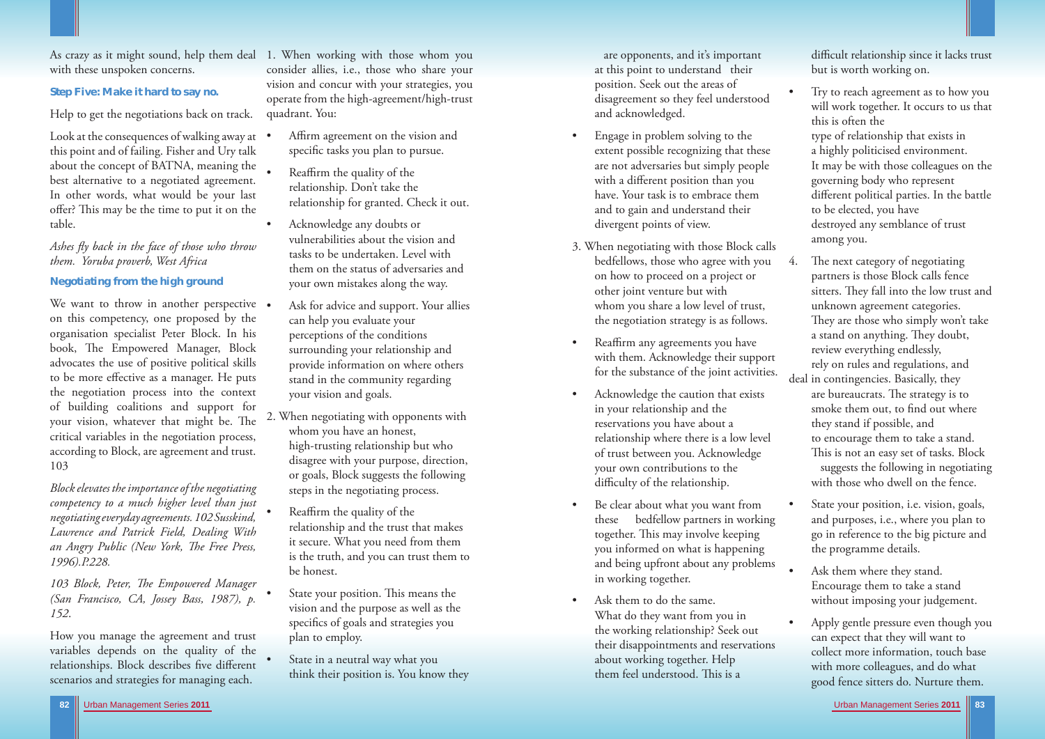As crazy as it might sound, help them deal with these unspoken concerns.

### Step Five: Make it hard to say no.

Help to get the negotiations back on track.

Look at the consequences of walking away at this point and of failing. Fisher and Ury talk about the concept of BATNA, meaning the best alternative to a negotiated agreement. In other words, what would be your last offer? This may be the time to put it on the table.

*Ashes fly back in the face of those who throw them. Yoruba proverb, West Africa*

### Negotiating from the high ground

We want to throw in another perspective on this competency, one proposed by the organisation specialist Peter Block. In his book, The Empowered Manager, Block advocates the use of positive political skills to be more effective as a manager. He puts the negotiation process into the context of building coalitions and support for your vision, whatever that might be. The critical variables in the negotiation process, according to Block, are agreement and trust. 103

*Block elevates the importance of the negotiating competency to a much higher level than just negotiating everyday agreements. 102 Susskind, Lawrence and Patrick Field, Dealing With an Angry Public (New York, The Free Press, 1996).P.228.*

103 Block, Peter, The Empowered Manager (San Francisco, CA, Jossey Bass, 1987), p. 152.

How you manage the agreement and trust variables depends on the quality of the relationships. Block describes five different scenarios and strategies for managing each.

1. When working with those whom you consider allies, i.e., those who share your vision and concur with your strategies, you operate from the high-agreement/high-trust quadrant. You:

- Affirm agreement on the vision and specific tasks you plan to pursue.
- Reaffirm the quality of the relationship. Don't take the relationship for granted. Check it out.
- Acknowledge any doubts or vulnerabilities about the vision and tasks to be undertaken. Level with them on the status of adversaries and your own mistakes along the way.
- Ask for advice and support. Your allies can help you evaluate your perceptions of the conditions surrounding your relationship and provide information on where others stand in the community regarding your vision and goals.

2. When negotiating with opponents with whom you have an honest, high-trusting relationship but who disagree with your purpose, direction, or goals, Block suggests the following steps in the negotiating process.

- Reaffirm the quality of the relationship and the trust that makes it secure. What you need from them is the truth, and you can trust them to be honest.
- State your position. This means the vision and the purpose as well as the specifics of goals and strategies you plan to employ.
- State in a neutral way what you think their position is. You know they are opponents, and it's important at this point to understand their position. Seek out the areas of disagreement so they feel understood and acknowledged.
- Engage in problem solving to the extent possible recognizing that these are not adversaries but simply people with a different position than you have. Your task is to embrace them and to gain and understand their divergent points of view.

3. When negotiating with those Block calls bedfellows, those who agree with you on how to proceed on a project or other joint venture but with whom you share a low level of trust, the negotiation strategy is as follows.

- Reaffirm any agreements you have with them. Acknowledge their support for the substance of the joint activities.
- Acknowledge the caution that exists in your relationship and the reservations you have about a relationship where there is a low level of trust between you. Acknowledge your own contributions to the difficulty of the relationship.
- Be clear about what you want from these bedfellow partners in working together. This may involve keeping you informed on what is happening and being upfront about any problems in working together.
- Ask them to do the same. What do they want from you in the working relationship? Seek out their disappointments and reservations about working together. Help them feel understood. This is a difficult relationship since it lacks trust but is worth working on.
- Try to reach agreement as to how you will work together. It occurs to us that this is often the type of relationship that exists in a highly politicised environment. It may be with those colleagues on the governing body who represent different political parties. In the battle to be elected, you have destroyed any semblance of trust among you.

4. The next category of negotiating partners is those Block calls fence sitters. They fall into the low trust and unknown agreement categories. They are those who simply won't take a stand on anything. They doubt, review everything endlessly, rely on rules and regulations, and deal in contingencies. Basically, they are bureaucrats. The strategy is to smoke them out, to find out where they stand if possible, and to encourage them to take a stand. This is not an easy set of tasks. Block suggests the following in negotiating with those who dwell on the fence.

- State your position, i.e. vision, goals, and purposes, i.e., where you plan to go in reference to the big picture and the programme details.
- Ask them where they stand. Encourage them to take a stand without imposing your judgement.
- Apply gentle pressure even though you can expect that they will want to collect more information, touch base with more colleagues, and do what good fence sitters do. Nurture them.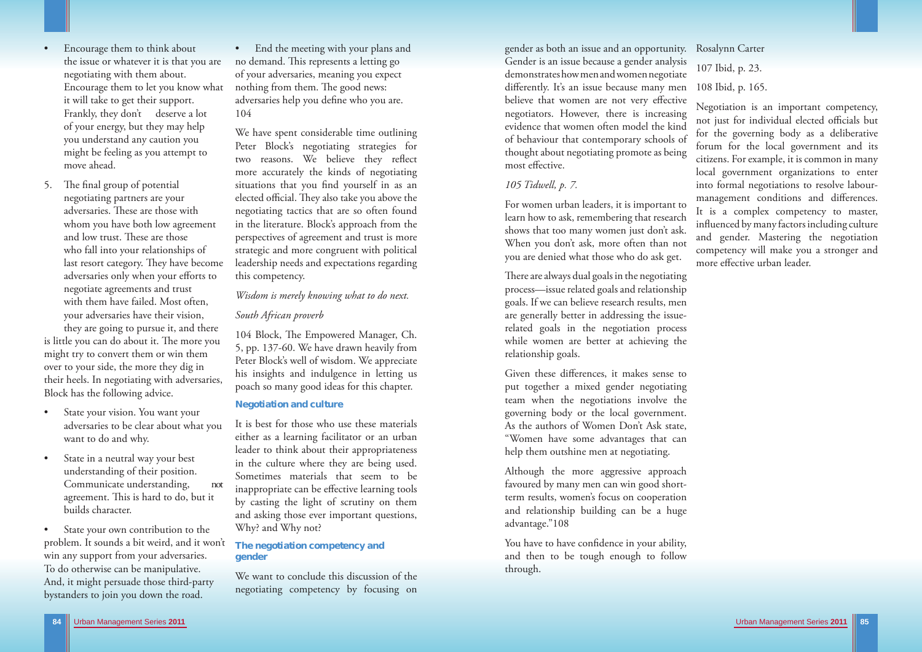- Encourage them to think about the issue or whatever it is that you are negotiating with them about. Encourage them to let you know what it will take to get their support. Frankly, they don't deserve a lot of your energy, but they may help you understand any caution you might be feeling as you attempt to move ahead.

5. The final group of potential negotiating partners are your adversaries. These are those with whom you have both low agreement and low trust. These are those who fall into your relationships of last resort category. They have become adversaries only when your efforts to negotiate agreements and trust with them have failed. Most often, your adversaries have their vision, they are going to pursue it, and there is little you can do about it. The more you might try to convert them or win them over to your side, the more they dig in their heels. In negotiating with adversaries, Block has the following advice.

- State your vision. You want your adversaries to be clear about what you want to do and why.
- State in a neutral way your best understanding of their position. Communicate understanding, not agreement. This is hard to do, but it builds character.
- State your own contribution to the problem. It sounds a bit weird, and it won't win any support from your adversaries. To do otherwise can be manipulative. And, it might persuade those third-party bystanders to join you down the road.
- End the meeting with your plans and no demand. This represents a letting go of your adversaries, meaning you expect nothing from them. The good news: adversaries help you define who you are. 104

We have spent considerable time outlining Peter Block's negotiating strategies for two reasons. We believe they reflect more accurately the kinds of negotiating situations that you find yourself in as an elected official. They also take you above the negotiating tactics that are so often found in the literature. Block's approach from the perspectives of agreement and trust is more strategic and more congruent with political leadership needs and expectations regarding this competency.

*Wisdom is merely knowing what to do next.*

*South African proverb*

104 Block, The Empowered Manager, Ch. 5, pp. 137-60. We have drawn heavily from Peter Block's well of wisdom. We appreciate his insights and indulgence in letting us poach so many good ideas for this chapter.

### Negotiation and culture

It is best for those who use these materials either as a learning facilitator or an urban leader to think about their appropriateness in the culture where they are being used. Sometimes materials that seem to be inappropriate can be effective learning tools by casting the light of scrutiny on them and asking those ever important questions, Why? and Why not?

### The negotiation competency and gender

We want to conclude this discussion of the negotiating competency by focusing on gender as both an issue and an opportunity. Gender is an issue because a gender analysis demonstrates how men and women negotiate differently. It's an issue because many men believe that women are not very effective negotiators. However, there is increasing evidence that women often model the kind of behaviour that contemporary schools of thought about negotiating promote as being most effective.

*105 Tidwell, p. 7.*

For women urban leaders, it is important to learn how to ask, remembering that research shows that too many women just don't ask. When you don't ask, more often than not you are denied what those who do ask get.

There are always dual goals in the negotiating process—issue related goals and relationship goals. If we can believe research results, men are generally better in addressing the issue-related goals in the negotiation process while women are better at achieving the relationship goals.

Given these differences, it makes sense to put together a mixed gender negotiating team when the negotiations involve the governing body or the local government. As the authors of Women Don't Ask state, "Women have some advantages that can help them outshine men at negotiating.

Although the more aggressive approach favoured by many men can win good short-term results, women's focus on cooperation and relationship building can be a huge advantage."108

You have to have confidence in your ability, and then to be tough enough to follow through.

Rosalynn Carter

107 Ibid, p. 23.

108 Ibid, p. 165.

Negotiation is an important competency, not just for individual elected officials but for the governing body as a deliberative forum for the local government and its citizens. For example, it is common in many local government organizations to enter into formal negotiations to resolve labour-management conditions and differences. It is a complex competency to master, influenced by many factors including culture and gender. Mastering the negotiation competency will make you a stronger and more effective urban leader.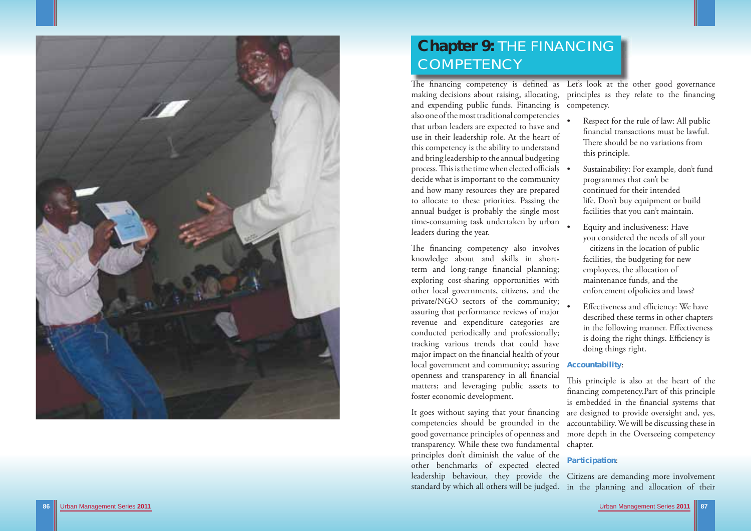# Chapter 9: THE FINANCING COMPETENCY

The financing competency is defined as making decisions about raising, allocating, and expending public funds. Financing is also one of the most traditional competencies that urban leaders are expected to have and use in their leadership role. At the heart of this competency is the ability to understand and bring leadership to the annual budgeting process. This is the time when elected officials decide what is important to the community and how many resources they are prepared to allocate to these priorities. Passing the annual budget is probably the single most time-consuming task undertaken by urban leaders during the year.

The financing competency also involves knowledge about and skills in short-term and long-range financial planning; exploring cost-sharing opportunities with other local governments, citizens, and the private/NGO sectors of the community; assuring that performance reviews of major revenue and expenditure categories are conducted periodically and professionally; tracking various trends that could have major impact on the financial health of your local government and community; assuring openness and transparency in all financial matters; and leveraging public assets to foster economic development.

It goes without saying that your financing competencies should be grounded in the good governance principles of openness and transparency. While these two fundamental principles don't diminish the value of the other benchmarks of expected elected leadership behaviour, they provide the standard by which all others will be judged.

Let's look at the other good governance principles as they relate to the financing competency.

- Respect for the rule of law: All public financial transactions must be lawful. There should be no variations from this principle.
- Sustainability: For example, don't fund programmes that can't be continued for their intended life. Don't buy equipment or build facilities that you can't maintain.
- Equity and inclusiveness: Have you considered the needs of all your citizens in the location of public facilities, the budgeting for new employees, the allocation of maintenance funds, and the enforcement ofpolicies and laws?
- Effectiveness and efficiency: We have described these terms in other chapters in the following manner. Effectiveness is doing the right things. Efficiency is doing things right.

**Accountability**:

This principle is also at the heart of the financing competency.Part of this principle is embedded in the financial systems that are designed to provide oversight and, yes, accountability. We will be discussing these in more depth in the Overseeing competency chapter.

**Participation**:

Citizens are demanding more involvement in the planning and allocation of their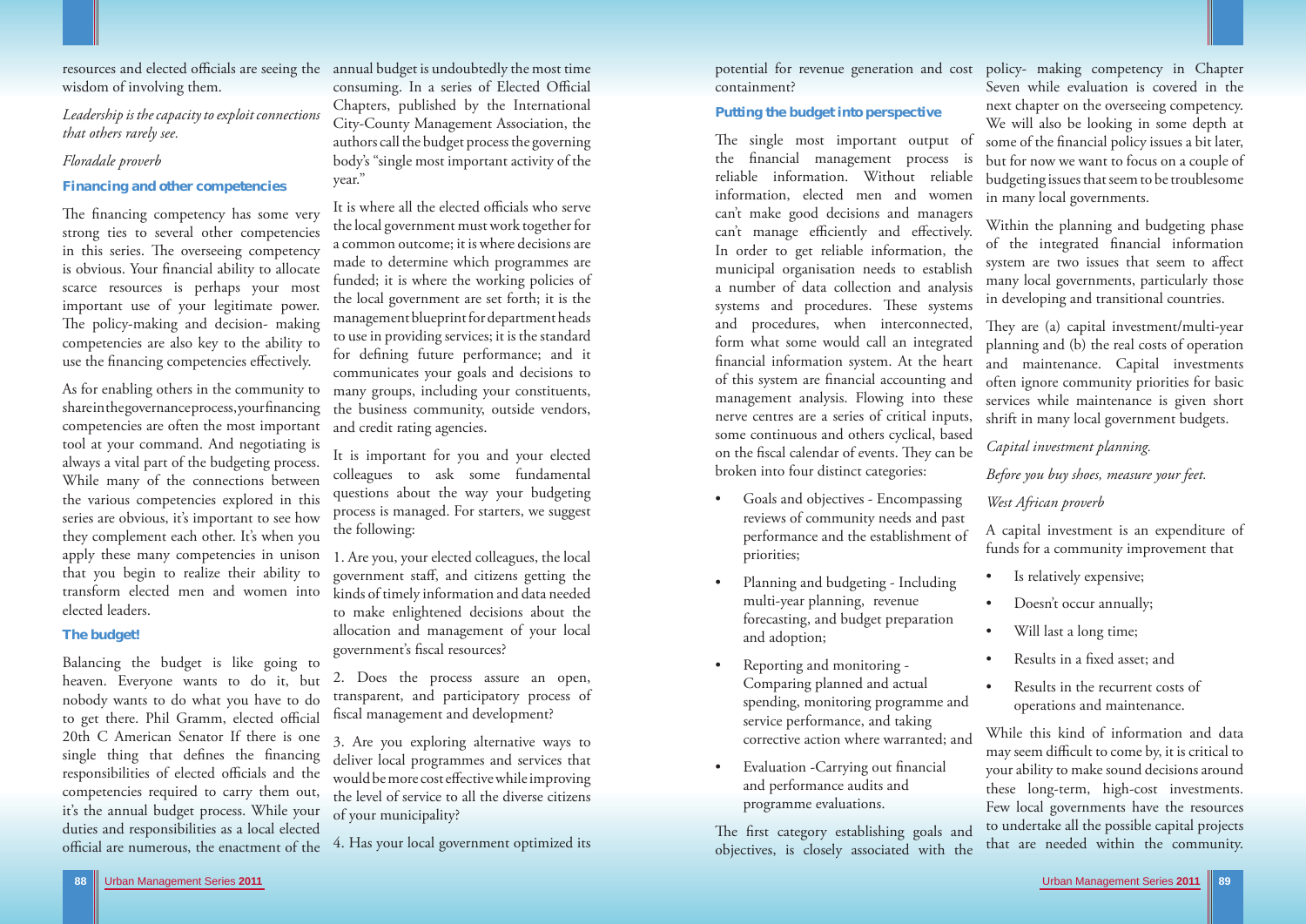resources and elected officials are seeing the wisdom of involving them.

*Leadership is the capacity to exploit connections that others rarely see.*

*Floradale proverb*

### Financing and other competencies

The financing competency has some very strong ties to several other competencies in this series. The overseeing competency is obvious. Your financial ability to allocate scarce resources is perhaps your most important use of your legitimate power. The policy-making and decision- making competencies are also key to the ability to use the financing competencies effectively.

As for enabling others in the community to share in the governance process, your financing competencies are often the most important tool at your command. And negotiating is always a vital part of the budgeting process. While many of the connections between the various competencies explored in this series are obvious, it's important to see how they complement each other. It's when you apply these many competencies in unison that you begin to realize their ability to transform elected men and women into elected leaders.

### The budget!

Balancing the budget is like going to heaven. Everyone wants to do it, but nobody wants to do what you have to do to get there. Phil Gramm, elected official 20th C American Senator If there is one single thing that defines the financing responsibilities of elected officials and the competencies required to carry them out, it's the annual budget process. While your duties and responsibilities as a local elected official are numerous, the enactment of the annual budget is undoubtedly the most time consuming. In a series of Elected Official Chapters, published by the International City-County Management Association, the authors call the budget process the governing body's "single most important activity of the year."

It is where all the elected officials who serve the local government must work together for a common outcome; it is where decisions are made to determine which programmes are funded; it is where the working policies of the local government are set forth; it is the management blueprint for department heads to use in providing services; it is the standard for defining future performance; and it communicates your goals and decisions to many groups, including your constituents, the business community, outside vendors, and credit rating agencies.

It is important for you and your elected colleagues to ask some fundamental questions about the way your budgeting process is managed. For starters, we suggest the following:

1. Are you, your elected colleagues, the local government staff, and citizens getting the kinds of timely information and data needed to make enlightened decisions about the allocation and management of your local government's fiscal resources?

2. Does the process assure an open, transparent, and participatory process of fiscal management and development?

3. Are you exploring alternative ways to deliver local programmes and services that would be more cost effective while improving the level of service to all the diverse citizens of your municipality?

4. Has your local government optimized its potential for revenue generation and cost containment?

### Putting the budget into perspective

The single most important output of the financial management process is reliable information. Without reliable information, elected men and women can't make good decisions and managers can't manage efficiently and effectively. In order to get reliable information, the municipal organisation needs to establish a number of data collection and analysis systems and procedures. These systems and procedures, when interconnected, form what some would call an integrated financial information system. At the heart of this system are financial accounting and management analysis. Flowing into these nerve centres are a series of critical inputs, some continuous and others cyclical, based on the fiscal calendar of events. They can be broken into four distinct categories:

- Goals and objectives - Encompassing reviews of community needs and past performance and the establishment of priorities;
- Planning and budgeting - Including multi-year planning, revenue forecasting, and budget preparation and adoption;
- Reporting and monitoring - Comparing planned and actual spending, monitoring programme and service performance, and taking corrective action where warranted; and
- Evaluation -Carrying out financial and performance audits and programme evaluations.

The first category establishing goals and objectives, is closely associated with the policy- making competency in Chapter Seven while evaluation is covered in the next chapter on the overseeing competency. We will also be looking in some depth at some of the financial policy issues a bit later, but for now we want to focus on a couple of budgeting issues that seem to be troublesome in many local governments.

Within the planning and budgeting phase of the integrated financial information system are two issues that seem to affect many local governments, particularly those in developing and transitional countries.

They are (a) capital investment/multi-year planning and (b) the real costs of operation and maintenance. Capital investments often ignore community priorities for basic services while maintenance is given short shrift in many local government budgets.

*Capital investment planning.*

*Before you buy shoes, measure your feet.*

*West African proverb*

A capital investment is an expenditure of funds for a community improvement that

- Is relatively expensive;
- Doesn't occur annually;
- Will last a long time;
- Results in a fixed asset; and
- Results in the recurrent costs of operations and maintenance.

While this kind of information and data may seem difficult to come by, it is critical to your ability to make sound decisions around these long-term, high-cost investments. Few local governments have the resources to undertake all the possible capital projects that are needed within the community.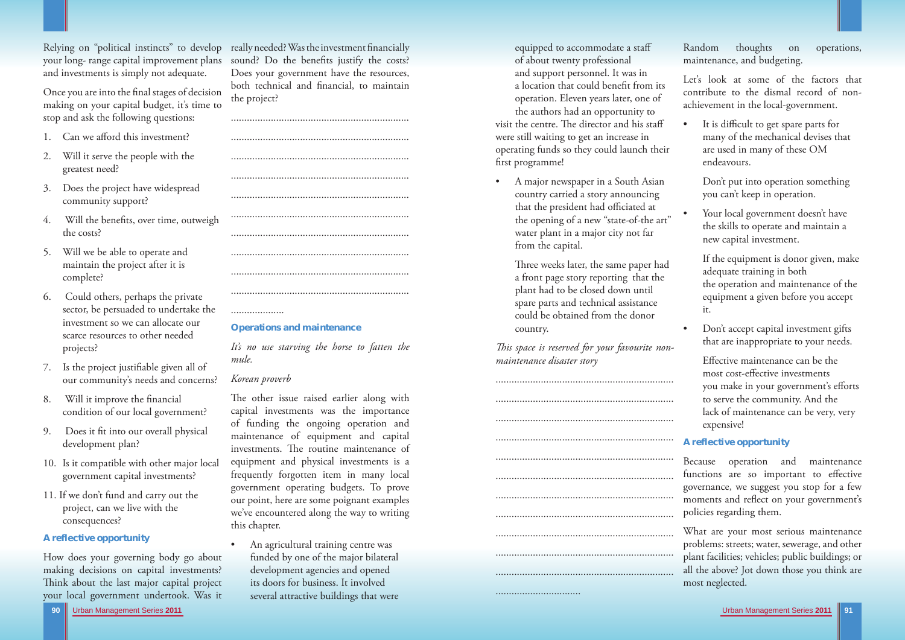Relying on "political instincts" to develop your long- range capital improvement plans and investments is simply not adequate.

Once you are into the final stages of decision making on your capital budget, it's time to stop and ask the following questions:

1. Can we afford this investment?
2. Will it serve the people with the greatest need?
3. Does the project have widespread community support?
4. Will the benefits, over time, outweigh the costs?
5. Will we be able to operate and maintain the project after it is complete?
6. Could others, perhaps the private sector, be persuaded to undertake the investment so we can allocate our scarce resources to other needed projects?
7. Is the project justifiable given all of our community's needs and concerns?
8. Will it improve the financial condition of our local government?
9. Does it fit into our overall physical development plan?
10. Is it compatible with other major local government capital investments?
11. If we don't fund and carry out the project, can we live with the consequences?

### A reflective opportunity

How does your governing body go about making decisions on capital investments? Think about the last major capital project your local government undertook. Was it really needed? Was the investment financially sound? Do the benefits justify the costs? Does your government have the resources, both technical and financial, to maintain the project?

..................................................................

..................................................................

..................................................................

..................................................................

..................................................................

..................................................................

..................................................................

..................................................................

..................................................................

..................................................................

....................

### Operations and maintenance

*It's no use starving the horse to fatten the mule.*

*Korean proverb*

The other issue raised earlier along with capital investments was the importance of funding the ongoing operation and maintenance of equipment and capital investments. The routine maintenance of equipment and physical investments is a frequently forgotten item in many local government operating budgets. To prove our point, here are some poignant examples we've encountered along the way to writing this chapter.

- An agricultural training centre was funded by one of the major bilateral development agencies and opened its doors for business. It involved several attractive buildings that were equipped to accommodate a staff of about twenty professional and support personnel. It was in a location that could benefit from its operation. Eleven years later, one of the authors had an opportunity to visit the centre. The director and his staff were still waiting to get an increase in operating funds so they could launch their first programme!

- A major newspaper in a South Asian country carried a story announcing that the president had officiated at the opening of a new "state-of-the art" water plant in a major city not far from the capital.

  Three weeks later, the same paper had a front page story reporting that the plant had to be closed down until spare parts and technical assistance could be obtained from the donor country.

*This space is reserved for your favourite non-maintenance disaster story*

..................................................................

..................................................................

..................................................................

..................................................................

..................................................................

..................................................................

..................................................................

..................................................................

..................................................................

..................................................................

..................................................................

................................

Random thoughts on operations, maintenance, and budgeting.

Let's look at some of the factors that contribute to the dismal record of non-achievement in the local-government.

- It is difficult to get spare parts for many of the mechanical devises that are used in many of these OM endeavours.

  Don't put into operation something you can't keep in operation.

- Your local government doesn't have the skills to operate and maintain a new capital investment.

  If the equipment is donor given, make adequate training in both the operation and maintenance of the equipment a given before you accept it.

- Don't accept capital investment gifts that are inappropriate to your needs.

  Effective maintenance can be the most cost-effective investments you make in your government's efforts to serve the community. And the lack of maintenance can be very, very expensive!

### A reflective opportunity

Because operation and maintenance functions are so important to effective governance, we suggest you stop for a few moments and reflect on your government's policies regarding them.

What are your most serious maintenance problems: streets; water, sewerage, and other plant facilities; vehicles; public buildings; or all the above? Jot down those you think are most neglected.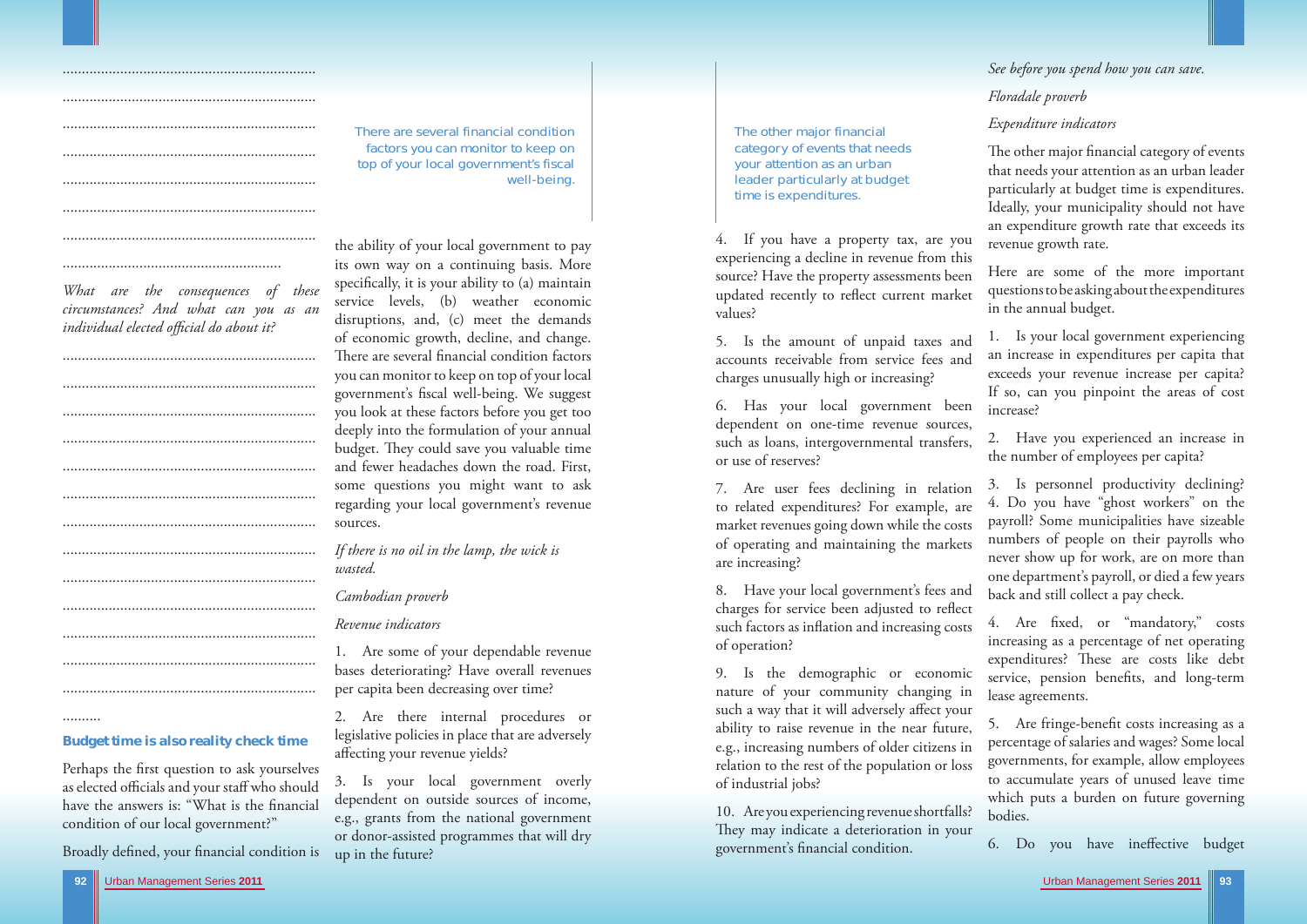..................................................................

..................................................................

..................................................................

..................................................................

..................................................................

..................................................................

..................................................................

........................................................

*What are the consequences of these circumstances? And what can you as an individual elected official do about it?*

..................................................................

..................................................................

..................................................................

..................................................................

..................................................................

..................................................................

..................................................................

..................................................................

..................................................................

..................................................................

..................................................................

..................................................................

..................................................................

..........

### Budget time is also reality check time

Perhaps the first question to ask yourselves as elected officials and your staff who should have the answers is: "What is the financial condition of our local government?"

> There are several financial condition factors you can monitor to keep on top of your local government's fiscal well-being.

Broadly defined, your financial condition is the ability of your local government to pay its own way on a continuing basis. More specifically, it is your ability to (a) maintain service levels, (b) weather economic disruptions, and, (c) meet the demands of economic growth, decline, and change. There are several financial condition factors you can monitor to keep on top of your local government's fiscal well-being. We suggest you look at these factors before you get too deeply into the formulation of your annual budget. They could save you valuable time and fewer headaches down the road. First, some questions you might want to ask regarding your local government's revenue sources.

*If there is no oil in the lamp, the wick is wasted.*

*Cambodian proverb*

*Revenue indicators*

1. Are some of your dependable revenue bases deteriorating? Have overall revenues per capita been decreasing over time?

2. Are there internal procedures or legislative policies in place that are adversely affecting your revenue yields?

3. Is your local government overly dependent on outside sources of income, e.g., grants from the national government or donor-assisted programmes that will dry up in the future?

4. If you have a property tax, are you experiencing a decline in revenue from this source? Have the property assessments been updated recently to reflect current market values?

5. Is the amount of unpaid taxes and accounts receivable from service fees and charges unusually high or increasing?

6. Has your local government been dependent on one-time revenue sources, such as loans, intergovernmental transfers, or use of reserves?

7. Are user fees declining in relation to related expenditures? For example, are market revenues going down while the costs of operating and maintaining the markets are increasing?

8. Have your local government's fees and charges for service been adjusted to reflect such factors as inflation and increasing costs of operation?

9. Is the demographic or economic nature of your community changing in such a way that it will adversely affect your ability to raise revenue in the near future, e.g., increasing numbers of older citizens in relation to the rest of the population or loss of industrial jobs?

10. Are you experiencing revenue shortfalls? They may indicate a deterioration in your government's financial condition.

> The other major financial category of events that needs your attention as an urban leader particularly at budget time is expenditures.

*See before you spend how you can save.*

*Floradale proverb*

*Expenditure indicators*

The other major financial category of events that needs your attention as an urban leader particularly at budget time is expenditures. Ideally, your municipality should not have an expenditure growth rate that exceeds its revenue growth rate.

Here are some of the more important questions to be asking about the expenditures in the annual budget.

1. Is your local government experiencing an increase in expenditures per capita that exceeds your revenue increase per capita? If so, can you pinpoint the areas of cost increase?

2. Have you experienced an increase in the number of employees per capita?

3. Is personnel productivity declining?

4. Do you have "ghost workers" on the payroll? Some municipalities have sizeable numbers of people on their payrolls who never show up for work, are on more than one department's payroll, or died a few years back and still collect a pay check.

4. Are fixed, or "mandatory," costs increasing as a percentage of net operating expenditures? These are costs like debt service, pension benefits, and long-term lease agreements.

5. Are fringe-benefit costs increasing as a percentage of salaries and wages? Some local governments, for example, allow employees to accumulate years of unused leave time which puts a burden on future governing bodies.

6. Do you have ineffective budget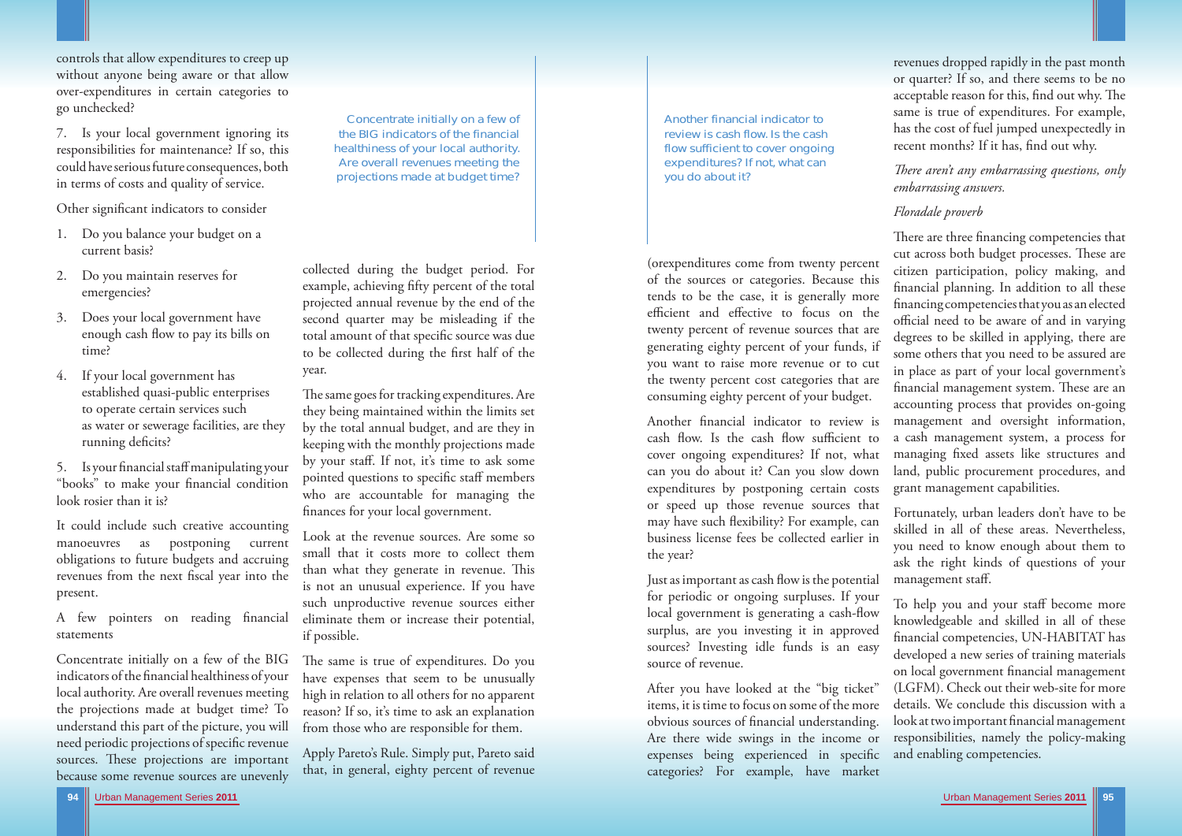controls that allow expenditures to creep up without anyone being aware or that allow over-expenditures in certain categories to go unchecked?

7. Is your local government ignoring its responsibilities for maintenance? If so, this could have serious future consequences, both in terms of costs and quality of service.

Other significant indicators to consider

1. Do you balance your budget on a current basis?
2. Do you maintain reserves for emergencies?
3. Does your local government have enough cash flow to pay its bills on time?
4. If your local government has established quasi-public enterprises to operate certain services such as water or sewerage facilities, are they running deficits?

5. Is your financial staff manipulating your "books" to make your financial condition look rosier than it is?

It could include such creative accounting manoeuvres as postponing current obligations to future budgets and accruing revenues from the next fiscal year into the present.

A few pointers on reading financial statements

Concentrate initially on a few of the BIG indicators of the financial healthiness of your local authority. Are overall revenues meeting the projections made at budget time? To understand this part of the picture, you will need periodic projections of specific revenue sources. These projections are important because some revenue sources are unevenly collected during the budget period. For example, achieving fifty percent of the total projected annual revenue by the end of the second quarter may be misleading if the total amount of that specific source was due to be collected during the first half of the year.

> Concentrate initially on a few of the BIG indicators of the financial healthiness of your local authority. Are overall revenues meeting the projections made at budget time?

The same goes for tracking expenditures. Are they being maintained within the limits set by the total annual budget, and are they in keeping with the monthly projections made by your staff. If not, it's time to ask some pointed questions to specific staff members who are accountable for managing the finances for your local government.

Look at the revenue sources. Are some so small that it costs more to collect them than what they generate in revenue. This is not an unusual experience. If you have such unproductive revenue sources either eliminate them or increase their potential, if possible.

The same is true of expenditures. Do you have expenses that seem to be unusually high in relation to all others for no apparent reason? If so, it's time to ask an explanation from those who are responsible for them.

Apply Pareto's Rule. Simply put, Pareto said that, in general, eighty percent of revenue (or expenditures come from twenty percent of the sources or categories. Because this tends to be the case, it is generally more efficient and effective to focus on the twenty percent of revenue sources that are generating eighty percent of your funds, if you want to raise more revenue or to cut the twenty percent cost categories that are consuming eighty percent of your budget.

> Another financial indicator to review is cash flow. Is the cash flow sufficient to cover ongoing expenditures? If not, what can you do about it?

Another financial indicator to review is cash flow. Is the cash flow sufficient to cover ongoing expenditures? If not, what can you do about it? Can you slow down expenditures by postponing certain costs or speed up those revenue sources that may have such flexibility? For example, can business license fees be collected earlier in the year?

Just as important as cash flow is the potential for periodic or ongoing surpluses. If your local government is generating a cash-flow surplus, are you investing it in approved sources? Investing idle funds is an easy source of revenue.

After you have looked at the "big ticket" items, it is time to focus on some of the more obvious sources of financial understanding. Are there wide swings in the income or expenses being experienced in specific categories? For example, have market revenues dropped rapidly in the past month or quarter? If so, and there seems to be no acceptable reason for this, find out why. The same is true of expenditures. For example, has the cost of fuel jumped unexpectedly in recent months? If it has, find out why.

*There aren't any embarrassing questions, only embarrassing answers.*

*Floradale proverb*

There are three financing competencies that cut across both budget processes. These are citizen participation, policy making, and financial planning. In addition to all these financing competencies that you as an elected official need to be aware of and in varying degrees to be skilled in applying, there are some others that you need to be assured are in place as part of your local government's financial management system. These are an accounting process that provides on-going management and oversight information, a cash management system, a process for managing fixed assets like structures and land, public procurement procedures, and grant management capabilities.

Fortunately, urban leaders don't have to be skilled in all of these areas. Nevertheless, you need to know enough about them to ask the right kinds of questions of your management staff.

To help you and your staff become more knowledgeable and skilled in all of these financial competencies, UN-HABITAT has developed a new series of training materials on local government financial management (LGFM). Check out their web-site for more details. We conclude this discussion with a look at two important financial management responsibilities, namely the policy-making and enabling competencies.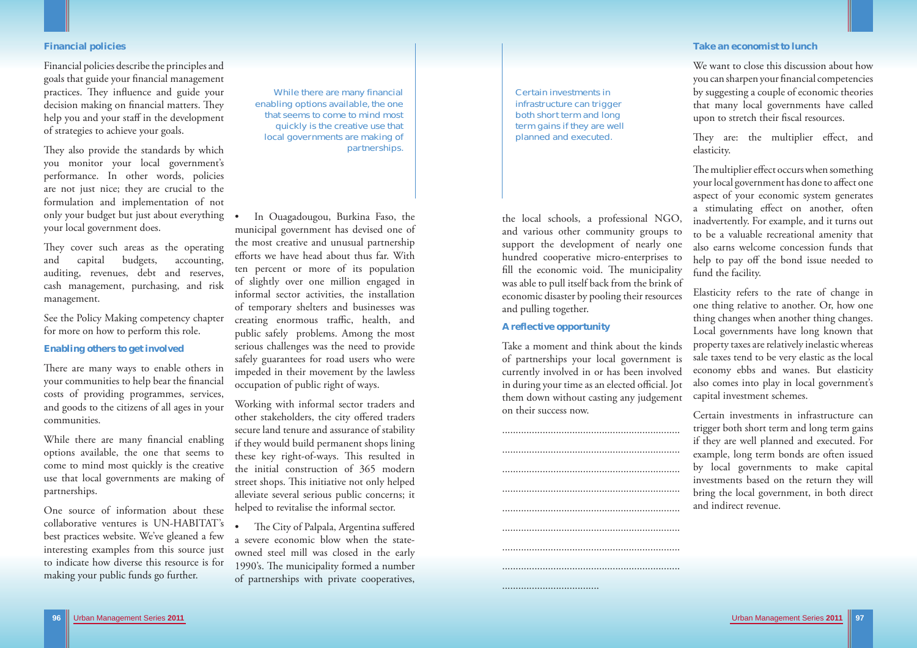### Financial policies

Financial policies describe the principles and goals that guide your financial management practices. They influence and guide your decision making on financial matters. They help you and your staff in the development of strategies to achieve your goals.

They also provide the standards by which you monitor your local government's performance. In other words, policies are not just nice; they are crucial to the formulation and implementation of not only your budget but just about everything your local government does.

They cover such areas as the operating and capital budgets, accounting, auditing, revenues, debt and reserves, cash management, purchasing, and risk management.

See the Policy Making competency chapter for more on how to perform this role.

### Enabling others to get involved

There are many ways to enable others in your communities to help bear the financial costs of providing programmes, services, and goods to the citizens of all ages in your communities.

While there are many financial enabling options available, the one that seems to come to mind most quickly is the creative use that local governments are making of partnerships.

One source of information about these collaborative ventures is UN-HABITAT's best practices website. We've gleaned a few interesting examples from this source just to indicate how diverse this resource is for making your public funds go further.

> While there are many financial enabling options available, the one that seems to come to mind most quickly is the creative use that local governments are making of partnerships.

- In Ouagadougou, Burkina Faso, the municipal government has devised one of the most creative and unusual partnership efforts we have head about thus far. With ten percent or more of its population of slightly over one million engaged in informal sector activities, the installation of temporary shelters and businesses was creating enormous traffic, health, and public safely problems. Among the most serious challenges was the need to provide safely guarantees for road users who were impeded in their movement by the lawless occupation of public right of ways.

Working with informal sector traders and other stakeholders, the city offered traders secure land tenure and assurance of stability if they would build permanent shops lining these key right-of-ways. This resulted in the initial construction of 365 modern street shops. This initiative not only helped alleviate several serious public concerns; it helped to revitalise the informal sector.

- The City of Palpala, Argentina suffered a severe economic blow when the state-owned steel mill was closed in the early 1990's. The municipality formed a number of partnerships with private cooperatives, the local schools, a professional NGO, and various other community groups to support the development of nearly one hundred cooperative micro-enterprises to fill the economic void. The municipality was able to pull itself back from the brink of economic disaster by pooling their resources and pulling together.

> Certain investments in infrastructure can trigger both short term and long term gains if they are well planned and executed.

### A reflective opportunity

Take a moment and think about the kinds of partnerships your local government is currently involved in or has been involved in during your time as an elected official. Jot them down without casting any judgement on their success now.

..................................................................

..................................................................

..................................................................

..................................................................

..................................................................

..................................................................

..................................................................

..................................................................

....................................

### Take an economist to lunch

We want to close this discussion about how you can sharpen your financial competencies by suggesting a couple of economic theories that many local governments have called upon to stretch their fiscal resources.

They are: the multiplier effect, and elasticity.

The multiplier effect occurs when something your local government has done to affect one aspect of your economic system generates a stimulating effect on another, often inadvertently. For example, and it turns out to be a valuable recreational amenity that also earns welcome concession funds that help to pay off the bond issue needed to fund the facility.

Elasticity refers to the rate of change in one thing relative to another. Or, how one thing changes when another thing changes. Local governments have long known that property taxes are relatively inelastic whereas sale taxes tend to be very elastic as the local economy ebbs and wanes. But elasticity also comes into play in local government's capital investment schemes.

Certain investments in infrastructure can trigger both short term and long term gains if they are well planned and executed. For example, long term bonds are often issued by local governments to make capital investments based on the return they will bring the local government, in both direct and indirect revenue.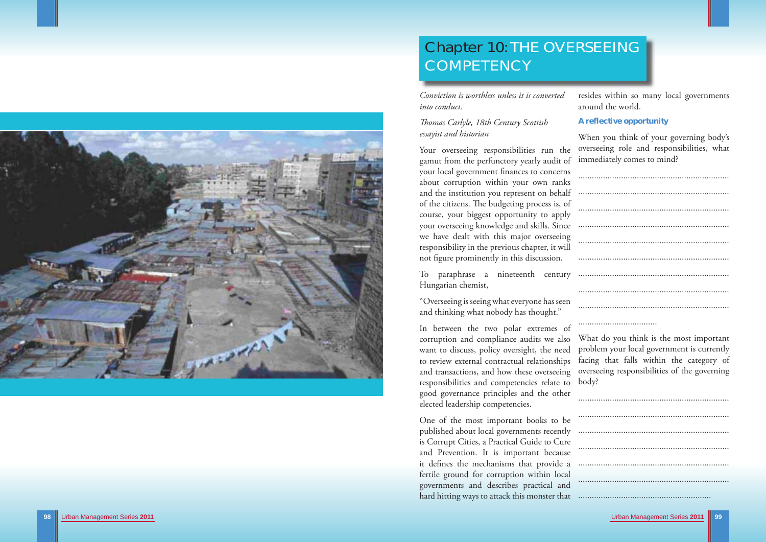# Chapter 10: THE OVERSEEING COMPETENCY

*Conviction is worthless unless it is converted into conduct.*

*Thomas Carlyle, 18th Century Scottish essayist and historian*

Your overseeing responsibilities run the gamut from the perfunctory yearly audit of your local government finances to concerns about corruption within your own ranks and the institution you represent on behalf of the citizens. The budgeting process is, of course, your biggest opportunity to apply your overseeing knowledge and skills. Since we have dealt with this major overseeing responsibility in the previous chapter, it will not figure prominently in this discussion.

To paraphrase a nineteenth century Hungarian chemist,

"Overseeing is seeing what everyone has seen and thinking what nobody has thought."

In between the two polar extremes of corruption and compliance audits we also want to discuss, policy oversight, the need to review external contractual relationships and transactions, and how these overseeing responsibilities and competencies relate to good governance principles and the other elected leadership competencies.

One of the most important books to be published about local governments recently is Corrupt Cities, a Practical Guide to Cure and Prevention. It is important because it defines the mechanisms that provide a fertile ground for corruption within local governments and describes practical and hard hitting ways to attack this monster that resides within so many local governments around the world.

### A reflective opportunity

When you think of your governing body's overseeing role and responsibilities, what immediately comes to mind?

..................................................................

..................................................................

..................................................................

..................................................................

..................................................................

..................................................................

..................................................................

..................................................................

..................................................................

..................................

What do you think is the most important problem your local government is currently facing that falls within the category of overseeing responsibilities of the governing body?

..................................................................

..................................................................

..................................................................

..................................................................

..................................................................

..................................................................

...........................................................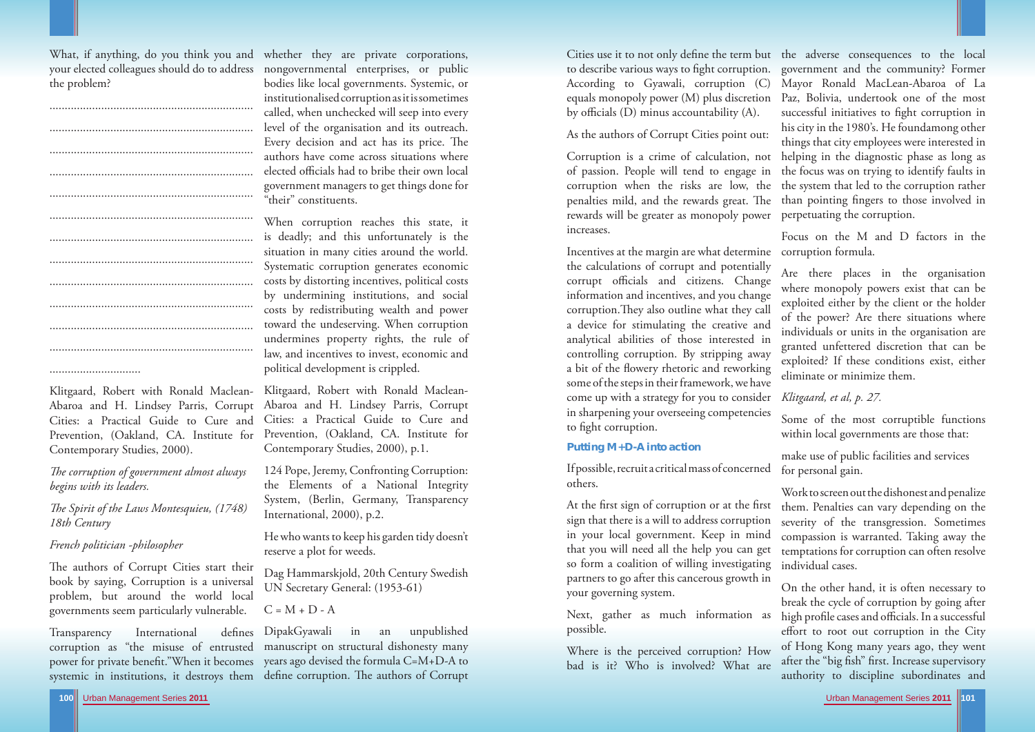What, if anything, do you think you and your elected colleagues should do to address the problem?

..................................................................

..................................................................

..................................................................

..................................................................

..................................................................

..................................................................

..................................................................

..................................................................

..................................................................

..................................................................

..................................................................

..................................................................

.............................

Klitgaard, Robert with Ronald Maclean-Abaroa and H. Lindsey Parris, Corrupt Cities: a Practical Guide to Cure and Prevention, (Oakland, CA. Institute for Contemporary Studies, 2000).

*The corruption of government almost always begins with its leaders.*

*The Spirit of the Laws Montesquieu, (1748) 18th Century*

*French politician -philosopher*

The authors of Corrupt Cities start their book by saying, Corruption is a universal problem, but around the world local governments seem particularly vulnerable.

Transparency International defines corruption as "the misuse of entrusted power for private benefit."When it becomes systemic in institutions, it destroys them whether they are private corporations, nongovernmental enterprises, or public bodies like local governments. Systemic, or institutionalised corruption as it is sometimes called, when unchecked will seep into every level of the organisation and its outreach. Every decision and act has its price. The authors have come across situations where elected officials had to bribe their own local government managers to get things done for "their" constituents.

When corruption reaches this state, it is deadly; and this unfortunately is the situation in many cities around the world. Systematic corruption generates economic costs by distorting incentives, political costs by undermining institutions, and social costs by redistributing wealth and power toward the undeserving. When corruption undermines property rights, the rule of law, and incentives to invest, economic and political development is crippled.

Klitgaard, Robert with Ronald Maclean-Abaroa and H. Lindsey Parris, Corrupt Cities: a Practical Guide to Cure and Prevention, (Oakland, CA. Institute for Contemporary Studies, 2000), p.1.

124 Pope, Jeremy, Confronting Corruption: the Elements of a National Integrity System, (Berlin, Germany, Transparency International, 2000), p.2.

He who wants to keep his garden tidy doesn't reserve a plot for weeds.

Dag Hammarskjold, 20th Century Swedish UN Secretary General: (1953-61)

$C = M + D - A$

DipakGyawali in an unpublished manuscript on structural dishonesty many years ago devised the formula C=M+D-A to define corruption. The authors of Corrupt Cities use it to not only define the term but to describe various ways to fight corruption. According to Gyawali, corruption (C) equals monopoly power (M) plus discretion by officials (D) minus accountability (A).

As the authors of Corrupt Cities point out:

Corruption is a crime of calculation, not of passion. People will tend to engage in corruption when the risks are low, the penalties mild, and the rewards great. The rewards will be greater as monopoly power increases.

Incentives at the margin are what determine the calculations of corrupt and potentially corrupt officials and citizens. Change information and incentives, and you change corruption.They also outline what they call a device for stimulating the creative and analytical abilities of those interested in controlling corruption. By stripping away a bit of the flowery rhetoric and reworking some of the steps in their framework, we have come up with a strategy for you to consider in sharpening your overseeing competencies to fight corruption.

### Putting M+D-A into action

If possible, recruit a critical mass of concerned others.

At the first sign of corruption or at the first sign that there is a will to address corruption in your local government. Keep in mind that you will need all the help you can get so form a coalition of willing investigating partners to go after this cancerous growth in your governing system.

Next, gather as much information as possible.

Where is the perceived corruption? How bad is it? Who is involved? What are the adverse consequences to the local government and the community? Former Mayor Ronald MacLean-Abaroa of La Paz, Bolivia, undertook one of the most successful initiatives to fight corruption in his city in the 1980's. He foundamong other things that city employees were interested in helping in the diagnostic phase as long as the focus was on trying to identify faults in the system that led to the corruption rather than pointing fingers to those involved in perpetuating the corruption.

Focus on the M and D factors in the corruption formula.

Are there places in the organisation where monopoly powers exist that can be exploited either by the client or the holder of the power? Are there situations where individuals or units in the organisation are granted unfettered discretion that can be exploited? If these conditions exist, either eliminate or minimize them.

*Klitgaard, et al, p. 27.*

Some of the most corruptible functions within local governments are those that:

make use of public facilities and services for personal gain.

Work to screen out the dishonest and penalize them. Penalties can vary depending on the severity of the transgression. Sometimes compassion is warranted. Taking away the temptations for corruption can often resolve individual cases.

On the other hand, it is often necessary to break the cycle of corruption by going after high profile cases and officials. In a successful effort to root out corruption in the City of Hong Kong many years ago, they went after the "big fish" first. Increase supervisory authority to discipline subordinates and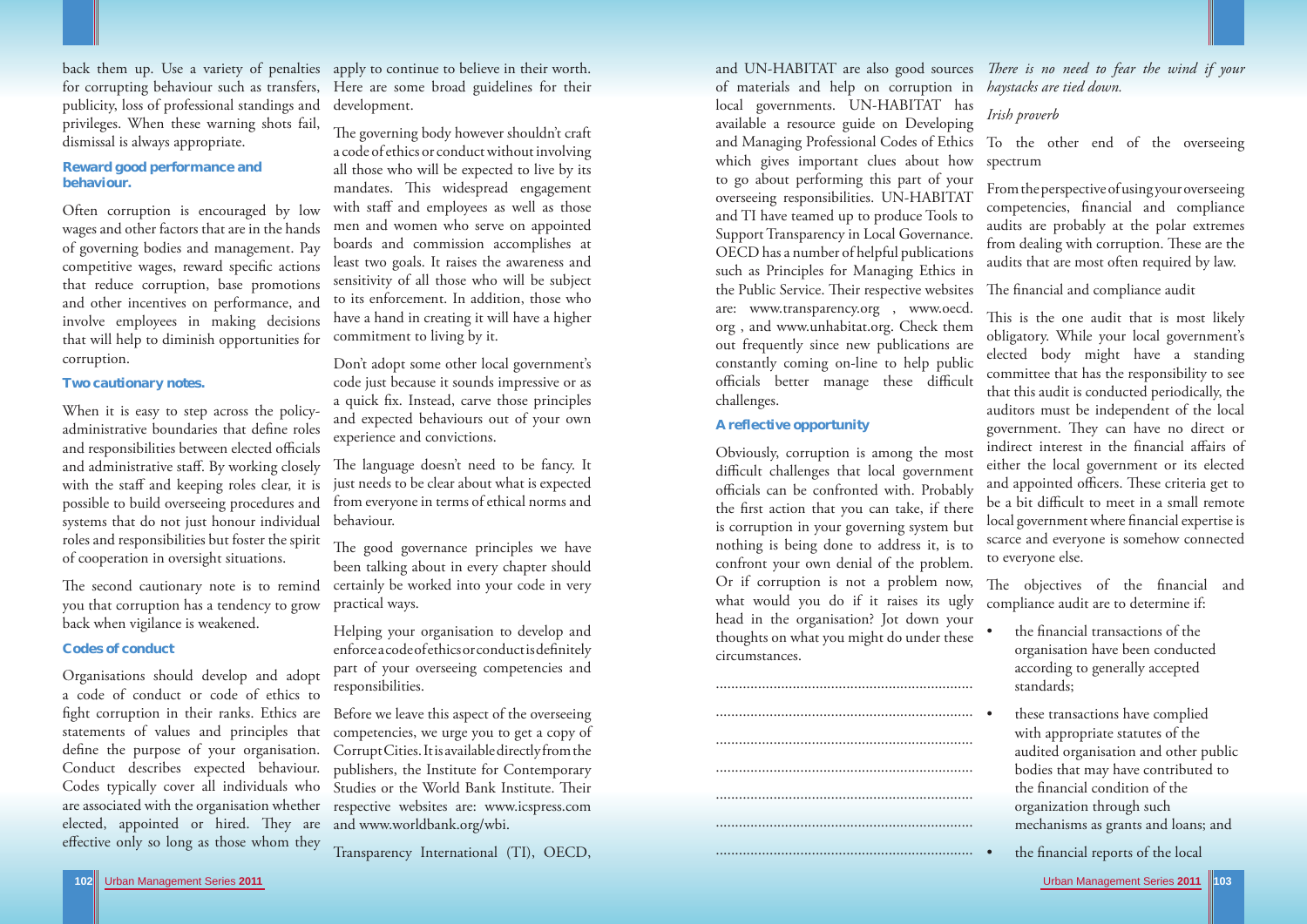back them up. Use a variety of penalties for corrupting behaviour such as transfers, publicity, loss of professional standings and privileges. When these warning shots fail, dismissal is always appropriate.

**Reward good performance and behaviour.**

Often corruption is encouraged by low wages and other factors that are in the hands of governing bodies and management. Pay competitive wages, reward specific actions that reduce corruption, base promotions and other incentives on performance, and involve employees in making decisions that will help to diminish opportunities for corruption.

**Two cautionary notes.**

When it is easy to step across the policy-administrative boundaries that define roles and responsibilities between elected officials and administrative staff. By working closely with the staff and keeping roles clear, it is possible to build overseeing procedures and systems that do not just honour individual roles and responsibilities but foster the spirit of cooperation in oversight situations.

The second cautionary note is to remind you that corruption has a tendency to grow back when vigilance is weakened.

**Codes of conduct**

Organisations should develop and adopt a code of conduct or code of ethics to fight corruption in their ranks. Ethics are statements of values and principles that define the purpose of your organisation. Conduct describes expected behaviour. Codes typically cover all individuals who are associated with the organisation whether elected, appointed or hired. They are effective only so long as those whom they apply to continue to believe in their worth. Here are some broad guidelines for their development.

The governing body however shouldn't craft a code of ethics or conduct without involving all those who will be expected to live by its mandates. This widespread engagement with staff and employees as well as those men and women who serve on appointed boards and commission accomplishes at least two goals. It raises the awareness and sensitivity of all those who will be subject to its enforcement. In addition, those who have a hand in creating it will have a higher commitment to living by it.

Don't adopt some other local government's code just because it sounds impressive or as a quick fix. Instead, carve those principles and expected behaviours out of your own experience and convictions.

The language doesn't need to be fancy. It just needs to be clear about what is expected from everyone in terms of ethical norms and behaviour.

The good governance principles we have been talking about in every chapter should certainly be worked into your code in very practical ways.

Helping your organisation to develop and enforce a code of ethics or conduct is definitely part of your overseeing competencies and responsibilities.

Before we leave this aspect of the overseeing competencies, we urge you to get a copy of Corrupt Cities. It is available directly from the publishers, the Institute for Contemporary Studies or the World Bank Institute. Their respective websites are: www.icspress.com and www.worldbank.org/wbi.

Transparency International (TI), OECD, and UN-HABITAT are also good sources of materials and help on corruption in local governments. UN-HABITAT has available a resource guide on Developing and Managing Professional Codes of Ethics which gives important clues about how to go about performing this part of your overseeing responsibilities. UN-HABITAT and TI have teamed up to produce Tools to Support Transparency in Local Governance. OECD has a number of helpful publications such as Principles for Managing Ethics in the Public Service. Their respective websites are: www.transparency.org , www.oecd.org , and www.unhabitat.org. Check them out frequently since new publications are constantly coming on-line to help public officials better manage these difficult challenges.

**A reflective opportunity**

Obviously, corruption is among the most difficult challenges that local government officials can be confronted with. Probably the first action that you can take, if there is corruption in your governing system but nothing is being done to address it, is to confront your own denial of the problem. Or if corruption is not a problem now, what would you do if it raises its ugly head in the organisation? Jot down your thoughts on what you might do under these circumstances.

..................................................................

..................................................................

..................................................................

..................................................................

..................................................................

..................................................................

..................................................................

*There is no need to fear the wind if your haystacks are tied down.*

*Irish proverb*

To the other end of the overseeing spectrum

From the perspective of using your overseeing competencies, financial and compliance audits are probably at the polar extremes from dealing with corruption. These are the audits that are most often required by law.

The financial and compliance audit

This is the one audit that is most likely obligatory. While your local government's elected body might have a standing committee that has the responsibility to see that this audit is conducted periodically, the auditors must be independent of the local government. They can have no direct or indirect interest in the financial affairs of either the local government or its elected and appointed officers. These criteria get to be a bit difficult to meet in a small remote local government where financial expertise is scarce and everyone is somehow connected to everyone else.

The objectives of the financial and compliance audit are to determine if:

- the financial transactions of the organisation have been conducted according to generally accepted standards;
- these transactions have complied with appropriate statutes of the audited organisation and other public bodies that may have contributed to the financial condition of the organization through such mechanisms as grants and loans; and
- the financial reports of the local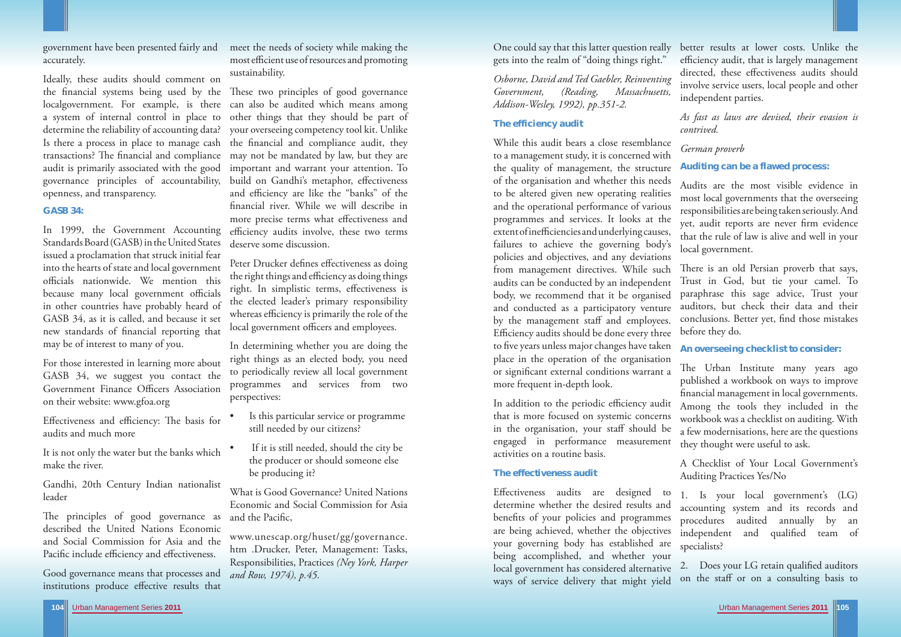government have been presented fairly and accurately.

Ideally, these audits should comment on the financial systems being used by the localgovernment. For example, is there a system of internal control in place to determine the reliability of accounting data? Is there a process in place to manage cash transactions? The financial and compliance audit is primarily associated with the good governance principles of accountability, openness, and transparency.

### GASB 34:

In 1999, the Government Accounting Standards Board (GASB) in the United States issued a proclamation that struck initial fear into the hearts of state and local government officials nationwide. We mention this because many local government officials in other countries have probably heard of GASB 34, as it is called, and because it set new standards of financial reporting that may be of interest to many of you.

For those interested in learning more about GASB 34, we suggest you contact the Government Finance Officers Association on their website: www.gfoa.org

Effectiveness and efficiency: The basis for audits and much more

It is not only the water but the banks which make the river.

Gandhi, 20th Century Indian nationalist leader

The principles of good governance as described the United Nations Economic and Social Commission for Asia and the Pacific include efficiency and effectiveness.

Good governance means that processes and institutions produce effective results that meet the needs of society while making the most efficient use of resources and promoting sustainability.

These two principles of good governance can also be audited which means among other things that they should be part of your overseeing competency tool kit. Unlike the financial and compliance audit, they may not be mandated by law, but they are important and warrant your attention. To build on Gandhi's metaphor, effectiveness and efficiency are like the "banks" of the financial river. While we will describe in more precise terms what effectiveness and efficiency audits involve, these two terms deserve some discussion.

Peter Drucker defines effectiveness as doing the right things and efficiency as doing things right. In simplistic terms, effectiveness is the elected leader's primary responsibility whereas efficiency is primarily the role of the local government officers and employees.

In determining whether you are doing the right things as an elected body, you need to periodically review all local government programmes and services from two perspectives:

- Is this particular service or programme still needed by our citizens?
- If it is still needed, should the city be the producer or should someone else be producing it?

What is Good Governance? United Nations Economic and Social Commission for Asia and the Pacific,

www.unescap.org/huset/gg/governance.htm .Drucker, Peter, Management: Tasks, Responsibilities, Practices *(Ney York, Harper and Row, 1974), p.45.*

One could say that this latter question really gets into the realm of "doing things right."

*Osborne, David and Ted Gaebler, Reinventing Government, (Reading, Massachusetts, Addison-Wesley, 1992), pp.351-2.*

### The efficiency audit

While this audit bears a close resemblance to a management study, it is concerned with the quality of management, the structure of the organisation and whether this needs to be altered given new operating realities and the operational performance of various programmes and services. It looks at the extent of inefficiencies and underlying causes, failures to achieve the governing body's policies and objectives, and any deviations from management directives. While such audits can be conducted by an independent body, we recommend that it be organised and conducted as a participatory venture by the management staff and employees. Efficiency audits should be done every three to five years unless major changes have taken place in the operation of the organisation or significant external conditions warrant a more frequent in-depth look.

In addition to the periodic efficiency audit that is more focused on systemic concerns in the organisation, your staff should be engaged in performance measurement activities on a routine basis.

### The effectiveness audit

Effectiveness audits are designed to determine whether the desired results and benefits of your policies and programmes are being achieved, whether the objectives your governing body has established are being accomplished, and whether your local government has considered alternative ways of service delivery that might yield better results at lower costs. Unlike the efficiency audit, that is largely management directed, these effectiveness audits should involve service users, local people and other independent parties.

*As fast as laws are devised, their evasion is contrived.*

*German proverb*

### Auditing can be a flawed process:

Audits are the most visible evidence in most local governments that the overseeing responsibilities are being taken seriously. And yet, audit reports are never firm evidence that the rule of law is alive and well in your local government.

There is an old Persian proverb that says, Trust in God, but tie your camel. To paraphrase this sage advice, Trust your auditors, but check their data and their conclusions. Better yet, find those mistakes before they do.

### An overseeing checklist to consider:

The Urban Institute many years ago published a workbook on ways to improve financial management in local governments. Among the tools they included in the workbook was a checklist on auditing. With a few modernisations, here are the questions they thought were useful to ask.

A Checklist of Your Local Government's Auditing Practices Yes/No

1. Is your local government's (LG) accounting system and its records and procedures audited annually by an independent and qualified team of specialists?

2. Does your LG retain qualified auditors on the staff or on a consulting basis to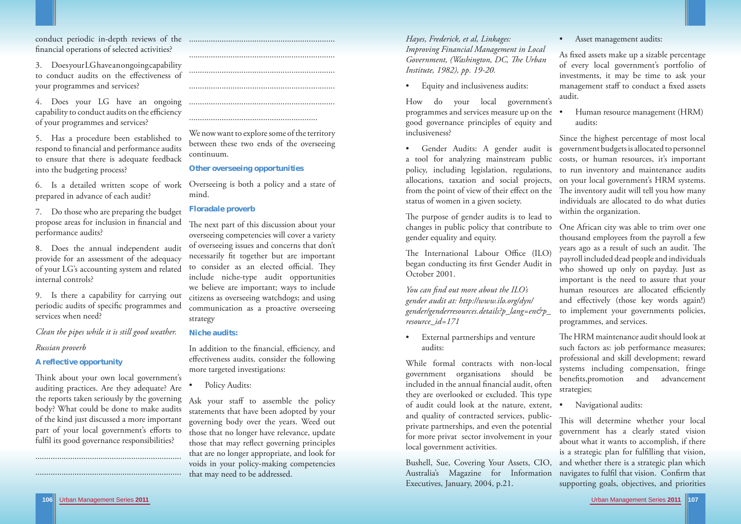conduct periodic in-depth reviews of the financial operations of selected activities?

3. Does your LG have an ongoing capability to conduct audits on the effectiveness of your programmes and services?

4. Does your LG have an ongoing capability to conduct audits on the efficiency of your programmes and services?

5. Has a procedure been established to respond to financial and performance audits to ensure that there is adequate feedback into the budgeting process?

6. Is a detailed written scope of work prepared in advance of each audit?

7. Do those who are preparing the budget propose areas for inclusion in financial and performance audits?

8. Does the annual independent audit provide for an assessment of the adequacy of your LG's accounting system and related internal controls?

9. Is there a capability for carrying out periodic audits of specific programmes and services when need?

*Clean the pipes while it is still good weather.*

*Russian proverb*

### A reflective opportunity

Think about your own local government's auditing practices. Are they adequate? Are the reports taken seriously by the governing body? What could be done to make audits of the kind just discussed a more important part of your local government's efforts to fulfil its good governance responsibilities?

..................................................................

..................................................................

..................................................................

..................................................................

..................................................................

..................................................................

..................................................................

..........................................................

We now want to explore some of the territory between these two ends of the overseeing continuum.

### Other overseeing opportunities

Overseeing is both a policy and a state of mind.

### Floradale proverb

The next part of this discussion about your overseeing competencies will cover a variety of overseeing issues and concerns that don't necessarily fit together but are important to consider as an elected official. They include niche-type audit opportunities we believe are important; ways to include citizens as overseeing watchdogs; and using communication as a proactive overseeing strategy

### Niche audits:

In addition to the financial, efficiency, and effectiveness audits, consider the following more targeted investigations:

- Policy Audits:

Ask your staff to assemble the policy statements that have been adopted by your governing body over the years. Weed out those that no longer have relevance, update those that may reflect governing principles that are no longer appropriate, and look for voids in your policy-making competencies that may need to be addressed.

*Hayes, Frederick, et al, Linkages: Improving Financial Management in Local Government, (Washington, DC, The Urban Institute, 1982), pp. 19-20.*

- Equity and inclusiveness audits:

How do your local government's programmes and services measure up on the good governance principles of equity and inclusiveness?

- Gender Audits: A gender audit is a tool for analyzing mainstream public policy, including legislation, regulations, allocations, taxation and social projects, from the point of view of their effect on the status of women in a given society.

The purpose of gender audits is to lead to changes in public policy that contribute to gender equality and equity.

The International Labour Office (ILO) began conducting its first Gender Audit in October 2001.

*You can find out more about the ILO's gender audit at: http://www.ilo.org/dyn/gender/genderresources.details?p_lang=en&p_resource_id=171*

- External partnerships and venture audits:

While formal contracts with non-local government organisations should be included in the annual financial audit, often they are overlooked or excluded. This type of audit could look at the nature, extent, and quality of contracted services, public-private partnerships, and even the potential for more privat sector involvement in your local government activities.

Bushell, Sue, Covering Your Assets, CIO, Australia's Magazine for Information Executives, January, 2004, p.21.

- Asset management audits:

As fixed assets make up a sizable percentage of every local government's portfolio of investments, it may be time to ask your management staff to conduct a fixed assets audit.

- Human resource management (HRM) audits:

Since the highest percentage of most local government budgets is allocated to personnel costs, or human resources, it's important to run inventory and maintenance audits on your local government's HRM systems. The inventory audit will tell you how many individuals are allocated to do what duties within the organization.

One African city was able to trim over one thousand employees from the payroll a few years ago as a result of such an audit. The payroll included dead people and individuals who showed up only on payday. Just as important is the need to assure that your human resources are allocated efficiently and effectively (those key words again!) to implement your governments policies, programmes, and services.

The HRM maintenance audit should look at such factors as: job performance measures; professional and skill development; reward systems including compensation, fringe benefits,promotion and advancement strategies;

- Navigational audits:

This will determine whether your local government has a clearly stated vision about what it wants to accomplish, if there is a strategic plan for fulfilling that vision, and whether there is a strategic plan which navigates to fulfil that vision. Confirm that supporting goals, objectives, and priorities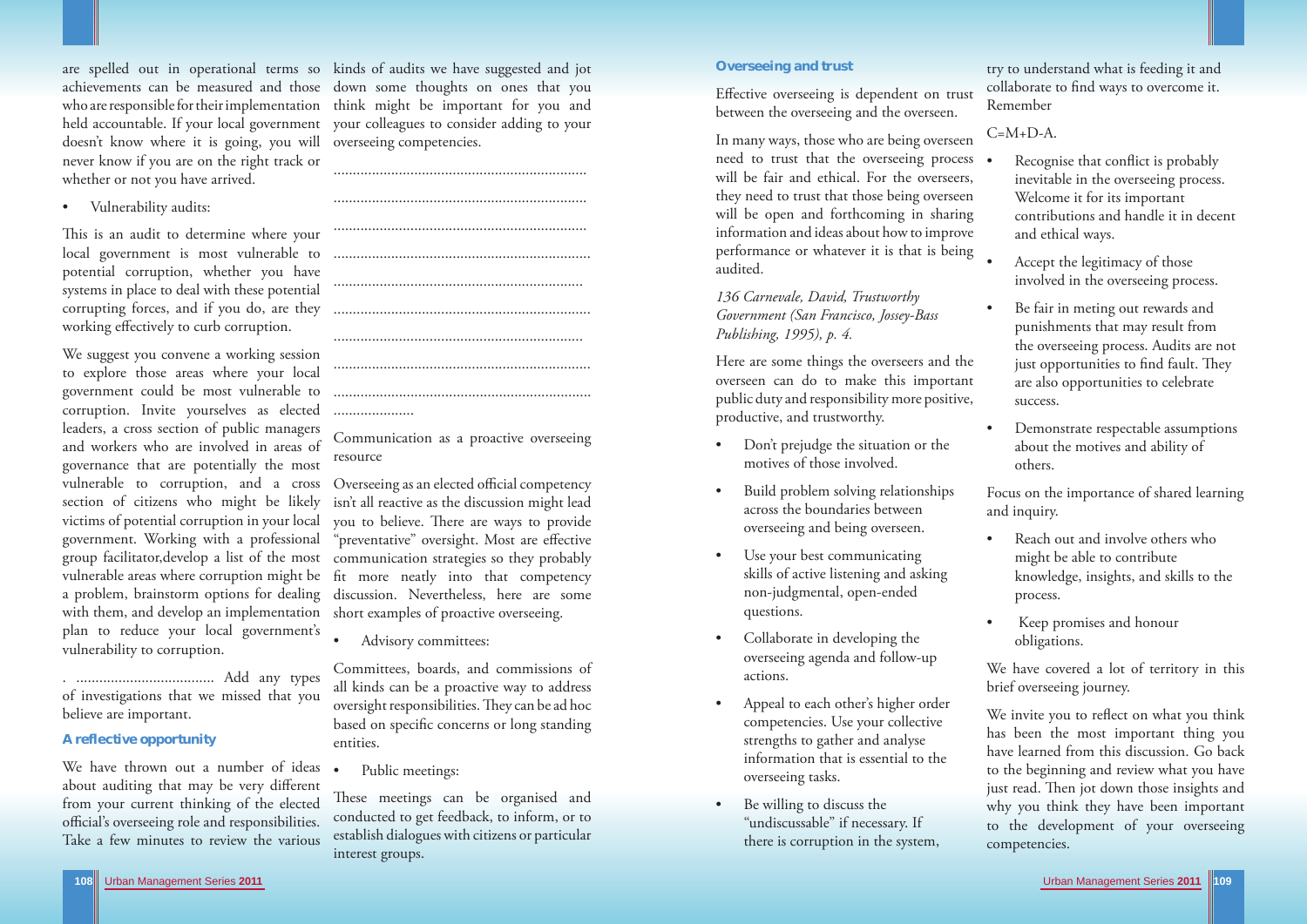are spelled out in operational terms so achievements can be measured and those who are responsible for their implementation held accountable. If your local government doesn't know where it is going, you will never know if you are on the right track or whether or not you have arrived.

- Vulnerability audits:

This is an audit to determine where your local government is most vulnerable to potential corruption, whether you have systems in place to deal with these potential corrupting forces, and if you do, are they working effectively to curb corruption.

We suggest you convene a working session to explore those areas where your local government could be most vulnerable to corruption. Invite yourselves as elected leaders, a cross section of public managers and workers who are involved in areas of governance that are potentially the most vulnerable to corruption, and a cross section of citizens who might be likely victims of potential corruption in your local government. Working with a professional group facilitator,develop a list of the most vulnerable areas where corruption might be a problem, brainstorm options for dealing with them, and develop an implementation plan to reduce your local government's vulnerability to corruption.

. .................................... Add any types of investigations that we missed that you believe are important.

### A reflective opportunity

We have thrown out a number of ideas about auditing that may be very different from your current thinking of the elected official's overseeing role and responsibilities. Take a few minutes to review the various kinds of audits we have suggested and jot down some thoughts on ones that you think might be important for you and your colleagues to consider adding to your overseeing competencies.

..................................................................

..................................................................

..................................................................

..................................................................

..................................................................

..................................................................

..................................................................

..................................................................

..................................................................

.....................

Communication as a proactive overseeing resource

Overseeing as an elected official competency isn't all reactive as the discussion might lead you to believe. There are ways to provide "preventative" oversight. Most are effective communication strategies so they probably fit more neatly into that competency discussion. Nevertheless, here are some short examples of proactive overseeing.

- Advisory committees:

Committees, boards, and commissions of all kinds can be a proactive way to address oversight responsibilities. They can be ad hoc based on specific concerns or long standing entities.

- Public meetings:

These meetings can be organised and conducted to get feedback, to inform, or to establish dialogues with citizens or particular interest groups.

### Overseeing and trust

Effective overseeing is dependent on trust between the overseeing and the overseen.

In many ways, those who are being overseen need to trust that the overseeing process will be fair and ethical. For the overseers, they need to trust that those being overseen will be open and forthcoming in sharing information and ideas about how to improve performance or whatever it is that is being audited.

*136 Carnevale, David, Trustworthy Government (San Francisco, Jossey-Bass Publishing, 1995), p. 4.*

Here are some things the overseers and the overseen can do to make this important public duty and responsibility more positive, productive, and trustworthy.

- Don't prejudge the situation or the motives of those involved.
- Build problem solving relationships across the boundaries between overseeing and being overseen.
- Use your best communicating skills of active listening and asking non-judgmental, open-ended questions.
- Collaborate in developing the overseeing agenda and follow-up actions.
- Appeal to each other's higher order competencies. Use your collective strengths to gather and analyse information that is essential to the overseeing tasks.
- Be willing to discuss the "undiscussable" if necessary. If there is corruption in the system, try to understand what is feeding it and collaborate to find ways to overcome it. Remember

C=M+D-A.

- Recognise that conflict is probably inevitable in the overseeing process. Welcome it for its important contributions and handle it in decent and ethical ways.
- Accept the legitimacy of those involved in the overseeing process.
- Be fair in meting out rewards and punishments that may result from the overseeing process. Audits are not just opportunities to find fault. They are also opportunities to celebrate success.
- Demonstrate respectable assumptions about the motives and ability of others.

Focus on the importance of shared learning and inquiry.

- Reach out and involve others who might be able to contribute knowledge, insights, and skills to the process.
- Keep promises and honour obligations.

We have covered a lot of territory in this brief overseeing journey.

We invite you to reflect on what you think has been the most important thing you have learned from this discussion. Go back to the beginning and review what you have just read. Then jot down those insights and why you think they have been important to the development of your overseeing competencies.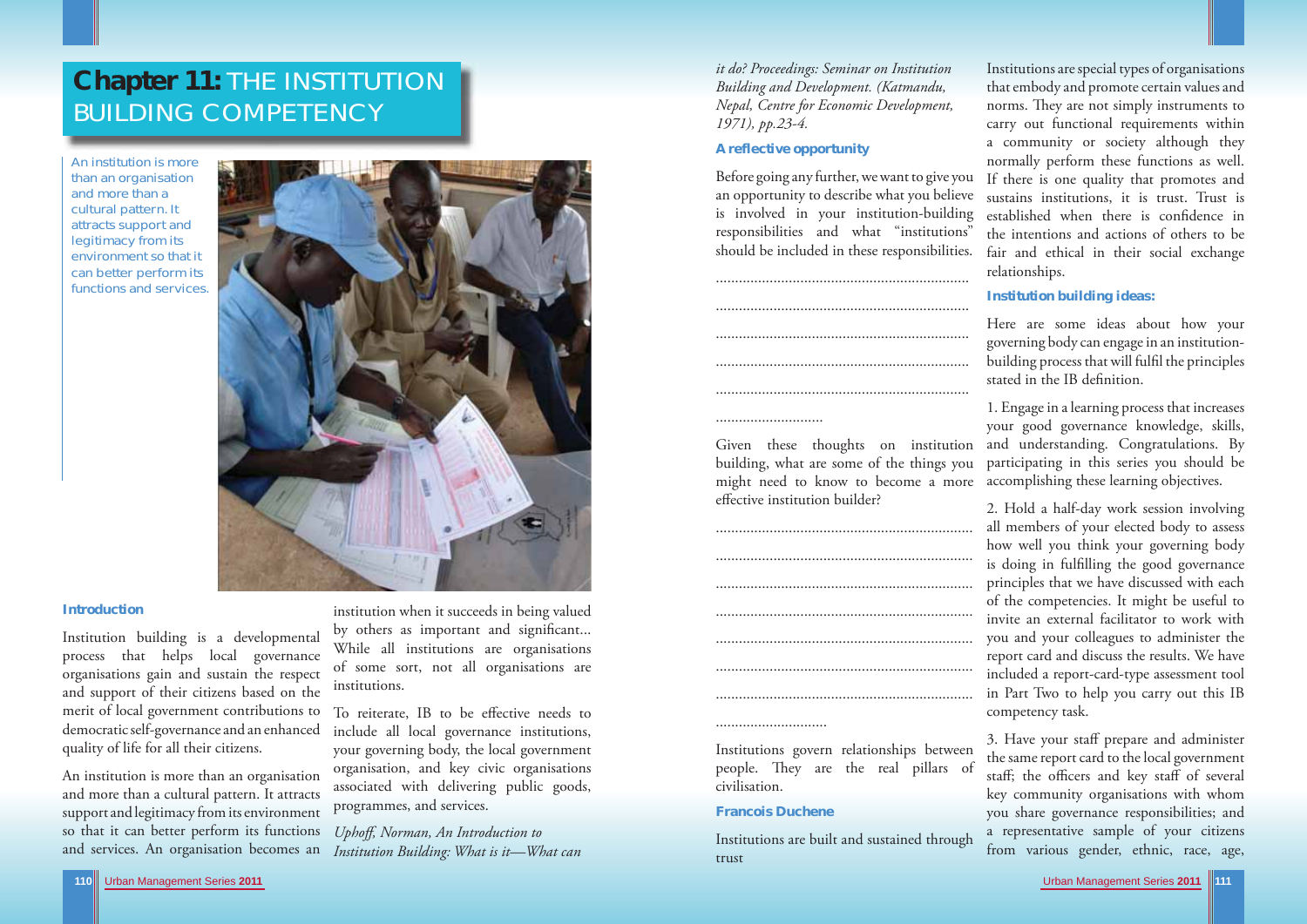# Chapter 11: THE INSTITUTION BUILDING COMPETENCY

An institution is more than an organisation and more than a cultural pattern. It attracts support and legitimacy from its environment so that it can better perform its functions and services.

### Introduction

Institution building is a developmental process that helps local governance organisations gain and sustain the respect and support of their citizens based on the merit of local government contributions to democratic self-governance and an enhanced quality of life for all their citizens.

An institution is more than an organisation and more than a cultural pattern. It attracts support and legitimacy from its environment so that it can better perform its functions and services. An organisation becomes an institution when it succeeds in being valued by others as important and significant... While all institutions are organisations of some sort, not all organisations are institutions.

To reiterate, IB to be effective needs to include all local governance institutions, your governing body, the local government organisation, and key civic organisations associated with delivering public goods, programmes, and services.

*Uphoff, Norman, An Introduction to Institution Building: What is it—What can it do? Proceedings: Seminar on Institution Building and Development. (Katmandu, Nepal, Centre for Economic Development, 1971), pp.23-4.*

### A reflective opportunity

Before going any further, we want to give you an opportunity to describe what you believe is involved in your institution-building responsibilities and what "institutions" should be included in these responsibilities.

..................................................................

..................................................................

..................................................................

..................................................................

..................................................................

............................

Given these thoughts on institution building, what are some of the things you might need to know to become a more effective institution builder?

..................................................................

..................................................................

..................................................................

..................................................................

..................................................................

..................................................................

..................................................................

.............................

Institutions govern relationships between people. They are the real pillars of civilisation.

**Francois Duchene**

Institutions are built and sustained through trust

Institutions are special types of organisations that embody and promote certain values and norms. They are not simply instruments to carry out functional requirements within a community or society although they normally perform these functions as well. If there is one quality that promotes and sustains institutions, it is trust. Trust is established when there is confidence in the intentions and actions of others to be fair and ethical in their social exchange relationships.

### Institution building ideas:

Here are some ideas about how your governing body can engage in an institution-building process that will fulfil the principles stated in the IB definition.

1. Engage in a learning process that increases your good governance knowledge, skills, and understanding. Congratulations. By participating in this series you should be accomplishing these learning objectives.

2. Hold a half-day work session involving all members of your elected body to assess how well you think your governing body is doing in fulfilling the good governance principles that we have discussed with each of the competencies. It might be useful to invite an external facilitator to work with you and your colleagues to administer the report card and discuss the results. We have included a report-card-type assessment tool in Part Two to help you carry out this IB competency task.

3. Have your staff prepare and administer the same report card to the local government staff; the officers and key staff of several key community organisations with whom you share governance responsibilities; and a representative sample of your citizens from various gender, ethnic, race, age,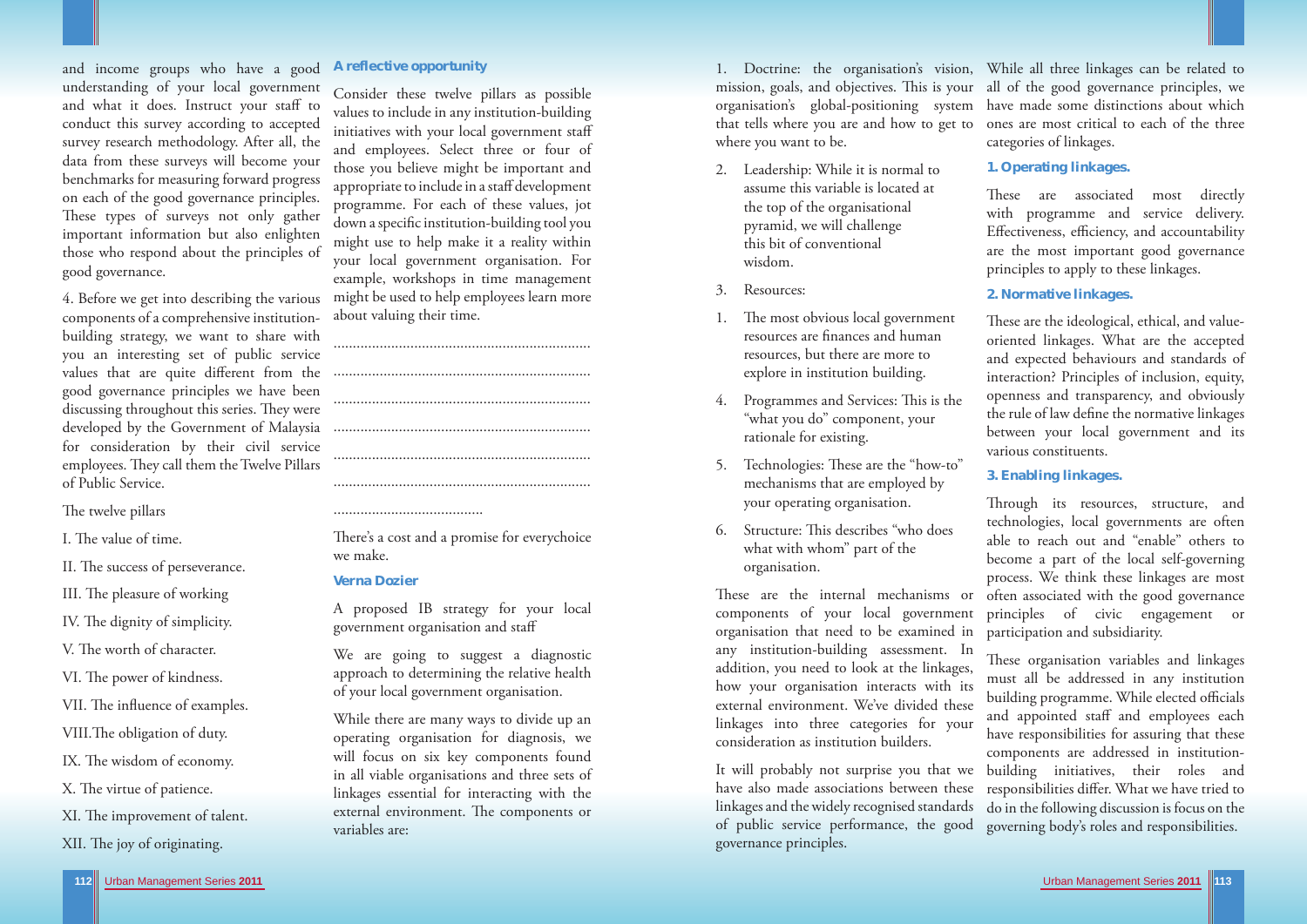and income groups who have a good understanding of your local government and what it does. Instruct your staff to conduct this survey according to accepted survey research methodology. After all, the data from these surveys will become your benchmarks for measuring forward progress on each of the good governance principles. These types of surveys not only gather important information but also enlighten those who respond about the principles of good governance.

4. Before we get into describing the various components of a comprehensive institution-building strategy, we want to share with you an interesting set of public service values that are quite different from the good governance principles we have been discussing throughout this series. They were developed by the Government of Malaysia for consideration by their civil service employees. They call them the Twelve Pillars of Public Service.

The twelve pillars

I. The value of time.

II. The success of perseverance.

III. The pleasure of working

IV. The dignity of simplicity.

V. The worth of character.

VI. The power of kindness.

VII. The influence of examples.

VIII. The obligation of duty.

IX. The wisdom of economy.

X. The virtue of patience.

XI. The improvement of talent.

XII. The joy of originating.

### A reflective opportunity

Consider these twelve pillars as possible values to include in any institution-building initiatives with your local government staff and employees. Select three or four of those you believe might be important and appropriate to include in a staff development programme. For each of these values, jot down a specific institution-building tool you might use to help make it a reality within your local government organisation. For example, workshops in time management might be used to help employees learn more about valuing their time.

..................................................................

..................................................................

..................................................................

..................................................................

..................................................................

..................................................................

.......................................

There's a cost and a promise for everychoice we make.

**Verna Dozier**

A proposed IB strategy for your local government organisation and staff

We are going to suggest a diagnostic approach to determining the relative health of your local government organisation.

While there are many ways to divide up an operating organisation for diagnosis, we will focus on six key components found in all viable organisations and three sets of linkages essential for interacting with the external environment. The components or variables are:

1. Doctrine: the organisation's vision, mission, goals, and objectives. This is your organisation's global-positioning system that tells where you are and how to get to where you want to be.

2. Leadership: While it is normal to assume this variable is located at the top of the organisational pyramid, we will challenge this bit of conventional wisdom.

3. Resources:

1. The most obvious local government resources are finances and human resources, but there are more to explore in institution building.

4. Programmes and Services: This is the "what you do" component, your rationale for existing.

5. Technologies: These are the "how-to" mechanisms that are employed by your operating organisation.

6. Structure: This describes "who does what with whom" part of the organisation.

These are the internal mechanisms or components of your local government organisation that need to be examined in any institution-building assessment. In addition, you need to look at the linkages, how your organisation interacts with its external environment. We've divided these linkages into three categories for your consideration as institution builders.

It will probably not surprise you that we have also made some distinctions between these linkages and the widely recognised standards of public service performance, the good governance principles. While all three linkages can be related to all of the good governance principles, we have made some distinctions about which ones are most critical to each of the three categories of linkages.

### 1. Operating linkages.

These are associated most directly with programme and service delivery. Effectiveness, efficiency, and accountability are the most important good governance principles to apply to these linkages.

### 2. Normative linkages.

These are the ideological, ethical, and value-oriented linkages. What are the accepted and expected behaviours and standards of interaction? Principles of inclusion, equity, openness and transparency, and obviously the rule of law define the normative linkages between your local government and its various constituents.

### 3. Enabling linkages.

Through its resources, structure, and technologies, local governments are often able to reach out and "enable" others to become a part of the local self-governing process. We think these linkages are most often associated with the good governance principles of civic engagement or participation and subsidiarity.

These organisation variables and linkages must all be addressed in any institution building programme. While elected officials and appointed staff and employees each have responsibilities for assuring that these components are addressed in institution-building initiatives, their roles and responsibilities differ. What we have tried to do in the following discussion is focus on the governing body's roles and responsibilities.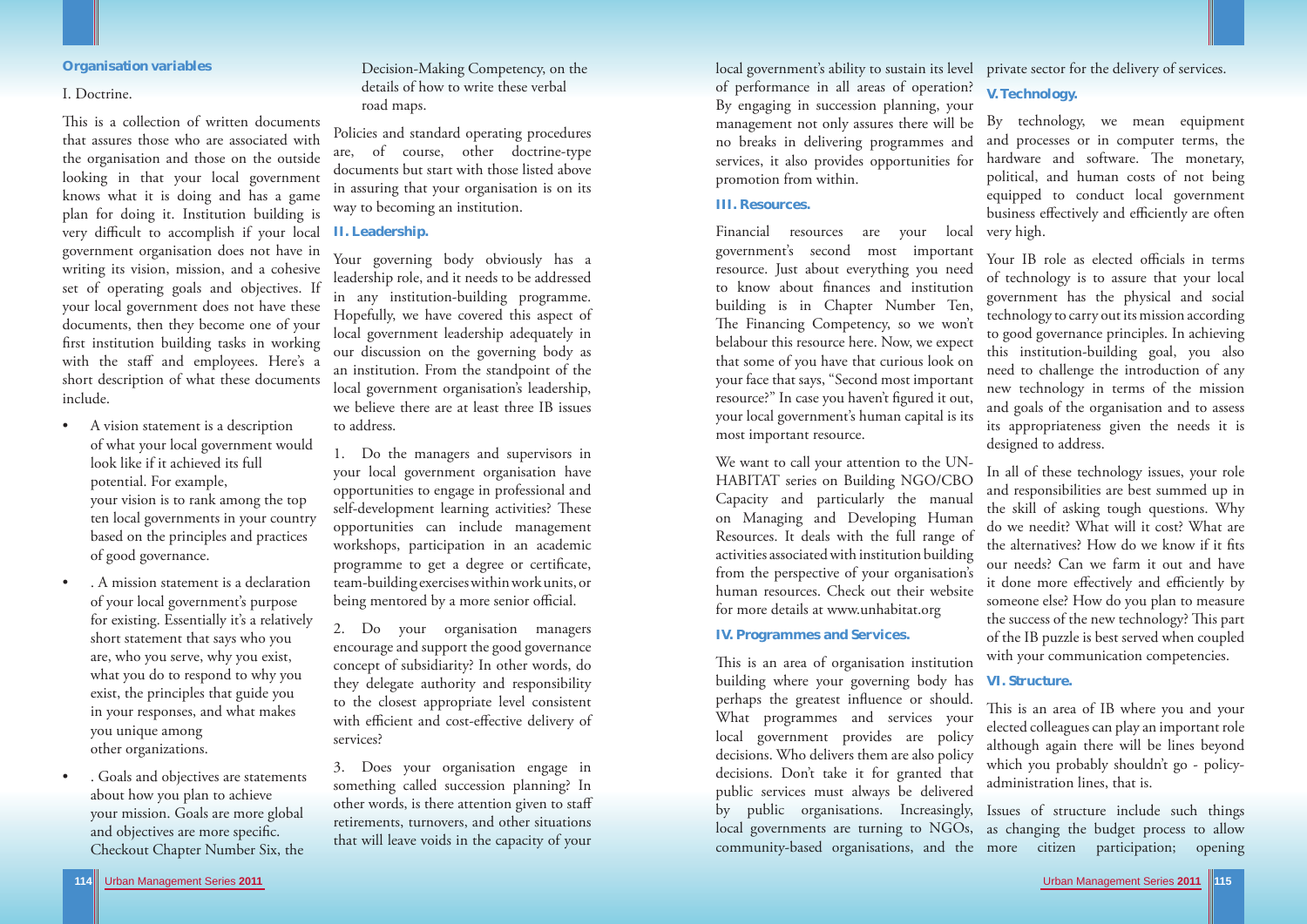### Organisation variables

I. Doctrine.

This is a collection of written documents that assures those who are associated with the organisation and those on the outside looking in that your local government knows what it is doing and has a game plan for doing it. Institution building is very difficult to accomplish if your local government organisation does not have in writing its vision, mission, and a cohesive set of operating goals and objectives. If your local government does not have these documents, then they become one of your first institution building tasks in working with the staff and employees. Here's a short description of what these documents include.

- A vision statement is a description of what your local government would look like if it achieved its full potential. For example, your vision is to rank among the top ten local governments in your country based on the principles and practices of good governance.
- . A mission statement is a declaration of your local government's purpose for existing. Essentially it's a relatively short statement that says who you are, who you serve, why you exist, what you do to respond to why you exist, the principles that guide you in your responses, and what makes you unique among other organizations.
- . Goals and objectives are statements about how you plan to achieve your mission. Goals are more global and objectives are more specific. Checkout Chapter Number Six, the Decision-Making Competency, on the details of how to write these verbal road maps.

Policies and standard operating procedures are, of course, other doctrine-type documents but start with those listed above in assuring that your organisation is on its way to becoming an institution.

### II. Leadership.

Your governing body obviously has a leadership role, and it needs to be addressed in any institution-building programme. Hopefully, we have covered this aspect of local government leadership adequately in our discussion on the governing body as an institution. From the standpoint of the local government organisation's leadership, we believe there are at least three IB issues to address.

1. Do the managers and supervisors in your local government organisation have opportunities to engage in professional and self-development learning activities? These opportunities can include management workshops, participation in an academic programme to get a degree or certificate, team-building exercises within work units, or being mentored by a more senior official.

2. Do your organisation managers encourage and support the good governance concept of subsidiarity? In other words, do they delegate authority and responsibility to the closest appropriate level consistent with efficient and cost-effective delivery of services?

3. Does your organisation engage in something called succession planning? In other words, is there attention given to staff retirements, turnovers, and other situations that will leave voids in the capacity of your local government's ability to sustain its level of performance in all areas of operation? By engaging in succession planning, your management not only assures there will be no breaks in delivering programmes and services, it also provides opportunities for promotion from within.

### III. Resources.

Financial resources are your local government's second most important resource. Just about everything you need to know about finances and institution building is in Chapter Number Ten, The Financing Competency, so we won't belabour this resource here. Now, we expect that some of you have that curious look on your face that says, "Second most important resource?" In case you haven't figured it out, your local government's human capital is its most important resource.

We want to call your attention to the UN-HABITAT series on Building NGO/CBO Capacity and particularly the manual on Managing and Developing Human Resources. It deals with the full range of activities associated with institution building from the perspective of your organisation's human resources. Check out their website for more details at www.unhabitat.org

### IV. Programmes and Services.

This is an area of organisation institution building where your governing body has perhaps the greatest influence or should. What programmes and services your local government provides are policy decisions. Who delivers them are also policy decisions. Don't take it for granted that public services must always be delivered by public organisations. Increasingly, local governments are turning to NGOs, community-based organisations, and the private sector for the delivery of services.

### V. Technology.

By technology, we mean equipment and processes or in computer terms, the hardware and software. The monetary, political, and human costs of not being equipped to conduct local government business effectively and efficiently are often very high.

Your IB role as elected officials in terms of technology is to assure that your local government has the physical and social technology to carry out its mission according to good governance principles. In achieving this institution-building goal, you also need to challenge the introduction of any new technology in terms of the mission and goals of the organisation and to assess its appropriateness given the needs it is designed to address.

In all of these technology issues, your role and responsibilities are best summed up in the skill of asking tough questions. Why do we needit? What will it cost? What are the alternatives? How do we know if it fits our needs? Can we farm it out and have it done more effectively and efficiently by someone else? How do you plan to measure the success of the new technology? This part of the IB puzzle is best served when coupled with your communication competencies.

### VI. Structure.

This is an area of IB where you and your elected colleagues can play an important role although again there will be lines beyond which you probably shouldn't go - policy-administration lines, that is.

Issues of structure include such things as changing the budget process to allow more citizen participation; opening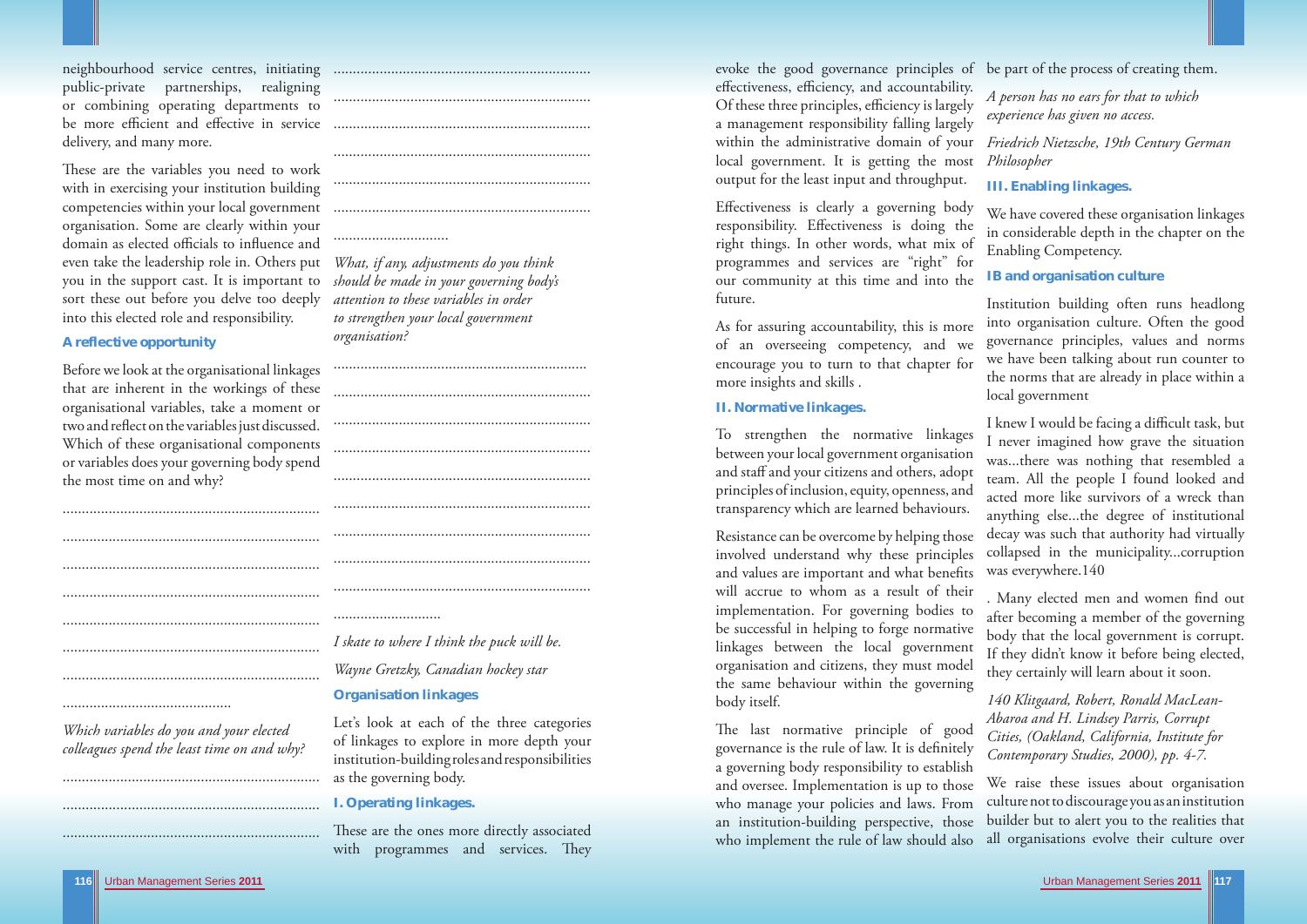neighbourhood service centres, initiating public-private partnerships, realigning or combining operating departments to be more efficient and effective in service delivery, and many more.

These are the variables you need to work with in exercising your institution building competencies within your local government organisation. Some are clearly within your domain as elected officials to influence and even take the leadership role in. Others put you in the support cast. It is important to sort these out before you delve too deeply into this elected role and responsibility.

### A reflective opportunity

Before we look at the organisational linkages that are inherent in the workings of these organisational variables, take a moment or two and reflect on the variables just discussed. Which of these organisational components or variables does your governing body spend the most time on and why?

..................................................................

..................................................................

..................................................................

..................................................................

..................................................................

..................................................................

..................................................................

...........................................

*Which variables do you and your elected colleagues spend the least time on and why?*

..................................................................

..................................................................

..................................................................

..................................................................

..................................................................

..................................................................

..................................................................

..................................................................

..................................................................

.............................

*What, if any, adjustments do you think should be made in your governing body's attention to these variables in order to strengthen your local government organisation?*

..................................................................

..................................................................

..................................................................

..................................................................

..................................................................

..................................................................

..................................................................

..................................................................

..................................................................

............................

*I skate to where I think the puck will be.*

*Wayne Gretzky, Canadian hockey star*

### Organisation linkages

Let's look at each of the three categories of linkages to explore in more depth your institution-building roles and responsibilities as the governing body.

### I. Operating linkages.

These are the ones more directly associated with programmes and services. They evoke the good governance principles of effectiveness, efficiency, and accountability. Of these three principles, efficiency is largely a management responsibility falling largely within the administrative domain of your local government. It is getting the most output for the least input and throughput.

Effectiveness is clearly a governing body responsibility. Effectiveness is doing the right things. In other words, what mix of programmes and services are "right" for our community at this time and into the future.

As for assuring accountability, this is more of an overseeing competency, and we encourage you to turn to that chapter for more insights and skills .

### II. Normative linkages.

To strengthen the normative linkages between your local government organisation and staff and your citizens and others, adopt principles of inclusion, equity, openness, and transparency which are learned behaviours.

Resistance can be overcome by helping those involved understand why these principles and values are important and what benefits will accrue to whom as a result of their implementation. For governing bodies to be successful in helping to forge normative linkages between the local government organisation and citizens, they must model the same behaviour within the governing body itself.

The last normative principle of good governance is the rule of law. It is definitely a governing body responsibility to establish and oversee. Implementation is up to those who manage your policies and laws. From an institution-building perspective, those who implement the rule of law should also be part of the process of creating them.

*A person has no ears for that to which experience has given no access.*

*Friedrich Nietzsche, 19th Century German Philosopher*

### III. Enabling linkages.

We have covered these organisation linkages in considerable depth in the chapter on the Enabling Competency.

### IB and organisation culture

Institution building often runs headlong into organisation culture. Often the good governance principles, values and norms we have been talking about run counter to the norms that are already in place within a local government

I knew I would be facing a difficult task, but I never imagined how grave the situation was...there was nothing that resembled a team. All the people I found looked and acted more like survivors of a wreck than anything else...the degree of institutional decay was such that authority had virtually collapsed in the municipality...corruption was everywhere.140

. Many elected men and women find out after becoming a member of the governing body that the local government is corrupt. If they didn't know it before being elected, they certainly will learn about it soon.

*140 Klitgaard, Robert, Ronald MacLean-Abaroa and H. Lindsey Parris, Corrupt Cities, (Oakland, California, Institute for Contemporary Studies, 2000), pp. 4-7.*

We raise these issues about organisation culture not to discourage you as an institution builder but to alert you to the realities that all organisations evolve their culture over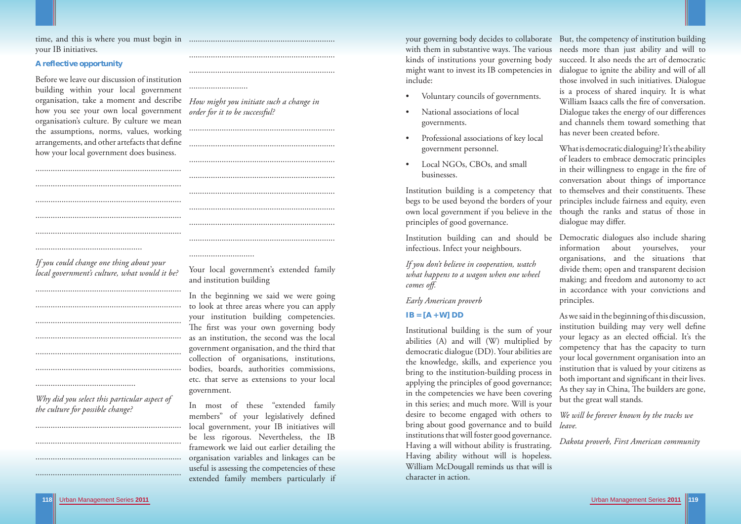time, and this is where you must begin in your IB initiatives.

### A reflective opportunity

Before we leave our discussion of institution building within your local government organisation, take a moment and describe how you see your own local government organisation's culture. By culture we mean the assumptions, norms, values, working arrangements, and other artefacts that define how your local government does business.

..................................................................

..................................................................

..................................................................

..................................................................

..................................................................

................................................

*If you could change one thing about your local government's culture, what would it be?*

..................................................................

..................................................................

..................................................................

..................................................................

..................................................................

..................................................................

.............................................

*Why did you select this particular aspect of the culture for possible change?*

..................................................................

..................................................................

..................................................................

..................................................................

..................................................................

..................................................................

..................................................................

...........................

*How might you initiate such a change in order for it to be successful?*

..................................................................

..................................................................

..................................................................

..................................................................

..................................................................

..................................................................

..................................................................

..................................................................

.............................

### Your local government's extended family and institution building

In the beginning we said we were going to look at three areas where you can apply your institution building competencies. The first was your own governing body as an institution, the second was the local government organisation, and the third that collection of organisations, institutions, bodies, boards, authorities commissions, etc. that serve as extensions to your local government.

In most of these "extended family members" of your legislatively defined local government, your IB initiatives will be less rigorous. Nevertheless, the IB framework we laid out earlier detailing the organisation variables and linkages can be useful is assessing the competencies of these extended family members particularly if your governing body decides to collaborate with them in substantive ways. The various kinds of institutions your governing body might want to invest its IB competencies in include:

- Voluntary councils of governments.
- National associations of local governments.
- Professional associations of key local government personnel.
- Local NGOs, CBOs, and small businesses.

Institution building is a competency that begs to be used beyond the borders of your own local government if you believe in the principles of good governance.

Institution building can and should be infectious. Infect your neighbours.

*If you don't believe in cooperation, watch what happens to a wagon when one wheel comes off.*

*Early American proverb*

### IB = [A + W] DD

Institutional building is the sum of your abilities (A) and will (W) multiplied by democratic dialogue (DD). Your abilities are the knowledge, skills, and experience you bring to the institution-building process in applying the principles of good governance; in the competencies we have been covering in this series; and much more. Will is your desire to become engaged with others to bring about good governance and to build institutions that will foster good governance. Having a will without ability is frustrating. Having ability without will is hopeless. William McDougall reminds us that will is character in action.

But, the competency of institution building needs more than just ability and will to succeed. It also needs the art of democratic dialogue to ignite the ability and will of all those involved in such initiatives. Dialogue is a process of shared inquiry. It is what William Isaacs calls the fire of conversation. Dialogue takes the energy of our differences and channels them toward something that has never been created before.

What is democratic dialoguing? It's the ability of leaders to embrace democratic principles in their willingness to engage in the fire of conversation about things of importance to themselves and their constituents. These principles include fairness and equity, even though the ranks and status of those in dialogue may differ.

Democratic dialogues also include sharing information about yourselves, your organisations, and the situations that divide them; open and transparent decision making; and freedom and autonomy to act in accordance with your convictions and principles.

As we said in the beginning of this discussion, institution building may very well define your legacy as an elected official. It's the competency that has the capacity to turn your local government organisation into an institution that is valued by your citizens as both important and significant in their lives. As they say in China, The builders are gone, but the great wall stands.

*We will be forever known by the tracks we leave.*

*Dakota proverb, First American community*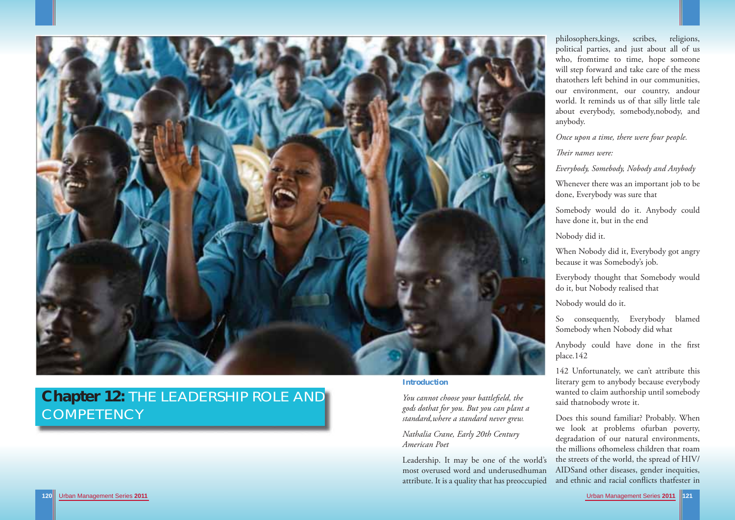# Chapter 12: THE LEADERSHIP ROLE AND COMPETENCY

## Introduction

*You cannot choose your battlefield, the gods dothat for you. But you can plant a standard,where a standard never grew.*

*Nathalia Crane, Early 20th Century American Poet*

Leadership. It may be one of the world's most overused word and underusedhuman attribute. It is a quality that has preoccupied philosophers,kings, scribes, religions, political parties, and just about all of us who, fromtime to time, hope someone will step forward and take care of the mess thatothers left behind in our communities, our environment, our country, andour world. It reminds us of that silly little tale about everybody, somebody,nobody, and anybody.

*Once upon a time, there were four people.*

*Their names were:*

*Everybody, Somebody, Nobody and Anybody*

Whenever there was an important job to be done, Everybody was sure that

Somebody would do it. Anybody could have done it, but in the end

Nobody did it.

When Nobody did it, Everybody got angry because it was Somebody's job.

Everybody thought that Somebody would do it, but Nobody realised that

Nobody would do it.

So consequently, Everybody blamed Somebody when Nobody did what

Anybody could have done in the first place.142

142 Unfortunately, we can't attribute this literary gem to anybody because everybody wanted to claim authorship until somebody said thatnobody wrote it.

Does this sound familiar? Probably. When we look at problems ofurban poverty, degradation of our natural environments, the millions ofhomeless children that roam the streets of the world, the spread of HIV/AIDSand other diseases, gender inequities, and ethnic and racial conflicts thatfester in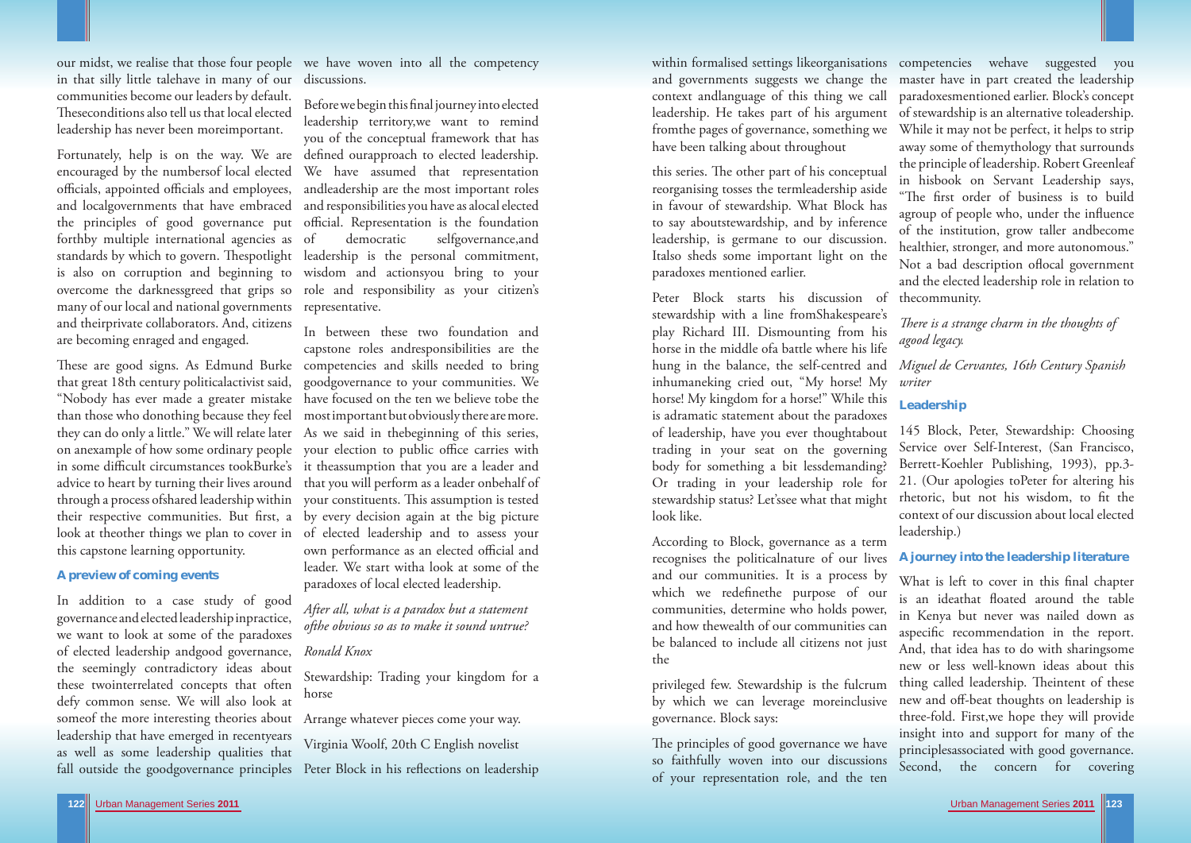our midst, we realise that those four people in that silly little talehave in many of our communities become our leaders by default. Theseconditions also tell us that local elected leadership has never been moreimportant.

Fortunately, help is on the way. We are encouraged by the numbersof local elected officials, appointed officials and employees, and localgovernments that have embraced the principles of good governance put forthby multiple international agencies as standards by which to govern. Thespotlight is also on corruption and beginning to overcome the darknessgreed that grips so many of our local and national governments and theirprivate collaborators. And, citizens are becoming enraged and engaged.

These are good signs. As Edmund Burke that great 18th century politicalactivist said, "Nobody has ever made a greater mistake than those who donothing because they feel they can do only a little." We will relate later on anexample of how some ordinary people in some difficult circumstances tookBurke's advice to heart by turning their lives around through a process ofshared leadership within their respective communities. But first, a look at theother things we plan to cover in this capstone learning opportunity.

### A preview of coming events

In addition to a case study of good governance and elected leadership inpractice, we want to look at some of the paradoxes of elected leadership andgood governance, the seemingly contradictory ideas about these twointerrelated concepts that often defy common sense. We will also look at someof the more interesting theories about leadership that have emerged in recentyears as well as some leadership qualities that fall outside the goodgovernance principles we have woven into all the competency discussions.

Before we begin this final journey into elected leadership territory,we want to remind you of the conceptual framework that has defined ourapproach to elected leadership. We have assumed that representation andleadership are the most important roles and responsibilities you have as alocal elected official. Representation is the foundation of democratic selfgovernance,and leadership is the personal commitment, wisdom and actionsyou bring to your role and responsibility as your citizen's representative.

In between these two foundation and capstone roles andresponsibilities are the competencies and skills needed to bring goodgovernance to your communities. We have focused on the ten we believe tobe the most important but obviously there are more. As we said in thebeginning of this series, your election to public office carries with it theassumption that you are a leader and that you will perform as a leader onbehalf of your constituents. This assumption is tested by every decision again at the big picture of elected leadership and to assess your own performance as an elected official and leader. We start witha look at some of the paradoxes of local elected leadership.

*After all, what is a paradox but a statement ofthe obvious so as to make it sound untrue?*

*Ronald Knox*

Stewardship: Trading your kingdom for a horse

Arrange whatever pieces come your way.

Virginia Woolf, 20th C English novelist

Peter Block in his reflections on leadership within formalised settings likeorganisations and governments suggests we change the context andlanguage of this thing we call leadership. He takes part of his argument fromthe pages of governance, something we have been talking about throughout this series. The other part of his conceptual reorganising tosses the termleadership aside in favour of stewardship. What Block has to say aboutstewardship, and by inference leadership, is germane to our discussion. Italso sheds some important light on the paradoxes mentioned earlier.

Peter Block starts his discussion of stewardship with a line fromShakespeare's play Richard III. Dismounting from his horse in the middle ofa battle where his life hung in the balance, the self-centred and inhumaneking cried out, "My horse! My horse! My kingdom for a horse!" While this is adramatic statement about the paradoxes of leadership, have you ever thoughtabout trading in your seat on the governing body for something a bit lessdemanding? Or trading in your leadership role for stewardship status? Let'ssee what that might look like.

According to Block, governance as a term recognises the politicalnature of our lives and our communities. It is a process by which we redefinethe purpose of our communities, determine who holds power, and how thewealth of our communities can be balanced to include all citizens not just the privileged few. Stewardship is the fulcrum by which we can leverage moreinclusive governance. Block says:

The principles of good governance we have so faithfully woven into our discussions of your representation role, and the ten competencies wehave suggested you master have in part created the leadership paradoxesmentioned earlier. Block's concept of stewardship is an alternative toleadership. While it may not be perfect, it helps to strip away some of themythology that surrounds the principle of leadership. Robert Greenleaf in hisbook on Servant Leadership says, "The first order of business is to build agroup of people who, under the influence of the institution, grow taller andbecome healthier, stronger, and more autonomous." Not a bad description oflocal government and the elected leadership role in relation to thecommunity.

*There is a strange charm in the thoughts of agood legacy.*

*Miguel de Cervantes, 16th Century Spanish writer*

### Leadership

145 Block, Peter, Stewardship: Choosing Service over Self-Interest, (San Francisco, Berrett-Koehler Publishing, 1993), pp.3-21. (Our apologies toPeter for altering his rhetoric, but not his wisdom, to fit the context of our discussion about local elected leadership.)

### A journey into the leadership literature

What is left to cover in this final chapter is an ideathat floated around the table in Kenya but never was nailed down as aspecific recommendation in the report. And, that idea has to do with sharingsome new or less well-known ideas about this thing called leadership. Theintent of these new and off-beat thoughts on leadership is three-fold. First,we hope they will provide insight into and support for many of the principlesassociated with good governance. Second, the concern for covering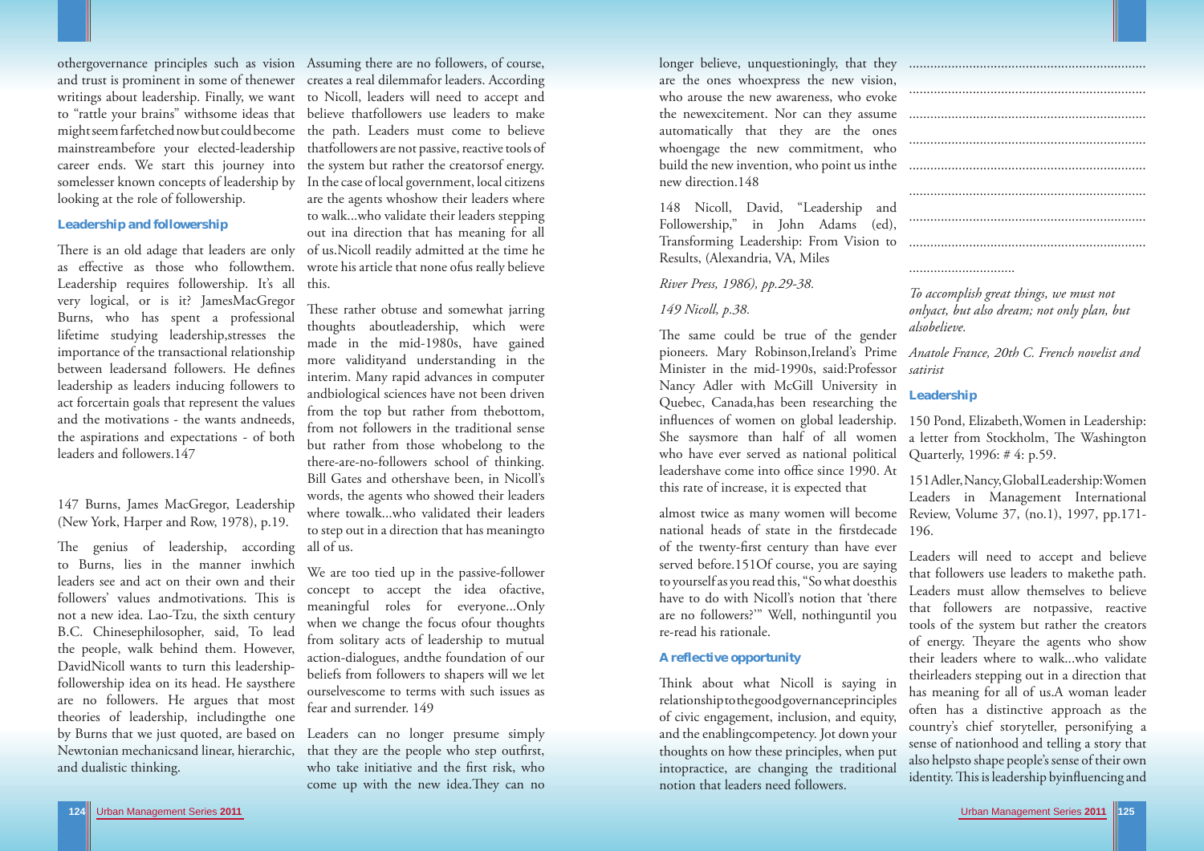othergovernance principles such as vision and trust is prominent in some of thenewer writings about leadership. Finally, we want to "rattle your brains" withsome ideas that might seem farfetched now but could become mainstreambefore your elected-leadership career ends. We start this journey into somelesser known concepts of leadership by looking at the role of followership.

### Leadership and followership

There is an old adage that leaders are only as effective as those who followthem. Leadership requires followership. It's all very logical, or is it? JamesMacGregor Burns, who has spent a professional lifetime studying leadership,stresses the importance of the transactional relationship between leadersand followers. He defines leadership as leaders inducing followers to act forcertain goals that represent the values and the motivations - the wants andneeds, the aspirations and expectations - of both leaders and followers.147

147 Burns, James MacGregor, Leadership (New York, Harper and Row, 1978), p.19.

The genius of leadership, according to Burns, lies in the manner inwhich leaders see and act on their own and their followers' values andmotivations. This is not a new idea. Lao-Tzu, the sixth century B.C. Chinesephilosopher, said, To lead the people, walk behind them. However, DavidNicoll wants to turn this leadership-followership idea on its head. He saysthere are no followers. He argues that most theories of leadership, includingthe one by Burns that we just quoted, are based on Newtonian mechanicsand linear, hierarchic, and dualistic thinking.

Assuming there are no followers, of course, creates a real dilemmafor leaders. According to Nicoll, leaders will need to accept and believe thatfollowers use leaders to make the path. Leaders must come to believe thatfollowers are not passive, reactive tools of the system but rather the creatorsof energy. In the case of local government, local citizens are the agents whoshow their leaders where to walk...who validate their leaders stepping out ina direction that has meaning for all of us.Nicoll readily admitted at the time he wrote his article that none ofus really believe this.

These rather obtuse and somewhat jarring thoughts aboutleadership, which were made in the mid-1980s, have gained more validityand understanding in the interim. Many rapid advances in computer andbiological sciences have not been driven from the top but rather from thebottom, from not followers in the traditional sense but rather from those whobelong to the there-are-no-followers school of thinking. Bill Gates and othershave been, in Nicoll's words, the agents who showed their leaders where towalk...who validated their leaders to step out in a direction that has meaningto all of us.

We are too tied up in the passive-follower concept to accept the idea ofactive, meaningful roles for everyone...Only when we change the focus ofour thoughts from solitary acts of leadership to mutual action-dialogues, andthe foundation of our beliefs from followers to shapers will we let ourselvescome to terms with such issues as fear and surrender. 149

Leaders can no longer presume simply that they are the people who step outfirst, who take initiative and the first risk, who come up with the new idea.They can no longer believe, unquestioningly, that they are the ones whoexpress the new vision, who arouse the new awareness, who evoke the newexcitement. Nor can they assume automatically that they are the ones whoengage the new commitment, who build the new invention, who point us inthe new direction.148

148 Nicoll, David, "Leadership and Followership," in John Adams (ed), Transforming Leadership: From Vision to Results, (Alexandria, VA, Miles

*River Press, 1986), pp.29-38.*

*149 Nicoll, p.38.*

The same could be true of the gender pioneers. Mary Robinson,Ireland's Prime Minister in the mid-1990s, said:Professor Nancy Adler with McGill University in Quebec, Canada,has been researching the influences of women on global leadership. She saysmore than half of all women who have ever served as national political leadershave come into office since 1990. At this rate of increase, it is expected that

almost twice as many women will become national heads of state in the firstdecade of the twenty-first century than have ever served before.151Of course, you are saying to yourself as you read this, "So what doesthis have to do with Nicoll's notion that 'there are no followers?'" Well, nothinguntil you re-read his rationale.

### A reflective opportunity

Think about what Nicoll is saying in relationship to the good governanceprinciples of civic engagement, inclusion, and equity, and the enablingcompetency. Jot down your thoughts on how these principles, when put intopractice, are changing the traditional notion that leaders need followers.

..................................................................

..................................................................

..................................................................

..................................................................

..................................................................

..................................................................

..................................................................

..................................................................

.............................

*To accomplish great things, we must not onlyact, but also dream; not only plan, but alsobelieve.*

*Anatole France, 20th C. French novelist and satirist*

### Leadership

150 Pond, Elizabeth,Women in Leadership: a letter from Stockholm, The Washington Quarterly, 1996: # 4: p.59.

151Adler,Nancy,GlobalLeadership:Women Leaders in Management International Review, Volume 37, (no.1), 1997, pp.171-196.

Leaders will need to accept and believe that followers use leaders to makethe path. Leaders must allow themselves to believe that followers are notpassive, reactive tools of the system but rather the creators of energy. Theyare the agents who show their leaders where to walk...who validate theirleaders stepping out in a direction that has meaning for all of us.A woman leader often has a distinctive approach as the country's chief storyteller, personifying a sense of nationhood and telling a story that also helpsto shape people's sense of their own identity. This is leadership byinfluencing and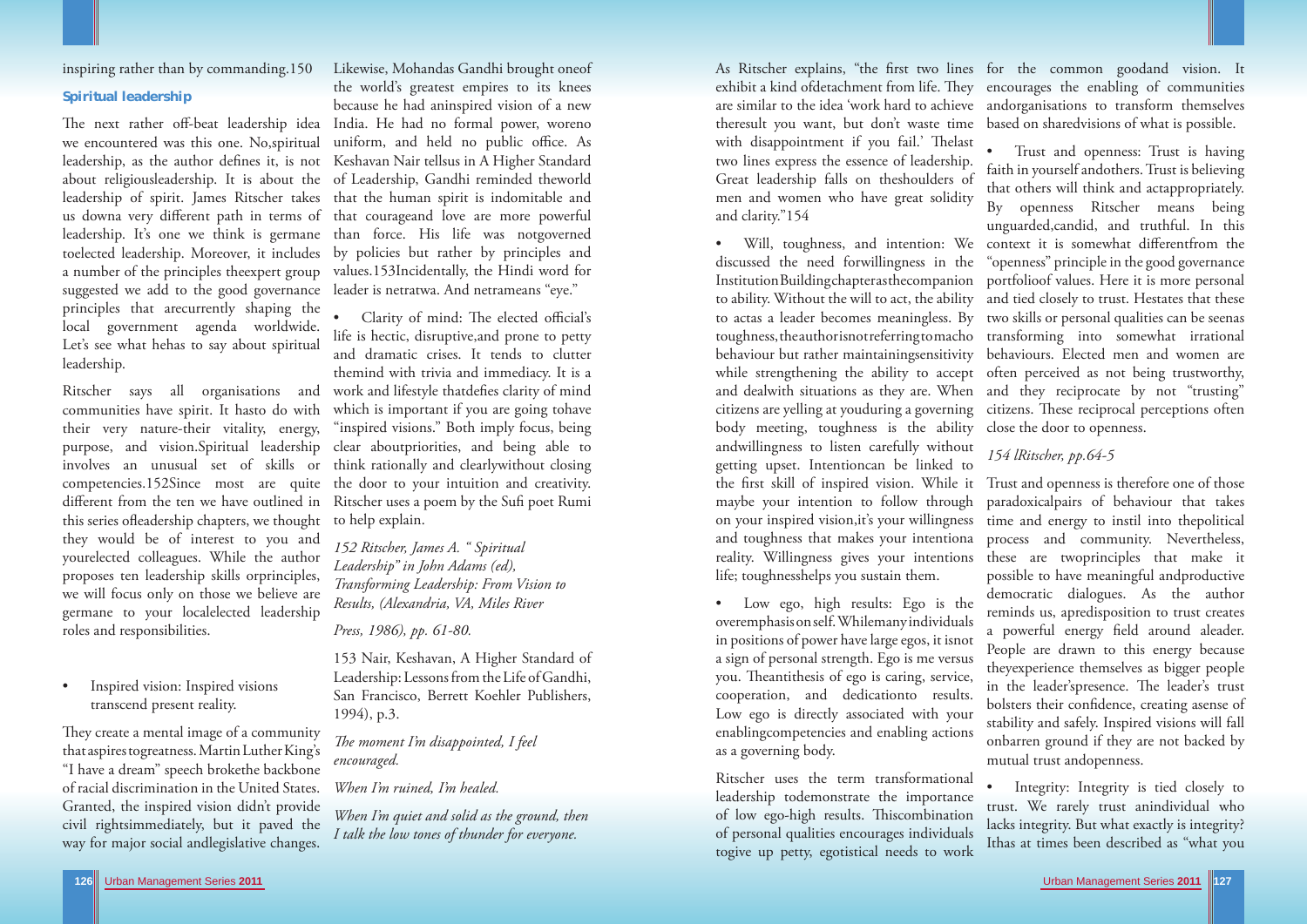inspiring rather than by commanding.150

### Spiritual leadership

The next rather off-beat leadership idea we encountered was this one. No,spiritual leadership, as the author defines it, is not about religiousleadership. It is about the leadership of spirit. James Ritscher takes us downa very different path in terms of leadership. It's one we think is germane toelected leadership. Moreover, it includes a number of the principles theexpert group suggested we add to the good governance principles that arecurrently shaping the local government agenda worldwide. Let's see what hehas to say about spiritual leadership.

Ritscher says all organisations and communities have spirit. It hasto do with their very nature-their vitality, energy, purpose, and vision.Spiritual leadership involves an unusual set of skills or competencies.152Since most are quite different from the ten we have outlined in this series ofleadership chapters, we thought they would be of interest to you and yourelected colleagues. While the author proposes ten leadership skills orprinciples, we will focus only on those we believe are germane to your localelected leadership roles and responsibilities.

- Inspired vision: Inspired visions transcend present reality.

They create a mental image of a community that aspires togreatness. Martin Luther King's "I have a dream" speech brokethe backbone of racial discrimination in the United States. Granted, the inspired vision didn't provide civil rightsimmediately, but it paved the way for major social andlegislative changes.

Likewise, Mohandas Gandhi brought oneof the world's greatest empires to its knees because he had aninspired vision of a new India. He had no formal power, woreno uniform, and held no public office. As Keshavan Nair tellsus in A Higher Standard of Leadership, Gandhi reminded theworld that the human spirit is indomitable and that courageand love are more powerful than force. His life was notgoverned by policies but rather by principles and values.153Incidentally, the Hindi word for leader is netratwa. And netrameans "eye."

- Clarity of mind: The elected official's life is hectic, disruptive,and prone to petty and dramatic crises. It tends to clutter themind with trivia and immediacy. It is a work and lifestyle thatdefies clarity of mind which is important if you are going tohave "inspired visions." Both imply focus, being clear aboutpriorities, and being able to think rationally and clearlywithout closing the door to your intuition and creativity. Ritscher uses a poem by the Sufi poet Rumi to help explain.

*152 Ritscher, James A. " Spiritual Leadership" in John Adams (ed), Transforming Leadership: From Vision to Results, (Alexandria, VA, Miles River*

*Press, 1986), pp. 61-80.*

153 Nair, Keshavan, A Higher Standard of Leadership: Lessons from the Life of Gandhi, San Francisco, Berrett Koehler Publishers, 1994), p.3.

*The moment I'm disappointed, I feel encouraged.*

*When I'm ruined, I'm healed.*

*When I'm quiet and solid as the ground, then I talk the low tones of thunder for everyone.*

As Ritscher explains, "the first two lines exhibit a kind ofdetachment from life. They are similar to the idea 'work hard to achieve theresult you want, but don't waste time with disappointment if you fail.' Thelast two lines express the essence of leadership. Great leadership falls on theshoulders of men and women who have great solidity and clarity."154

- Will, toughness, and intention: We discussed the need forwillingness in the Institution Building chapter as the companion to ability. Without the will to act, the ability to actas a leader becomes meaningless. By toughness, the author is not referring to macho behaviour but rather maintainingsensitivity while strengthening the ability to accept and dealwith situations as they are. When citizens are yelling at youduring a governing body meeting, toughness is the ability andwillingness to listen carefully without getting upset. Intentioncan be linked to the first skill of inspired vision. While it maybe your intention to follow through on your inspired vision,it's your willingness and toughness that makes your intentiona reality. Willingness gives your intentions life; toughnesshelps you sustain them.

- Low ego, high results: Ego is the overemphasis on self. Whilemany individuals in positions of power have large egos, it isnot a sign of personal strength. Ego is me versus you. Theantithesis of ego is caring, service, cooperation, and dedicationto results. Low ego is directly associated with your enablingcompetencies and enabling actions as a governing body.

Ritscher uses the term transformational leadership todemonstrate the importance of low ego-high results. Thiscombination of personal qualities encourages individuals togive up petty, egotistical needs to work for the common goodand vision. It encourages the enabling of communities andorganisations to transform themselves based on sharedvisions of what is possible.

- Trust and openness: Trust is having faith in yourself andothers. Trust is believing that others will think and actappropriately. By openness Ritscher means being unguarded,candid, and truthful. In this context it is somewhat differentfrom the "openness" principle in the good governance portfolioof values. Here it is more personal and tied closely to trust. Hestates that these two skills or personal qualities can be seenas transforming into somewhat irrational behaviours. Elected men and women are often perceived as not being trustworthy, and they reciprocate by not "trusting" citizens. These reciprocal perceptions often close the door to openness.

*154 lRitscher, pp.64-5*

Trust and openness is therefore one of those paradoxicalpairs of behaviour that takes time and energy to instil into thepolitical process and community. Nevertheless, these are twoprinciples that make it possible to have meaningful andproductive democratic dialogues. As the author reminds us, apredisposition to trust creates a powerful energy field around aleader. People are drawn to this energy because theyexperience themselves as bigger people in the leader'spresence. The leader's trust bolsters their confidence, creating asense of stability and safely. Inspired visions will fall onbarren ground if they are not backed by mutual trust andopenness.

- Integrity: Integrity is tied closely to trust. We rarely trust anindividual who lacks integrity. But what exactly is integrity? Ithas at times been described as "what you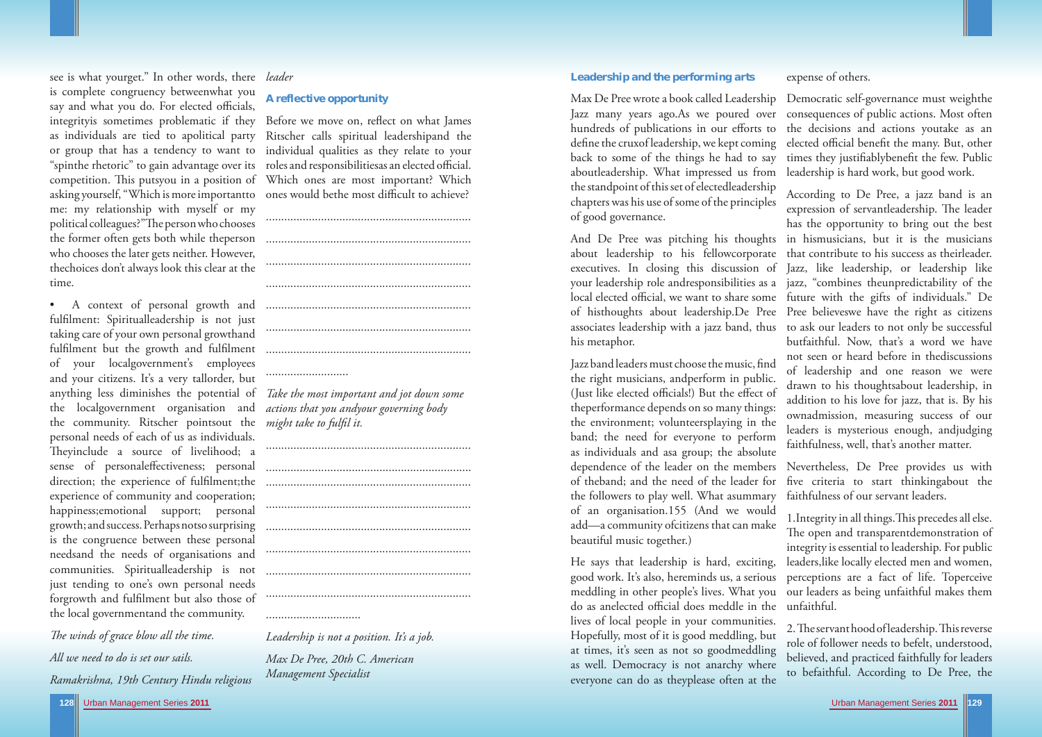see is what yourget." In other words, there is complete congruency betweenwhat you say and what you do. For elected officials, integrityis sometimes problematic if they as individuals are tied to apolitical party or group that has a tendency to want to "spinthe rhetoric" to gain advantage over its competition. This putsyou in a position of asking yourself, "Which is more importantto me: my relationship with myself or my political colleagues?"The person who chooses the former often gets both while theperson who chooses the later gets neither. However, thechoices don't always look this clear at the time.

- A context of personal growth and fulfilment: Spiritualleadership is not just taking care of your own personal growthand fulfilment but the growth and fulfilment of your localgovernment's employees and your citizens. It's a very tallorder, but anything less diminishes the potential of the localgovernment organisation and the community. Ritscher pointsout the personal needs of each of us as individuals. Theyinclude a source of livelihood; a sense of personaleffectiveness; personal direction; the experience of fulfilment;the experience of community and cooperation; happiness;emotional support; personal growth; and success. Perhaps notso surprising is the congruence between these personal needsand the needs of organisations and communities. Spiritualleadership is not just tending to one's own personal needs forgrowth and fulfilment but also those of the local governmentand the community.

*The winds of grace blow all the time.*

*All we need to do is set our sails.*

*Ramakrishna, 19th Century Hindu religious leader*

### A reflective opportunity

Before we move on, reflect on what James Ritscher calls spiritual leadershipand the individual qualities as they relate to your roles and responsibilitiesas an elected official. Which ones are most important? Which ones would bethe most difficult to achieve?

..................................................................

..................................................................

..................................................................

..................................................................

..................................................................

..................................................................

..................................................................

..........................

*Take the most important and jot down some actions that you andyour governing body might take to fulfil it.*

..................................................................

..................................................................

..................................................................

..................................................................

..................................................................

..................................................................

..................................................................

..................................................................

..............................

*Leadership is not a position. It's a job.*

*Max De Pree, 20th C. American Management Specialist*

### Leadership and the performing arts

Max De Pree wrote a book called Leadership Jazz many years ago.As we poured over hundreds of publications in our efforts to define the cruxof leadership, we kept coming back to some of the things he had to say aboutleadership. What impressed us from the standpoint of this set of electedleadership chapters was his use of some of the principles of good governance.

And De Pree was pitching his thoughts about leadership to his fellowcorporate executives. In closing this discussion of your leadership role andresponsibilities as a local elected official, we want to share some of histhoughts about leadership.De Pree associates leadership with a jazz band, thus his metaphor.

Jazz band leaders must choose the music, find the right musicians, andperform in public. (Just like elected officials!) But the effect of theperformance depends on so many things: the environment; volunteersplaying in the band; the need for everyone to perform as individuals and asa group; the absolute dependence of the leader on the members of theband; and the need of the leader for the followers to play well. What asummary of an organisation.155 (And we would add—a community ofcitizens that can make beautiful music together.)

He says that leadership is hard, exciting, good work. It's also, hereminds us, a serious meddling in other people's lives. What you do as anelected official does meddle in the lives of local people in your communities. Hopefully, most of it is good meddling, but at times, it's seen as not so goodmeddling as well. Democracy is not anarchy where everyone can do as theyplease often at the expense of others.

Democratic self-governance must weighthe consequences of public actions. Most often the decisions and actions youtake as an elected official benefit the many. But, other times they justifiablybenefit the few. Public leadership is hard work, but good work.

According to De Pree, a jazz band is an expression of servantleadership. The leader has the opportunity to bring out the best in hismusicians, but it is the musicians that contribute to his success as theirleader. Jazz, like leadership, or leadership like jazz, "combines theunpredictability of the future with the gifts of individuals." De Pree believeswe have the right as citizens to ask our leaders to not only be successful butfaithful. Now, that's a word we have not seen or heard before in thediscussions of leadership and one reason we were drawn to his thoughtsabout leadership, in addition to his love for jazz, that is. By his ownadmission, measuring success of our leaders is mysterious enough, andjudging faithfulness, well, that's another matter.

Nevertheless, De Pree provides us with five criteria to start thinkingabout the faithfulness of our servant leaders.

1. Integrity in all things. This precedes all else. The open and transparentdemonstration of integrity is essential to leadership. For public leaders,like locally elected men and women, perceptions are a fact of life. Toperceive our leaders as being unfaithful makes them unfaithful.

2. The servant hood of leadership. This reverse role of follower needs to befelt, understood, believed, and practiced faithfully for leaders to befaithful. According to De Pree, the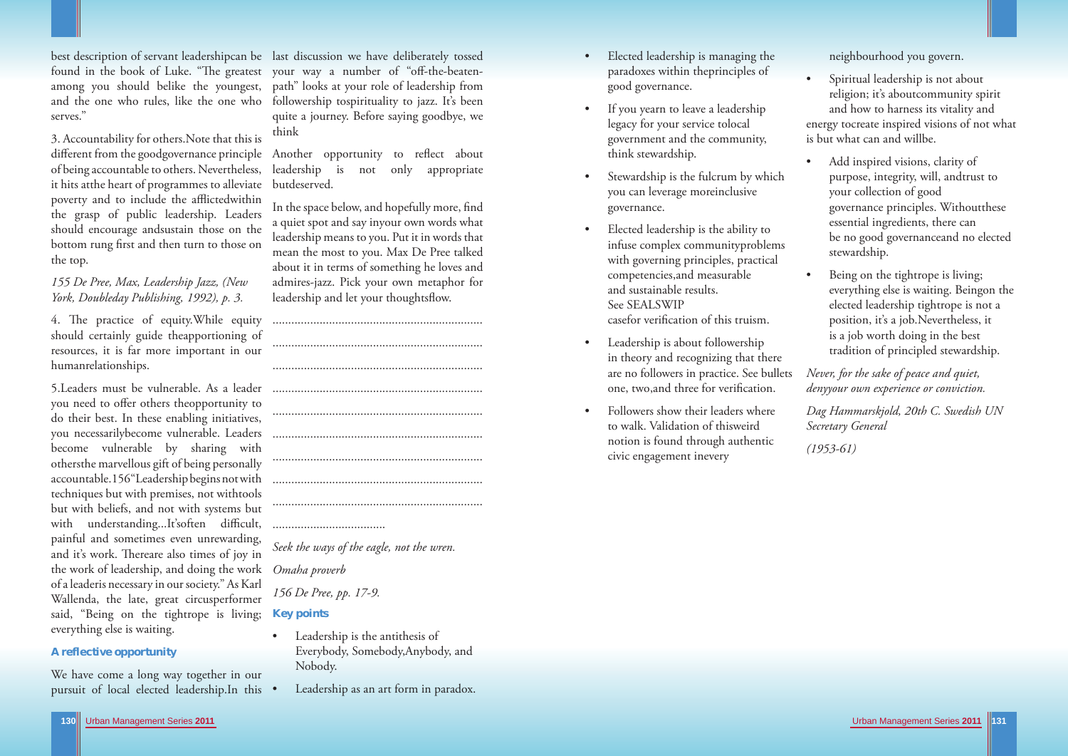best description of servant leadershipcan be found in the book of Luke. "The greatest among you should belike the youngest, and the one who rules, like the one who serves."

3. Accountability for others.Note that this is different from the goodgovernance principle of being accountable to others. Nevertheless, it hits atthe heart of programmes to alleviate poverty and to include the afflictedwithin the grasp of public leadership. Leaders should encourage andsustain those on the bottom rung first and then turn to those on the top.

*155 De Pree, Max, Leadership Jazz, (New York, Doubleday Publishing, 1992), p. 3.*

4. The practice of equity.While equity should certainly guide theapportioning of resources, it is far more important in our humanrelationships.

5.Leaders must be vulnerable. As a leader you need to offer others theopportunity to do their best. In these enabling initiatives, you necessarilybecome vulnerable. Leaders become vulnerable by sharing with othersthe marvellous gift of being personally accountable.156"Leadership begins notwith techniques but with premises, not withtools but with beliefs, and not with systems but with understanding...It'soften difficult, painful and sometimes even unrewarding, and it's work. Thereare also times of joy in the work of leadership, and doing the work of a leaderis necessary in our society." As Karl Wallenda, the late, great circusperformer said, "Being on the tightrope is living; everything else is waiting.

### A reflective opportunity

We have come a long way together in our pursuit of local elected leadership.In this last discussion we have deliberately tossed your way a number of "off-the-beaten-path" looks at your role of leadership from followership tospirituality to jazz. It's been quite a journey. Before saying goodbye, we think

Another opportunity to reflect about leadership is not only appropriate butdeserved.

In the space below, and hopefully more, find a quiet spot and say inyour own words what leadership means to you. Put it in words that mean the most to you. Max De Pree talked about it in terms of something he loves and admires-jazz. Pick your own metaphor for leadership and let your thoughtsflow.

..................................................................

..................................................................

..................................................................

..................................................................

..................................................................

..................................................................

..................................................................

..................................................................

..................................................................

....................................

*Seek the ways of the eagle, not the wren.*

*Omaha proverb*

*156 De Pree, pp. 17-9.*

### Key points

- Leadership is the antithesis of Everybody, Somebody,Anybody, and Nobody.
- Leadership as an art form in paradox.
- Elected leadership is managing the paradoxes within theprinciples of good governance.
- If you yearn to leave a leadership legacy for your service tolocal government and the community, think stewardship.
- Stewardship is the fulcrum by which you can leverage moreinclusive governance.
- Elected leadership is the ability to infuse complex communityproblems with governing principles, practical competencies,and measurable and sustainable results. See SEALSWIP casefor verification of this truism.
- Leadership is about followership in theory and recognizing that there are no followers in practice. See bullets one, two,and three for verification.
- Followers show their leaders where to walk. Validation of thisweird notion is found through authentic civic engagement inevery neighbourhood you govern.
- Spiritual leadership is not about religion; it's aboutcommunity spirit and how to harness its vitality and energy tocreate inspired visions of not what is but what can and willbe.
- Add inspired visions, clarity of purpose, integrity, will, andtrust to your collection of good governance principles. Withoutthese essential ingredients, there can be no good governanceand no elected stewardship.
- Being on the tightrope is living; everything else is waiting. Beingon the elected leadership tightrope is not a position, it's a job.Nevertheless, it is a job worth doing in the best tradition of principled stewardship.

*Never, for the sake of peace and quiet, denyyour own experience or conviction.*

*Dag Hammarskjold, 20th C. Swedish UN Secretary General*

*(1953-61)*